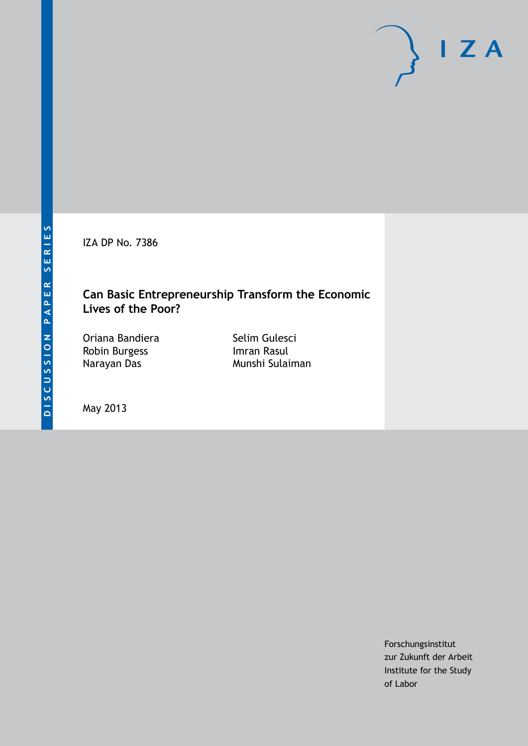DISCUSSION PAPER SERIES

IZA DP No. 7386

# Can Basic Entrepreneurship Transform the Economic Lives of the Poor?

Oriana Bandiera
Robin Burgess
Narayan Das
Selim Gulesci
Imran Rasul
Munshi Sulaiman

May 2013

Forschungsinstitut
zur Zukunft der Arbeit
Institute for the Study
of Labor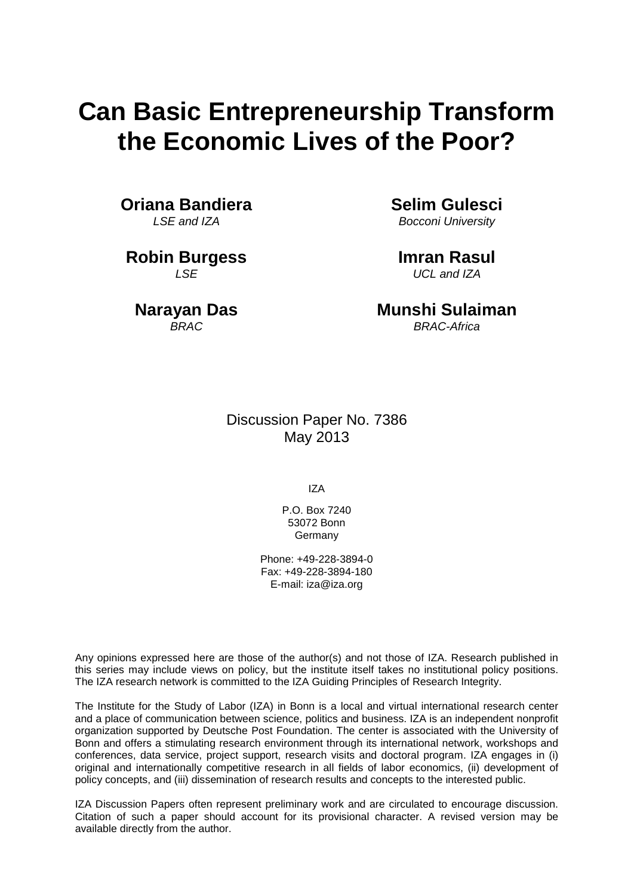# Can Basic Entrepreneurship Transform the Economic Lives of the Poor?

**Oriana Bandiera**
*LSE and IZA*

**Selim Gulesci**
*Bocconi University*

**Robin Burgess**
*LSE*

**Imran Rasul**
*UCL and IZA*

**Narayan Das**
*BRAC*

**Munshi Sulaiman**
*BRAC-Africa*

Discussion Paper No. 7386
May 2013

IZA

P.O. Box 7240
53072 Bonn
Germany

Phone: +49-228-3894-0
Fax: +49-228-3894-180
E-mail: iza@iza.org

Any opinions expressed here are those of the author(s) and not those of IZA. Research published in this series may include views on policy, but the institute itself takes no institutional policy positions. The IZA research network is committed to the IZA Guiding Principles of Research Integrity.

The Institute for the Study of Labor (IZA) in Bonn is a local and virtual international research center and a place of communication between science, politics and business. IZA is an independent nonprofit organization supported by Deutsche Post Foundation. The center is associated with the University of Bonn and offers a stimulating research environment through its international network, workshops and conferences, data service, project support, research visits and doctoral program. IZA engages in (i) original and internationally competitive research in all fields of labor economics, (ii) development of policy concepts, and (iii) dissemination of research results and concepts to the interested public.

IZA Discussion Papers often represent preliminary work and are circulated to encourage discussion. Citation of such a paper should account for its provisional character. A revised version may be available directly from the author.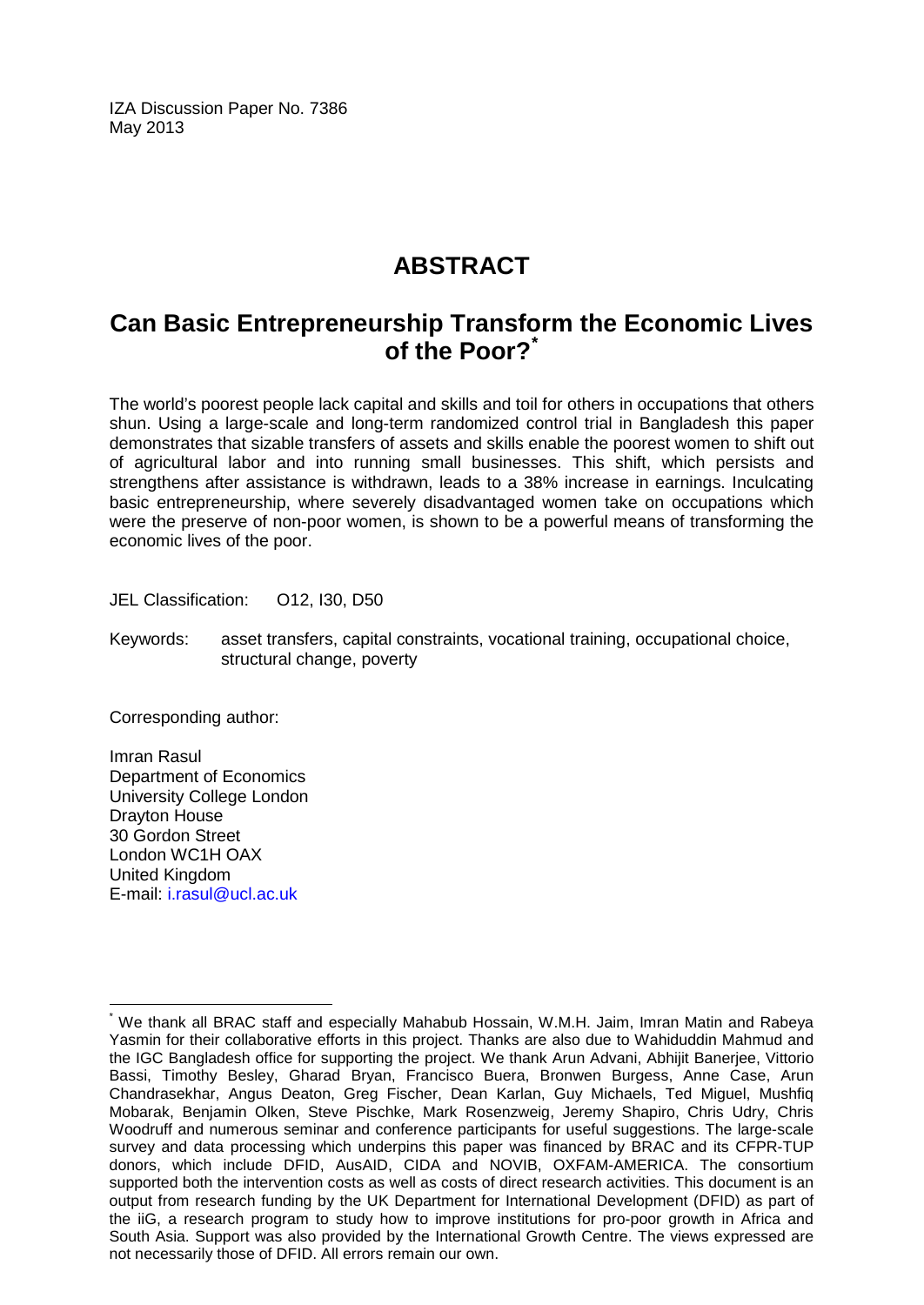IZA Discussion Paper No. 7386
May 2013

# ABSTRACT

## Can Basic Entrepreneurship Transform the Economic Lives of the Poor?*

The world's poorest people lack capital and skills and toil for others in occupations that others shun. Using a large-scale and long-term randomized control trial in Bangladesh this paper demonstrates that sizable transfers of assets and skills enable the poorest women to shift out of agricultural labor and into running small businesses. This shift, which persists and strengthens after assistance is withdrawn, leads to a 38% increase in earnings. Inculcating basic entrepreneurship, where severely disadvantaged women take on occupations which were the preserve of non-poor women, is shown to be a powerful means of transforming the economic lives of the poor.

JEL Classification: O12, I30, D50

Keywords: asset transfers, capital constraints, vocational training, occupational choice, structural change, poverty

Corresponding author:

Imran Rasul
Department of Economics
University College London
Drayton House
30 Gordon Street
London WC1H OAX
United Kingdom
E-mail: i.rasul@ucl.ac.uk

---

* We thank all BRAC staff and especially Mahabub Hossain, W.M.H. Jaim, Imran Matin and Rabeya Yasmin for their collaborative efforts in this project. Thanks are also due to Wahiduddin Mahmud and the IGC Bangladesh office for supporting the project. We thank Arun Advani, Abhijit Banerjee, Vittorio Bassi, Timothy Besley, Gharad Bryan, Francisco Buera, Bronwen Burgess, Anne Case, Arun Chandrasekhar, Angus Deaton, Greg Fischer, Dean Karlan, Guy Michaels, Ted Miguel, Mushfiq Mobarak, Benjamin Olken, Steve Pischke, Mark Rosenzweig, Jeremy Shapiro, Chris Udry, Chris Woodruff and numerous seminar and conference participants for useful suggestions. The large-scale survey and data processing which underpins this paper was financed by BRAC and its CFPR-TUP donors, which include DFID, AusAID, CIDA and NOVIB, OXFAM-AMERICA. The consortium supported both the intervention costs as well as costs of direct research activities. This document is an output from research funding by the UK Department for International Development (DFID) as part of the iiG, a research program to study how to improve institutions for pro-poor growth in Africa and South Asia. Support was also provided by the International Growth Centre. The views expressed are not necessarily those of DFID. All errors remain our own.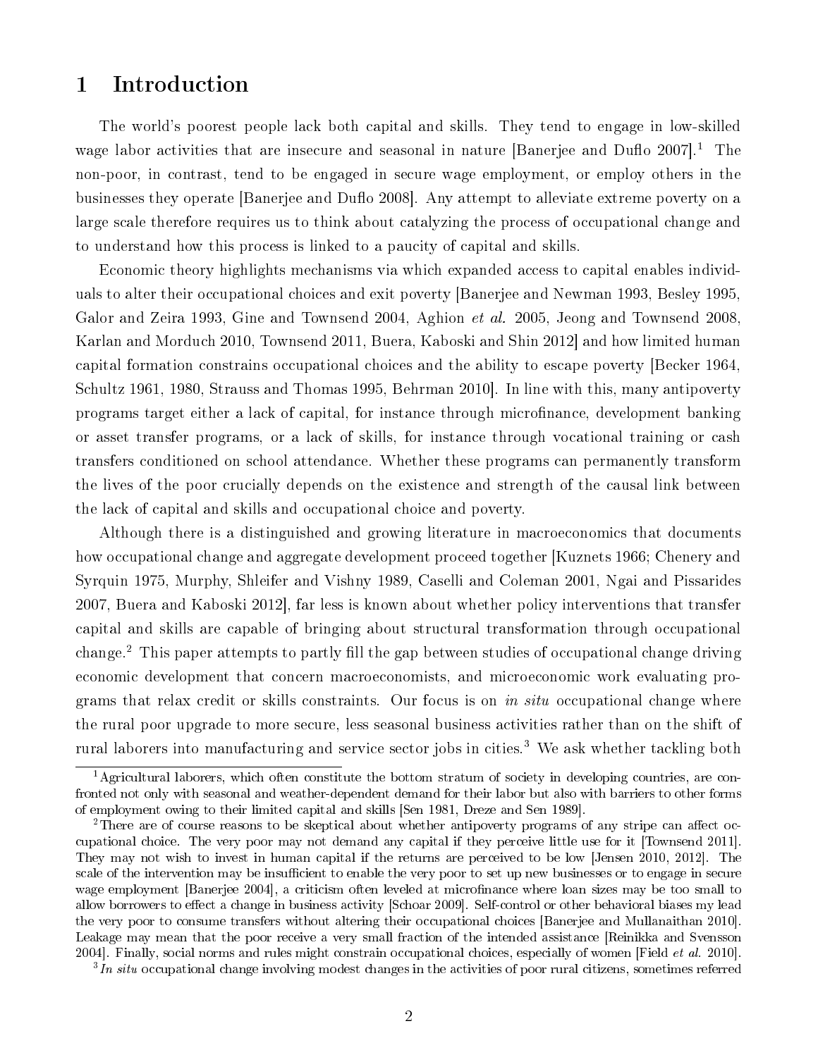# 1 Introduction

The world's poorest people lack both capital and skills. They tend to engage in low-skilled wage labor activities that are insecure and seasonal in nature [Banerjee and Duflo 2007].[1] The non-poor, in contrast, tend to be engaged in secure wage employment, or employ others in the businesses they operate [Banerjee and Duflo 2008]. Any attempt to alleviate extreme poverty on a large scale therefore requires us to think about catalyzing the process of occupational change and to understand how this process is linked to a paucity of capital and skills.

Economic theory highlights mechanisms via which expanded access to capital enables individuals to alter their occupational choices and exit poverty [Banerjee and Newman 1993, Besley 1995, Galor and Zeira 1993, Gine and Townsend 2004, Aghion *et al.* 2005, Jeong and Townsend 2008, Karlan and Morduch 2010, Townsend 2011, Buera, Kaboski and Shin 2012] and how limited human capital formation constrains occupational choices and the ability to escape poverty [Becker 1964, Schultz 1961, 1980, Strauss and Thomas 1995, Behrman 2010]. In line with this, many antipoverty programs target either a lack of capital, for instance through microfinance, development banking or asset transfer programs, or a lack of skills, for instance through vocational training or cash transfers conditioned on school attendance. Whether these programs can permanently transform the lives of the poor crucially depends on the existence and strength of the causal link between the lack of capital and skills and occupational choice and poverty.

Although there is a distinguished and growing literature in macroeconomics that documents how occupational change and aggregate development proceed together [Kuznets 1966; Chenery and Syrquin 1975, Murphy, Shleifer and Vishny 1989, Caselli and Coleman 2001, Ngai and Pissarides 2007, Buera and Kaboski 2012], far less is known about whether policy interventions that transfer capital and skills are capable of bringing about structural transformation through occupational change.[2] This paper attempts to partly fill the gap between studies of occupational change driving economic development that concern macroeconomists, and microeconomic work evaluating programs that relax credit or skills constraints. Our focus is on *in situ* occupational change where the rural poor upgrade to more secure, less seasonal business activities rather than on the shift of rural laborers into manufacturing and service sector jobs in cities.[3] We ask whether tackling both

[1] Agricultural laborers, which often constitute the bottom stratum of society in developing countries, are confronted not only with seasonal and weather-dependent demand for their labor but also with barriers to other forms of employment owing to their limited capital and skills [Sen 1981, Dreze and Sen 1989].

[2] There are of course reasons to be skeptical about whether antipoverty programs of any stripe can affect occupational choice. The very poor may not demand any capital if they perceive little use for it [Townsend 2011]. They may not wish to invest in human capital if the returns are perceived to be low [Jensen 2010, 2012]. The scale of the intervention may be insufficient to enable the very poor to set up new businesses or to engage in secure wage employment [Banerjee 2004], a criticism often leveled at microfinance where loan sizes may be too small to allow borrowers to effect a change in business activity [Schoar 2009]. Self-control or other behavioral biases my lead the very poor to consume transfers without altering their occupational choices [Banerjee and Mullanaithan 2010]. Leakage may mean that the poor receive a very small fraction of the intended assistance [Reinikka and Svensson 2004]. Finally, social norms and rules might constrain occupational choices, especially of women [Field *et al.* 2010].

[3] *In situ* occupational change involving modest changes in the activities of poor rural citizens, sometimes referred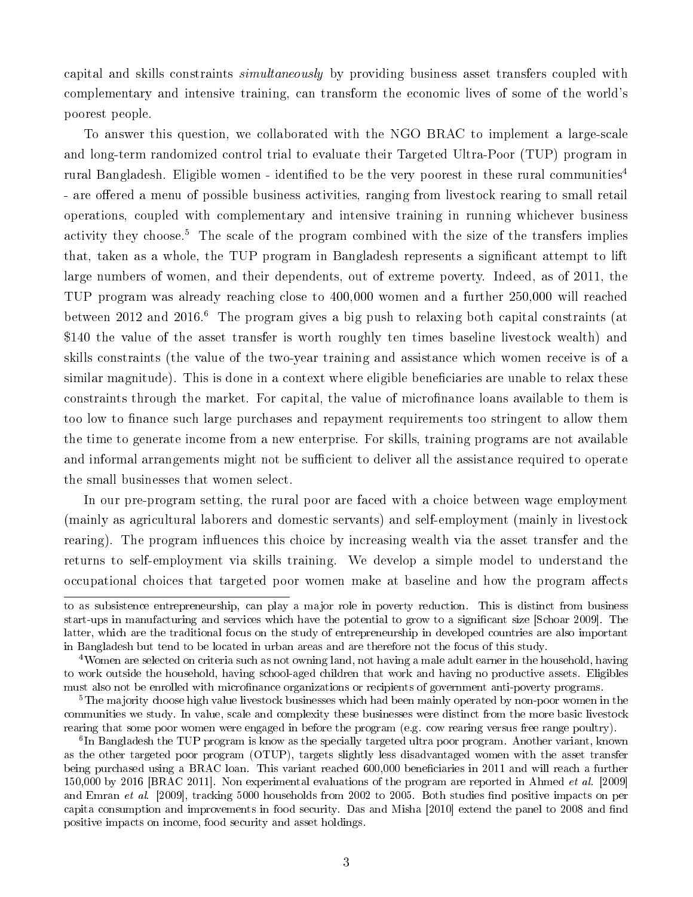capital and skills constraints *simultaneously* by providing business asset transfers coupled with complementary and intensive training, can transform the economic lives of some of the world's poorest people.

To answer this question, we collaborated with the NGO BRAC to implement a large-scale and long-term randomized control trial to evaluate their Targeted Ultra-Poor (TUP) program in rural Bangladesh. Eligible women - identified to be the very poorest in these rural communities[4] - are offered a menu of possible business activities, ranging from livestock rearing to small retail operations, coupled with complementary and intensive training in running whichever business activity they choose.[5] The scale of the program combined with the size of the transfers implies that, taken as a whole, the TUP program in Bangladesh represents a significant attempt to lift large numbers of women, and their dependents, out of extreme poverty. Indeed, as of 2011, the TUP program was already reaching close to 400,000 women and a further 250,000 will reached between 2012 and 2016.[6] The program gives a big push to relaxing both capital constraints (at $140 the value of the asset transfer is worth roughly ten times baseline livestock wealth) and skills constraints (the value of the two-year training and assistance which women receive is of a similar magnitude). This is done in a context where eligible beneficiaries are unable to relax these constraints through the market. For capital, the value of microfinance loans available to them is too low to finance such large purchases and repayment requirements too stringent to allow them the time to generate income from a new enterprise. For skills, training programs are not available and informal arrangements might not be sufficient to deliver all the assistance required to operate the small businesses that women select.

In our pre-program setting, the rural poor are faced with a choice between wage employment (mainly as agricultural laborers and domestic servants) and self-employment (mainly in livestock rearing). The program influences this choice by increasing wealth via the asset transfer and the returns to self-employment via skills training. We develop a simple model to understand the occupational choices that targeted poor women make at baseline and how the program affects

---

to as subsistence entrepreneurship, can play a major role in poverty reduction. This is distinct from business start-ups in manufacturing and services which have the potential to grow to a significant size [Schoar 2009]. The latter, which are the traditional focus on the study of entrepreneurship in developed countries are also important in Bangladesh but tend to be located in urban areas and are therefore not the focus of this study.

[4] Women are selected on criteria such as not owning land, not having a male adult earner in the household, having to work outside the household, having school-aged children that work and having no productive assets. Eligibles must also not be enrolled with microfinance organizations or recipients of government anti-poverty programs.

[5] The majority choose high value livestock businesses which had been mainly operated by non-poor women in the communities we study. In value, scale and complexity these businesses were distinct from the more basic livestock rearing that some poor women were engaged in before the program (e.g. cow rearing versus free range poultry).

[6] In Bangladesh the TUP program is know as the specially targeted ultra poor program. Another variant, known as the other targeted poor program (OTUP), targets slightly less disadvantaged women with the asset transfer being purchased using a BRAC loan. This variant reached 600,000 beneficiaries in 2011 and will reach a further 150,000 by 2016 [BRAC 2011]. Non experimental evaluations of the program are reported in Ahmed *et al.* [2009] and Emran *et al.* [2009], tracking 5000 households from 2002 to 2005. Both studies find positive impacts on per capita consumption and improvements in food security. Das and Misha [2010] extend the panel to 2008 and find positive impacts on income, food security and asset holdings.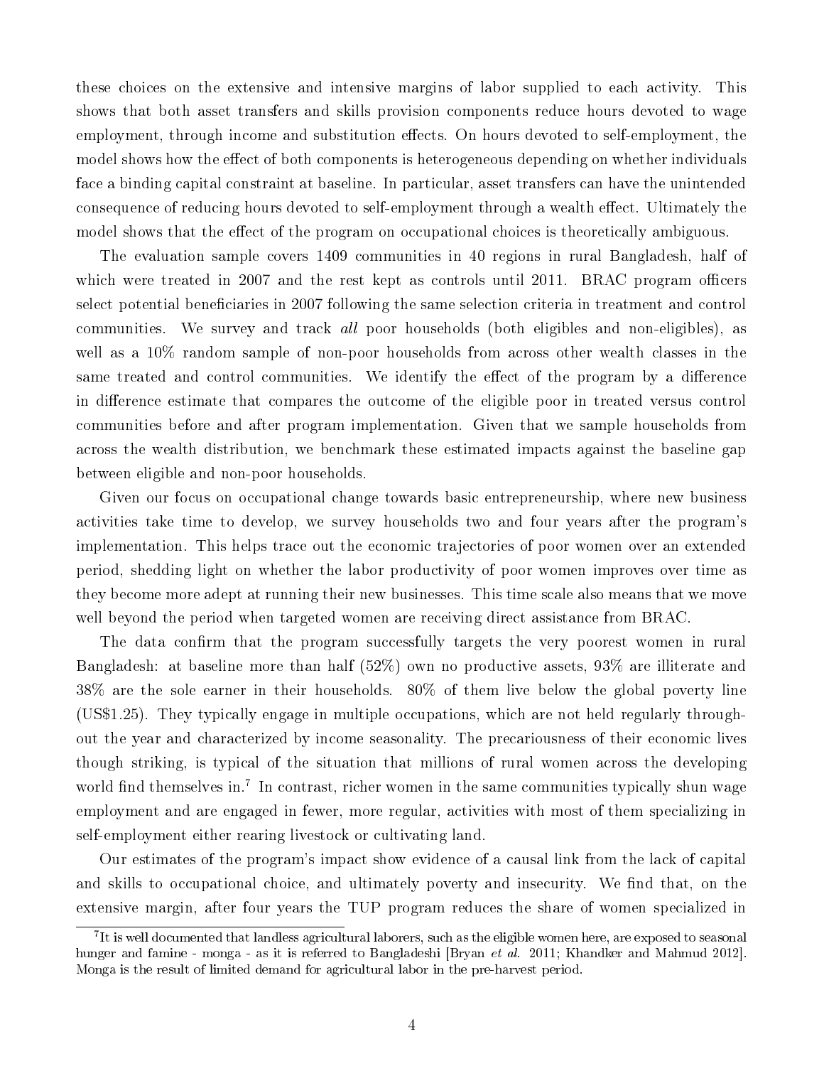these choices on the extensive and intensive margins of labor supplied to each activity. This shows that both asset transfers and skills provision components reduce hours devoted to wage employment, through income and substitution effects. On hours devoted to self-employment, the model shows how the effect of both components is heterogeneous depending on whether individuals face a binding capital constraint at baseline. In particular, asset transfers can have the unintended consequence of reducing hours devoted to self-employment through a wealth effect. Ultimately the model shows that the effect of the program on occupational choices is theoretically ambiguous.

The evaluation sample covers 1409 communities in 40 regions in rural Bangladesh, half of which were treated in 2007 and the rest kept as controls until 2011. BRAC program officers select potential beneficiaries in 2007 following the same selection criteria in treatment and control communities. We survey and track *all* poor households (both eligibles and non-eligibles), as well as a 10% random sample of non-poor households from across other wealth classes in the same treated and control communities. We identify the effect of the program by a difference in difference estimate that compares the outcome of the eligible poor in treated versus control communities before and after program implementation. Given that we sample households from across the wealth distribution, we benchmark these estimated impacts against the baseline gap between eligible and non-poor households.

Given our focus on occupational change towards basic entrepreneurship, where new business activities take time to develop, we survey households two and four years after the program's implementation. This helps trace out the economic trajectories of poor women over an extended period, shedding light on whether the labor productivity of poor women improves over time as they become more adept at running their new businesses. This time scale also means that we move well beyond the period when targeted women are receiving direct assistance from BRAC.

The data confirm that the program successfully targets the very poorest women in rural Bangladesh: at baseline more than half (52%) own no productive assets, 93% are illiterate and 38% are the sole earner in their households. 80% of them live below the global poverty line (US$1.25). They typically engage in multiple occupations, which are not held regularly throughout the year and characterized by income seasonality. The precariousness of their economic lives though striking, is typical of the situation that millions of rural women across the developing world find themselves in.[7] In contrast, richer women in the same communities typically shun wage employment and are engaged in fewer, more regular, activities with most of them specializing in self-employment either rearing livestock or cultivating land.

Our estimates of the program's impact show evidence of a causal link from the lack of capital and skills to occupational choice, and ultimately poverty and insecurity. We find that, on the extensive margin, after four years the TUP program reduces the share of women specialized in

[7] It is well documented that landless agricultural laborers, such as the eligible women here, are exposed to seasonal hunger and famine - monga - as it is referred to Bangladeshi [Bryan *et al.* 2011; Khandker and Mahmud 2012]. Monga is the result of limited demand for agricultural labor in the pre-harvest period.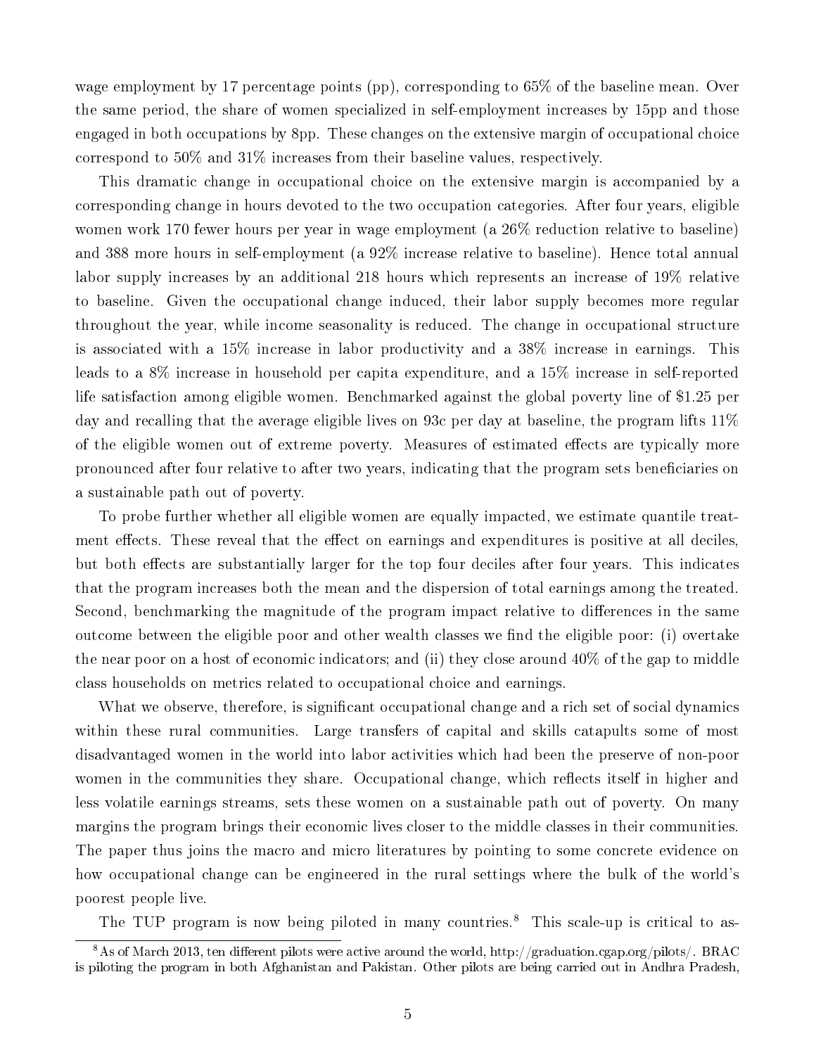wage employment by 17 percentage points (pp), corresponding to 65% of the baseline mean. Over the same period, the share of women specialized in self-employment increases by 15pp and those engaged in both occupations by 8pp. These changes on the extensive margin of occupational choice correspond to 50% and 31% increases from their baseline values, respectively.

This dramatic change in occupational choice on the extensive margin is accompanied by a corresponding change in hours devoted to the two occupation categories. After four years, eligible women work 170 fewer hours per year in wage employment (a 26% reduction relative to baseline) and 388 more hours in self-employment (a 92% increase relative to baseline). Hence total annual labor supply increases by an additional 218 hours which represents an increase of 19% relative to baseline. Given the occupational change induced, their labor supply becomes more regular throughout the year, while income seasonality is reduced. The change in occupational structure is associated with a 15% increase in labor productivity and a 38% increase in earnings. This leads to a 8% increase in household per capita expenditure, and a 15% increase in self-reported life satisfaction among eligible women. Benchmarked against the global poverty line of $1.25 per day and recalling that the average eligible lives on 93c per day at baseline, the program lifts 11% of the eligible women out of extreme poverty. Measures of estimated effects are typically more pronounced after four relative to after two years, indicating that the program sets beneficiaries on a sustainable path out of poverty.

To probe further whether all eligible women are equally impacted, we estimate quantile treatment effects. These reveal that the effect on earnings and expenditures is positive at all deciles, but both effects are substantially larger for the top four deciles after four years. This indicates that the program increases both the mean and the dispersion of total earnings among the treated. Second, benchmarking the magnitude of the program impact relative to differences in the same outcome between the eligible poor and other wealth classes we find the eligible poor: (i) overtake the near poor on a host of economic indicators; and (ii) they close around 40% of the gap to middle class households on metrics related to occupational choice and earnings.

What we observe, therefore, is significant occupational change and a rich set of social dynamics within these rural communities. Large transfers of capital and skills catapults some of most disadvantaged women in the world into labor activities which had been the preserve of non-poor women in the communities they share. Occupational change, which reflects itself in higher and less volatile earnings streams, sets these women on a sustainable path out of poverty. On many margins the program brings their economic lives closer to the middle classes in their communities. The paper thus joins the macro and micro literatures by pointing to some concrete evidence on how occupational change can be engineered in the rural settings where the bulk of the world's poorest people live.

The TUP program is now being piloted in many countries.[8] This scale-up is critical to as-

[8] As of March 2013, ten different pilots were active around the world, http://graduation.cgap.org/pilots/. BRAC is piloting the program in both Afghanistan and Pakistan. Other pilots are being carried out in Andhra Pradesh,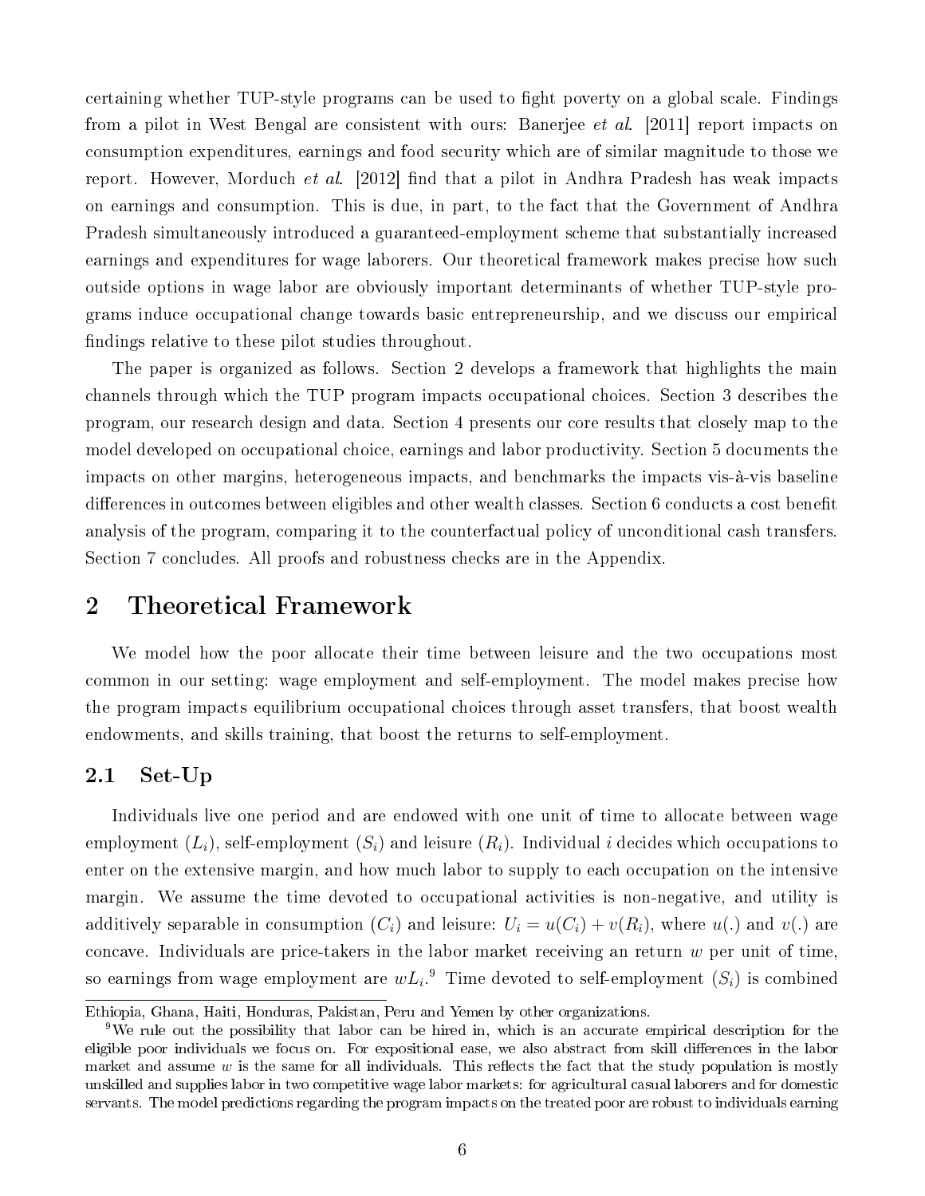certaining whether TUP-style programs can be used to fight poverty on a global scale. Findings from a pilot in West Bengal are consistent with ours: Banerjee *et al.* [2011] report impacts on consumption expenditures, earnings and food security which are of similar magnitude to those we report. However, Morduch *et al.* [2012] find that a pilot in Andhra Pradesh has weak impacts on earnings and consumption. This is due, in part, to the fact that the Government of Andhra Pradesh simultaneously introduced a guaranteed-employment scheme that substantially increased earnings and expenditures for wage laborers. Our theoretical framework makes precise how such outside options in wage labor are obviously important determinants of whether TUP-style programs induce occupational change towards basic entrepreneurship, and we discuss our empirical findings relative to these pilot studies throughout.

The paper is organized as follows. Section 2 develops a framework that highlights the main channels through which the TUP program impacts occupational choices. Section 3 describes the program, our research design and data. Section 4 presents our core results that closely map to the model developed on occupational choice, earnings and labor productivity. Section 5 documents the impacts on other margins, heterogeneous impacts, and benchmarks the impacts vis-à-vis baseline differences in outcomes between eligibles and other wealth classes. Section 6 conducts a cost benefit analysis of the program, comparing it to the counterfactual policy of unconditional cash transfers. Section 7 concludes. All proofs and robustness checks are in the Appendix.

# 2 Theoretical Framework

We model how the poor allocate their time between leisure and the two occupations most common in our setting: wage employment and self-employment. The model makes precise how the program impacts equilibrium occupational choices through asset transfers, that boost wealth endowments, and skills training, that boost the returns to self-employment.

## 2.1 Set-Up

Individuals live one period and are endowed with one unit of time to allocate between wage employment ($L_i$), self-employment ($S_i$) and leisure ($R_i$). Individual $i$ decides which occupations to enter on the extensive margin, and how much labor to supply to each occupation on the intensive margin. We assume the time devoted to occupational activities is non-negative, and utility is additively separable in consumption ($C_i$) and leisure: $U_i = u(C_i) + v(R_i)$, where $u(.)$ and $v(.)$ are concave. Individuals are price-takers in the labor market receiving an return $w$ per unit of time, so earnings from wage employment are $wL_i$.[9] Time devoted to self-employment ($S_i$) is combined

Ethiopia, Ghana, Haiti, Honduras, Pakistan, Peru and Yemen by other organizations.

[9] We rule out the possibility that labor can be hired in, which is an accurate empirical description for the eligible poor individuals we focus on. For expositional ease, we also abstract from skill differences in the labor market and assume $w$ is the same for all individuals. This reflects the fact that the study population is mostly unskilled and supplies labor in two competitive wage labor markets: for agricultural casual laborers and for domestic servants. The model predictions regarding the program impacts on the treated poor are robust to individuals earning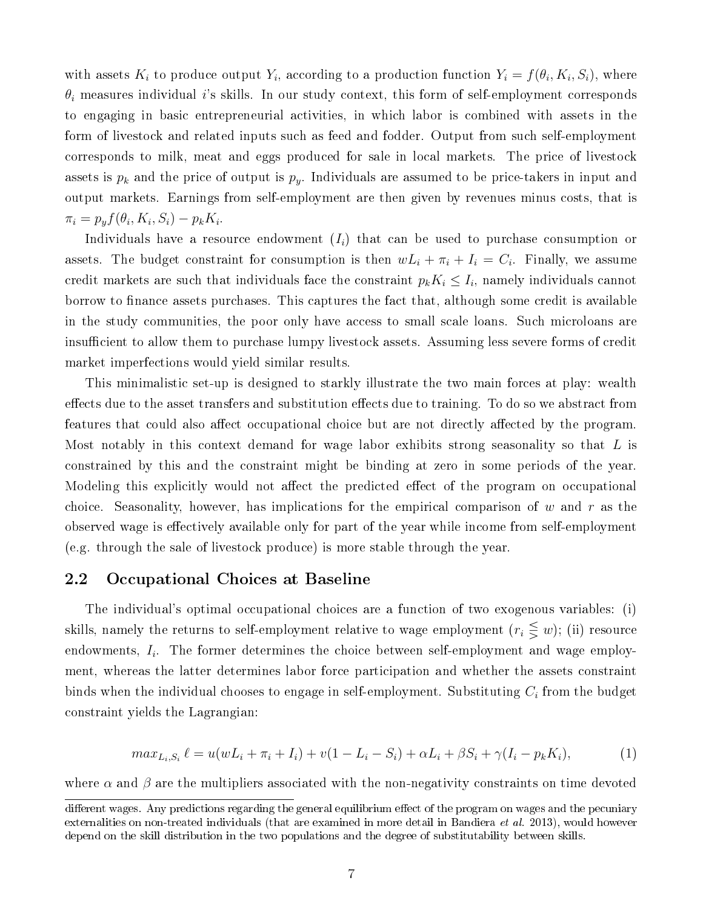with assets $K_i$ to produce output $Y_i$, according to a production function $Y_i = f(\theta_i, K_i, S_i)$, where $\theta_i$ measures individual $i$'s skills. In our study context, this form of self-employment corresponds to engaging in basic entrepreneurial activities, in which labor is combined with assets in the form of livestock and related inputs such as feed and fodder. Output from such self-employment corresponds to milk, meat and eggs produced for sale in local markets. The price of livestock assets is $p_k$ and the price of output is $p_y$. Individuals are assumed to be price-takers in input and output markets. Earnings from self-employment are then given by revenues minus costs, that is $\pi_i = p_y f(\theta_i, K_i, S_i) - p_k K_i$.

Individuals have a resource endowment ($I_i$) that can be used to purchase consumption or assets. The budget constraint for consumption is then $wL_i + \pi_i + I_i = C_i$. Finally, we assume credit markets are such that individuals face the constraint $p_k K_i \leq I_i$, namely individuals cannot borrow to finance assets purchases. This captures the fact that, although some credit is available in the study communities, the poor only have access to small scale loans. Such microloans are insufficient to allow them to purchase lumpy livestock assets. Assuming less severe forms of credit market imperfections would yield similar results.

This minimalistic set-up is designed to starkly illustrate the two main forces at play: wealth effects due to the asset transfers and substitution effects due to training. To do so we abstract from features that could also affect occupational choice but are not directly affected by the program. Most notably in this context demand for wage labor exhibits strong seasonality so that $L$ is constrained by this and the constraint might be binding at zero in some periods of the year. Modeling this explicitly would not affect the predicted effect of the program on occupational choice. Seasonality, however, has implications for the empirical comparison of $w$ and $r$ as the observed wage is effectively available only for part of the year while income from self-employment (e.g. through the sale of livestock produce) is more stable through the year.

## 2.2 Occupational Choices at Baseline

The individual's optimal occupational choices are a function of two exogenous variables: (i) skills, namely the returns to self-employment relative to wage employment ($r_i \lesseqgtr w$); (ii) resource endowments, $I_i$. The former determines the choice between self-employment and wage employment, whereas the latter determines labor force participation and whether the assets constraint binds when the individual chooses to engage in self-employment. Substituting $C_i$ from the budget constraint yields the Lagrangian:

$$max_{L_i,S_i}\ \ell = u(wL_i + \pi_i + I_i) + v(1 - L_i - S_i) + \alpha L_i + \beta S_i + \gamma(I_i - p_k K_i), \tag{1}$$

where $\alpha$ and $\beta$ are the multipliers associated with the non-negativity constraints on time devoted

different wages. Any predictions regarding the general equilibrium effect of the program on wages and the pecuniary externalities on non-treated individuals (that are examined in more detail in Bandiera *et al.* 2013), would however depend on the skill distribution in the two populations and the degree of substitutability between skills.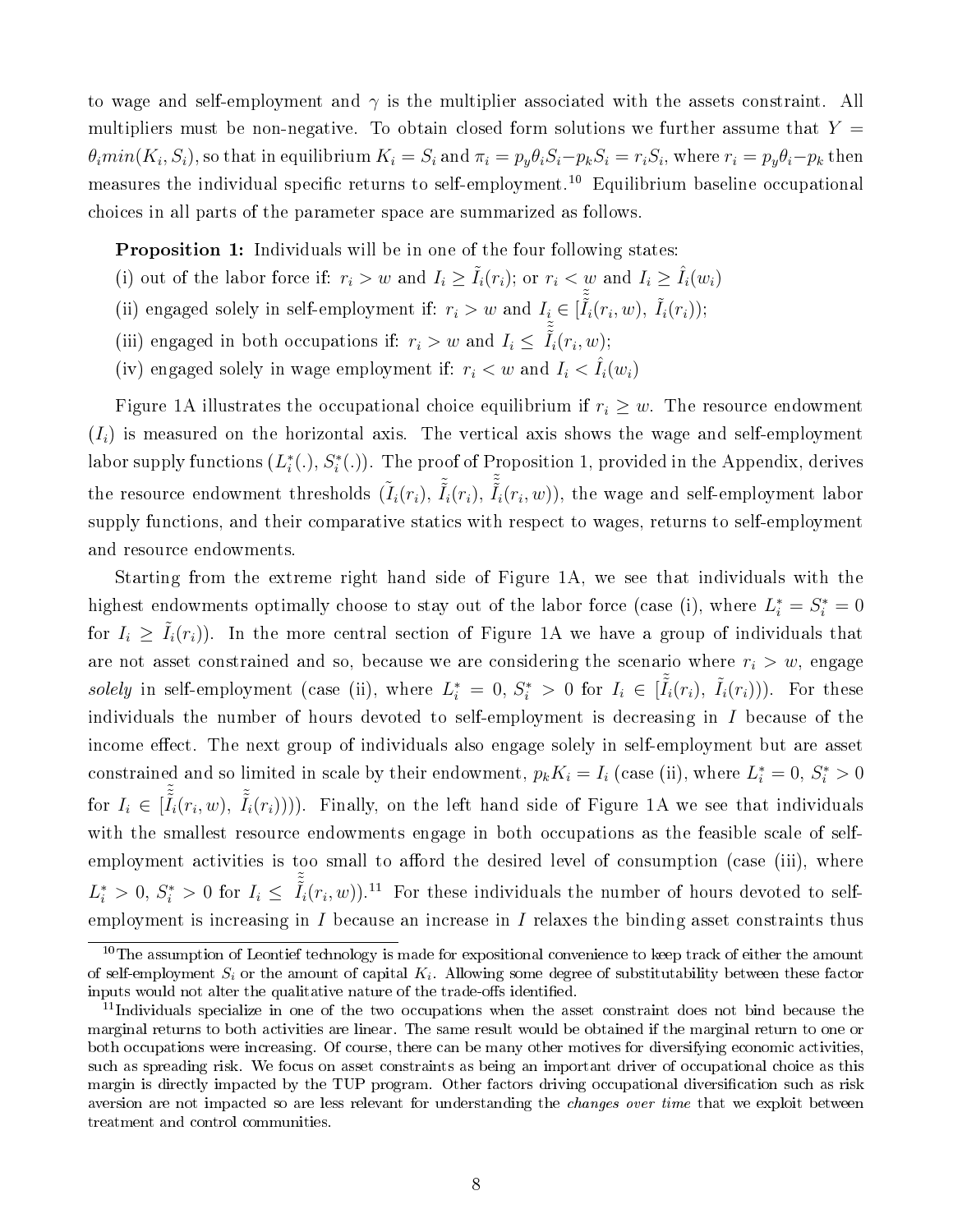to wage and self-employment and $\gamma$ is the multiplier associated with the assets constraint. All multipliers must be non-negative. To obtain closed form solutions we further assume that $Y = \theta_i min(K_i, S_i)$, so that in equilibrium $K_i = S_i$ and $\pi_i = p_y\theta_i S_i - p_k S_i = r_i S_i$, where $r_i = p_y\theta_i - p_k$ then measures the individual specific returns to self-employment.[10] Equilibrium baseline occupational choices in all parts of the parameter space are summarized as follows.

**Proposition 1:** Individuals will be in one of the four following states:
(i) out of the labor force if: $r_i > w$ and $I_i \geq \tilde{I}_i(r_i)$; or $r_i < w$ and $I_i \geq \hat{I}_i(w_i)$
(ii) engaged solely in self-employment if: $r_i > w$ and $I_i \in [\tilde{\tilde{\tilde{I}}}_i(r_i, w),\ \tilde{I}_i(r_i))$;
(iii) engaged in both occupations if: $r_i > w$ and $I_i \leq \tilde{\tilde{\tilde{I}}}_i(r_i, w)$;
(iv) engaged solely in wage employment if: $r_i < w$ and $I_i < \hat{I}_i(w_i)$

Figure 1A illustrates the occupational choice equilibrium if $r_i \geq w$. The resource endowment $(I_i)$ is measured on the horizontal axis. The vertical axis shows the wage and self-employment labor supply functions $(L_i^*(.), S_i^*(.))$. The proof of Proposition 1, provided in the Appendix, derives the resource endowment thresholds $(\tilde{I}_i(r_i),\ \tilde{\tilde{I}}_i(r_i),\ \tilde{\tilde{\tilde{I}}}_i(r_i, w))$, the wage and self-employment labor supply functions, and their comparative statics with respect to wages, returns to self-employment and resource endowments.

Starting from the extreme right hand side of Figure 1A, we see that individuals with the highest endowments optimally choose to stay out of the labor force (case (i), where $L_i^* = S_i^* = 0$ for $I_i \geq \tilde{I}_i(r_i)$). In the more central section of Figure 1A we have a group of individuals that are not asset constrained and so, because we are considering the scenario where $r_i > w$, engage *solely* in self-employment (case (ii), where $L_i^* = 0$, $S_i^* > 0$ for $I_i \in [\tilde{\tilde{I}}_i(r_i),\ \tilde{I}_i(r_i))$). For these individuals the number of hours devoted to self-employment is decreasing in $I$ because of the income effect. The next group of individuals also engage solely in self-employment but are asset constrained and so limited in scale by their endowment, $p_k K_i = I_i$ (case (ii), where $L_i^* = 0$, $S_i^* > 0$ for $I_i \in [\tilde{\tilde{\tilde{I}}}_i(r_i, w),\ \tilde{\tilde{I}}_i(r_i))$)). Finally, on the left hand side of Figure 1A we see that individuals with the smallest resource endowments engage in both occupations as the feasible scale of self-employment activities is too small to afford the desired level of consumption (case (iii), where $L_i^* > 0$, $S_i^* > 0$ for $I_i \leq \tilde{\tilde{\tilde{I}}}_i(r_i, w)$).[11] For these individuals the number of hours devoted to self-employment is increasing in $I$ because an increase in $I$ relaxes the binding asset constraints thus

[10] The assumption of Leontief technology is made for expositional convenience to keep track of either the amount of self-employment $S_i$ or the amount of capital $K_i$. Allowing some degree of substitutability between these factor inputs would not alter the qualitative nature of the trade-offs identified.

[11] Individuals specialize in one of the two occupations when the asset constraint does not bind because the marginal returns to both activities are linear. The same result would be obtained if the marginal return to one or both occupations were increasing. Of course, there can be many other motives for diversifying economic activities, such as spreading risk. We focus on asset constraints as being an important driver of occupational choice as this margin is directly impacted by the TUP program. Other factors driving occupational diversification such as risk aversion are not impacted so are less relevant for understanding the *changes over time* that we exploit between treatment and control communities.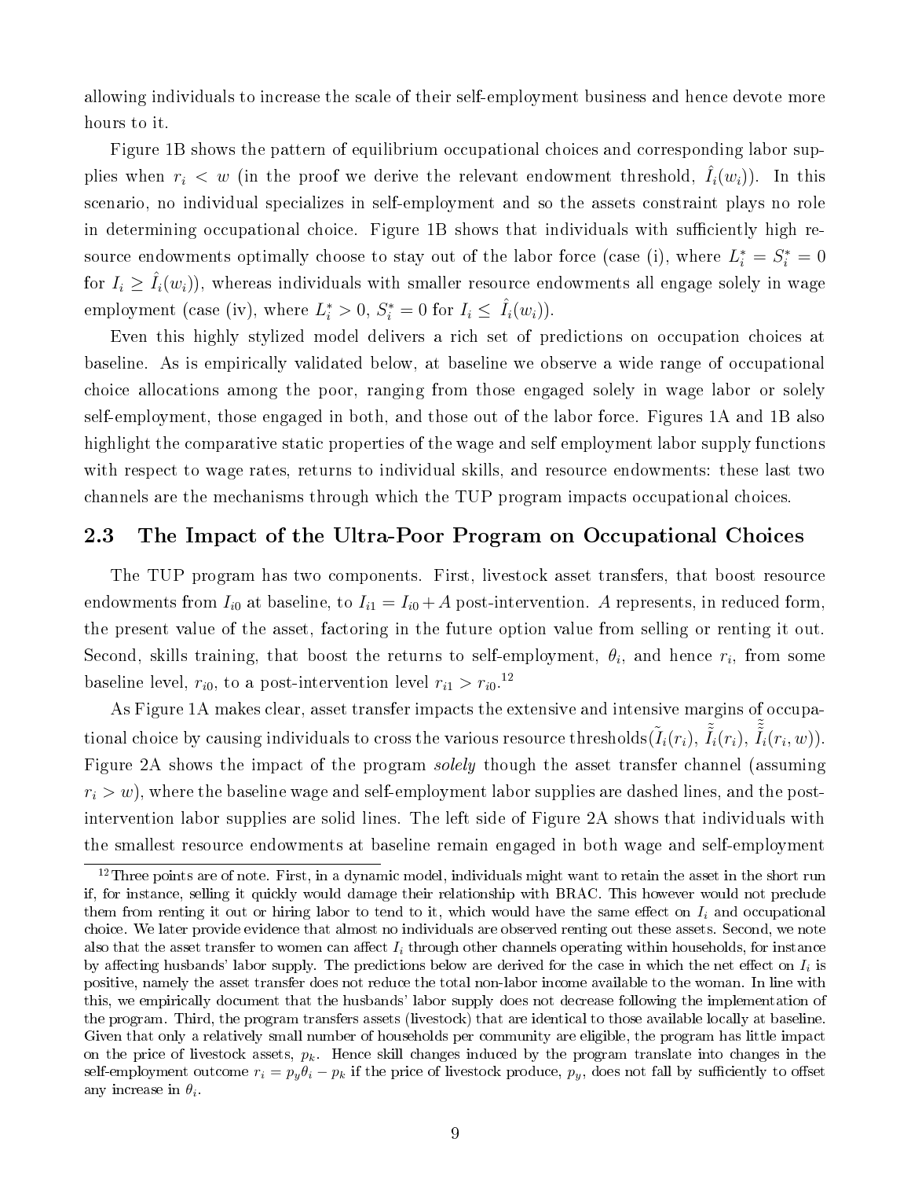allowing individuals to increase the scale of their self-employment business and hence devote more hours to it.

Figure 1B shows the pattern of equilibrium occupational choices and corresponding labor supplies when $r_i < w$ (in the proof we derive the relevant endowment threshold, $\hat{I}_i(w_i)$). In this scenario, no individual specializes in self-employment and so the assets constraint plays no role in determining occupational choice. Figure 1B shows that individuals with sufficiently high resource endowments optimally choose to stay out of the labor force (case (i), where $L_i^* = S_i^* = 0$ for $I_i \geq \hat{I}_i(w_i)$), whereas individuals with smaller resource endowments all engage solely in wage employment (case (iv), where $L_i^* > 0$, $S_i^* = 0$ for $I_i \leq \hat{I}_i(w_i)$).

Even this highly stylized model delivers a rich set of predictions on occupation choices at baseline. As is empirically validated below, at baseline we observe a wide range of occupational choice allocations among the poor, ranging from those engaged solely in wage labor or solely self-employment, those engaged in both, and those out of the labor force. Figures 1A and 1B also highlight the comparative static properties of the wage and self employment labor supply functions with respect to wage rates, returns to individual skills, and resource endowments: these last two channels are the mechanisms through which the TUP program impacts occupational choices.

## 2.3 The Impact of the Ultra-Poor Program on Occupational Choices

The TUP program has two components. First, livestock asset transfers, that boost resource endowments from $I_{i0}$ at baseline, to $I_{i1} = I_{i0} + A$ post-intervention. $A$ represents, in reduced form, the present value of the asset, factoring in the future option value from selling or renting it out. Second, skills training, that boost the returns to self-employment, $\theta_i$, and hence $r_i$, from some baseline level, $r_{i0}$, to a post-intervention level $r_{i1} > r_{i0}$.[12]

As Figure 1A makes clear, asset transfer impacts the extensive and intensive margins of occupational choice by causing individuals to cross the various resource thresholds($\tilde{I}_i(r_i)$, $\tilde{\tilde{I}}_i(r_i)$, $\tilde{\tilde{\tilde{I}}}_i(r_i, w)$). Figure 2A shows the impact of the program *solely* though the asset transfer channel (assuming $r_i > w$), where the baseline wage and self-employment labor supplies are dashed lines, and the post-intervention labor supplies are solid lines. The left side of Figure 2A shows that individuals with the smallest resource endowments at baseline remain engaged in both wage and self-employment

[12] Three points are of note. First, in a dynamic model, individuals might want to retain the asset in the short run if, for instance, selling it quickly would damage their relationship with BRAC. This however would not preclude them from renting it out or hiring labor to tend to it, which would have the same effect on $I_i$ and occupational choice. We later provide evidence that almost no individuals are observed renting out these assets. Second, we note also that the asset transfer to women can affect $I_i$ through other channels operating within households, for instance by affecting husbands' labor supply. The predictions below are derived for the case in which the net effect on $I_i$ is positive, namely the asset transfer does not reduce the total non-labor income available to the woman. In line with this, we empirically document that the husbands' labor supply does not decrease following the implementation of the program. Third, the program transfers assets (livestock) that are identical to those available locally at baseline. Given that only a relatively small number of households per community are eligible, the program has little impact on the price of livestock assets, $p_k$. Hence skill changes induced by the program translate into changes in the self-employment outcome $r_i = p_y\theta_i - p_k$ if the price of livestock produce, $p_y$, does not fall by sufficiently to offset any increase in $\theta_i$.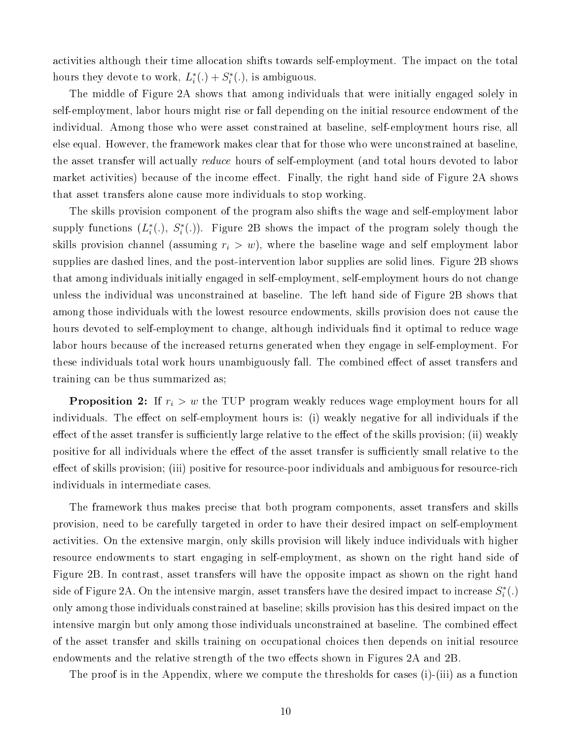activities although their time allocation shifts towards self-employment. The impact on the total hours they devote to work, $L_i^*(.) + S_i^*(.)$, is ambiguous.

The middle of Figure 2A shows that among individuals that were initially engaged solely in self-employment, labor hours might rise or fall depending on the initial resource endowment of the individual. Among those who were asset constrained at baseline, self-employment hours rise, all else equal. However, the framework makes clear that for those who were unconstrained at baseline, the asset transfer will actually *reduce* hours of self-employment (and total hours devoted to labor market activities) because of the income effect. Finally, the right hand side of Figure 2A shows that asset transfers alone cause more individuals to stop working.

The skills provision component of the program also shifts the wage and self-employment labor supply functions ($L_i^*(.)$, $S_i^*(.)$). Figure 2B shows the impact of the program solely though the skills provision channel (assuming $r_i > w$), where the baseline wage and self employment labor supplies are dashed lines, and the post-intervention labor supplies are solid lines. Figure 2B shows that among individuals initially engaged in self-employment, self-employment hours do not change unless the individual was unconstrained at baseline. The left hand side of Figure 2B shows that among those individuals with the lowest resource endowments, skills provision does not cause the hours devoted to self-employment to change, although individuals find it optimal to reduce wage labor hours because of the increased returns generated when they engage in self-employment. For these individuals total work hours unambiguously fall. The combined effect of asset transfers and training can be thus summarized as;

**Proposition 2:** If $r_i > w$ the TUP program weakly reduces wage employment hours for all individuals. The effect on self-employment hours is: (i) weakly negative for all individuals if the effect of the asset transfer is sufficiently large relative to the effect of the skills provision; (ii) weakly positive for all individuals where the effect of the asset transfer is sufficiently small relative to the effect of skills provision; (iii) positive for resource-poor individuals and ambiguous for resource-rich individuals in intermediate cases.

The framework thus makes precise that both program components, asset transfers and skills provision, need to be carefully targeted in order to have their desired impact on self-employment activities. On the extensive margin, only skills provision will likely induce individuals with higher resource endowments to start engaging in self-employment, as shown on the right hand side of Figure 2B. In contrast, asset transfers will have the opposite impact as shown on the right hand side of Figure 2A. On the intensive margin, asset transfers have the desired impact to increase $S_i^*(.)$ only among those individuals constrained at baseline; skills provision has this desired impact on the intensive margin but only among those individuals unconstrained at baseline. The combined effect of the asset transfer and skills training on occupational choices then depends on initial resource endowments and the relative strength of the two effects shown in Figures 2A and 2B.

The proof is in the Appendix, where we compute the thresholds for cases (i)-(iii) as a function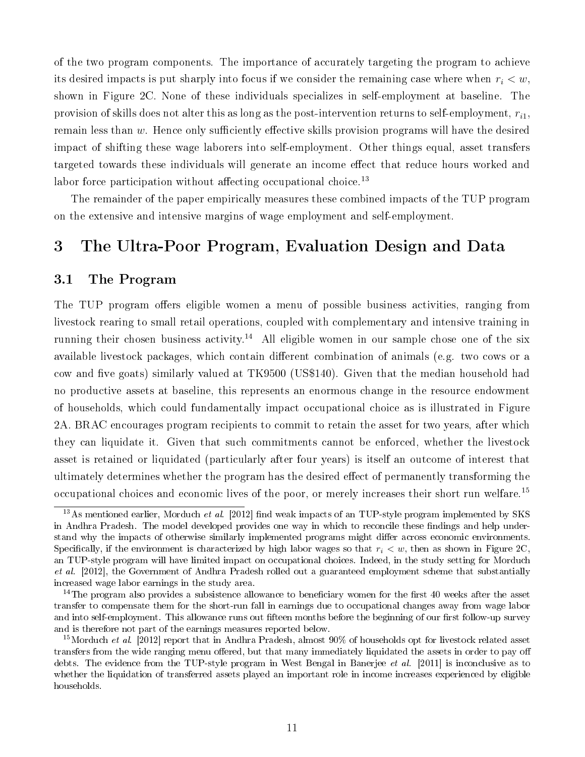of the two program components. The importance of accurately targeting the program to achieve its desired impacts is put sharply into focus if we consider the remaining case where when $r_i < w$, shown in Figure 2C. None of these individuals specializes in self-employment at baseline. The provision of skills does not alter this as long as the post-intervention returns to self-employment, $r_{i1}$, remain less than $w$. Hence only sufficiently effective skills provision programs will have the desired impact of shifting these wage laborers into self-employment. Other things equal, asset transfers targeted towards these individuals will generate an income effect that reduce hours worked and labor force participation without affecting occupational choice.[13]

The remainder of the paper empirically measures these combined impacts of the TUP program on the extensive and intensive margins of wage employment and self-employment.

## 3 The Ultra-Poor Program, Evaluation Design and Data

### 3.1 The Program

The TUP program offers eligible women a menu of possible business activities, ranging from livestock rearing to small retail operations, coupled with complementary and intensive training in running their chosen business activity.[14] All eligible women in our sample chose one of the six available livestock packages, which contain different combination of animals (e.g. two cows or a cow and five goats) similarly valued at TK9500 (US$140). Given that the median household had no productive assets at baseline, this represents an enormous change in the resource endowment of households, which could fundamentally impact occupational choice as is illustrated in Figure 2A. BRAC encourages program recipients to commit to retain the asset for two years, after which they can liquidate it. Given that such commitments cannot be enforced, whether the livestock asset is retained or liquidated (particularly after four years) is itself an outcome of interest that ultimately determines whether the program has the desired effect of permanently transforming the occupational choices and economic lives of the poor, or merely increases their short run welfare.[15]

---

[13] As mentioned earlier, Morduch *et al.* [2012] find weak impacts of an TUP-style program implemented by SKS in Andhra Pradesh. The model developed provides one way in which to reconcile these findings and help understand why the impacts of otherwise similarly implemented programs might differ across economic environments. Specifically, if the environment is characterized by high labor wages so that $r_i < w$, then as shown in Figure 2C, an TUP-style program will have limited impact on occupational choices. Indeed, in the study setting for Morduch *et al.* [2012], the Government of Andhra Pradesh rolled out a guaranteed employment scheme that substantially increased wage labor earnings in the study area.

[14] The program also provides a subsistence allowance to beneficiary women for the first 40 weeks after the asset transfer to compensate them for the short-run fall in earnings due to occupational changes away from wage labor and into self-employment. This allowance runs out fifteen months before the beginning of our first follow-up survey and is therefore not part of the earnings measures reported below.

[15] Morduch *et al.* [2012] report that in Andhra Pradesh, almost 90% of households opt for livestock related asset transfers from the wide ranging menu offered, but that many immediately liquidated the assets in order to pay off debts. The evidence from the TUP-style program in West Bengal in Banerjee *et al.* [2011] is inconclusive as to whether the liquidation of transferred assets played an important role in income increases experienced by eligible households.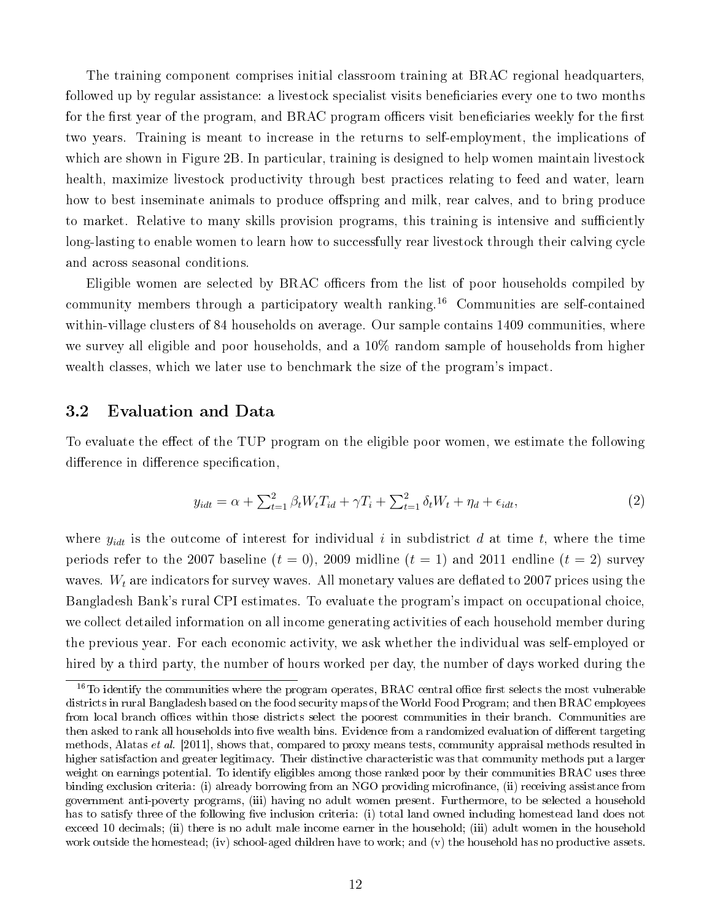The training component comprises initial classroom training at BRAC regional headquarters, followed up by regular assistance: a livestock specialist visits beneficiaries every one to two months for the first year of the program, and BRAC program officers visit beneficiaries weekly for the first two years. Training is meant to increase in the returns to self-employment, the implications of which are shown in Figure 2B. In particular, training is designed to help women maintain livestock health, maximize livestock productivity through best practices relating to feed and water, learn how to best inseminate animals to produce offspring and milk, rear calves, and to bring produce to market. Relative to many skills provision programs, this training is intensive and sufficiently long-lasting to enable women to learn how to successfully rear livestock through their calving cycle and across seasonal conditions.

Eligible women are selected by BRAC officers from the list of poor households compiled by community members through a participatory wealth ranking.[16] Communities are self-contained within-village clusters of 84 households on average. Our sample contains 1409 communities, where we survey all eligible and poor households, and a 10% random sample of households from higher wealth classes, which we later use to benchmark the size of the program's impact.

## 3.2 Evaluation and Data

To evaluate the effect of the TUP program on the eligible poor women, we estimate the following difference in difference specification,

$$y_{idt} = \alpha + \textstyle\sum_{t=1}^{2} \beta_t W_t T_{id} + \gamma T_i + \textstyle\sum_{t=1}^{2} \delta_t W_t + \eta_d + \epsilon_{idt}, \tag{2}$$

where $y_{idt}$ is the outcome of interest for individual $i$ in subdistrict $d$ at time $t$, where the time periods refer to the 2007 baseline ($t = 0$), 2009 midline ($t = 1$) and 2011 endline ($t = 2$) survey waves. $W_t$ are indicators for survey waves. All monetary values are deflated to 2007 prices using the Bangladesh Bank's rural CPI estimates. To evaluate the program's impact on occupational choice, we collect detailed information on all income generating activities of each household member during the previous year. For each economic activity, we ask whether the individual was self-employed or hired by a third party, the number of hours worked per day, the number of days worked during the

---

[16] To identify the communities where the program operates, BRAC central office first selects the most vulnerable districts in rural Bangladesh based on the food security maps of the World Food Program; and then BRAC employees from local branch offices within those districts select the poorest communities in their branch. Communities are then asked to rank all households into five wealth bins. Evidence from a randomized evaluation of different targeting methods, Alatas *et al.* [2011], shows that, compared to proxy means tests, community appraisal methods resulted in higher satisfaction and greater legitimacy. Their distinctive characteristic was that community methods put a larger weight on earnings potential. To identify eligibles among those ranked poor by their communities BRAC uses three binding exclusion criteria: (i) already borrowing from an NGO providing microfinance, (ii) receiving assistance from government anti-poverty programs, (iii) having no adult women present. Furthermore, to be selected a household has to satisfy three of the following five inclusion criteria: (i) total land owned including homestead land does not exceed 10 decimals; (ii) there is no adult male income earner in the household; (iii) adult women in the household work outside the homestead; (iv) school-aged children have to work; and (v) the household has no productive assets.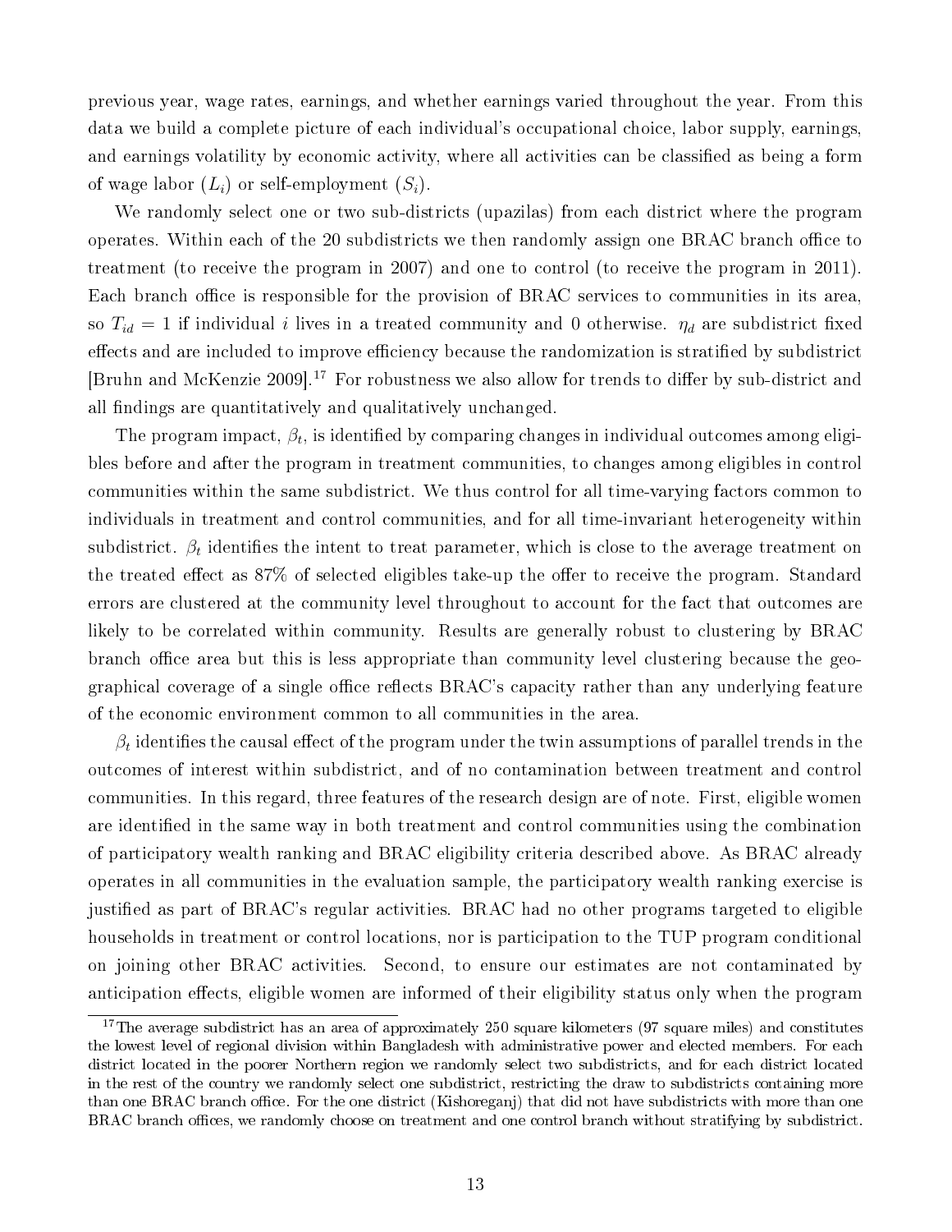previous year, wage rates, earnings, and whether earnings varied throughout the year. From this data we build a complete picture of each individual's occupational choice, labor supply, earnings, and earnings volatility by economic activity, where all activities can be classified as being a form of wage labor ($L_i$) or self-employment ($S_i$).

We randomly select one or two sub-districts (upazilas) from each district where the program operates. Within each of the 20 subdistricts we then randomly assign one BRAC branch office to treatment (to receive the program in 2007) and one to control (to receive the program in 2011). Each branch office is responsible for the provision of BRAC services to communities in its area, so $T_{id} = 1$ if individual $i$ lives in a treated community and 0 otherwise. $\eta_d$ are subdistrict fixed effects and are included to improve efficiency because the randomization is stratified by subdistrict [Bruhn and McKenzie 2009].[17] For robustness we also allow for trends to differ by sub-district and all findings are quantitatively and qualitatively unchanged.

The program impact, $\beta_t$, is identified by comparing changes in individual outcomes among eligibles before and after the program in treatment communities, to changes among eligibles in control communities within the same subdistrict. We thus control for all time-varying factors common to individuals in treatment and control communities, and for all time-invariant heterogeneity within subdistrict. $\beta_t$ identifies the intent to treat parameter, which is close to the average treatment on the treated effect as 87% of selected eligibles take-up the offer to receive the program. Standard errors are clustered at the community level throughout to account for the fact that outcomes are likely to be correlated within community. Results are generally robust to clustering by BRAC branch office area but this is less appropriate than community level clustering because the geographical coverage of a single office reflects BRAC's capacity rather than any underlying feature of the economic environment common to all communities in the area.

$\beta_t$ identifies the causal effect of the program under the twin assumptions of parallel trends in the outcomes of interest within subdistrict, and of no contamination between treatment and control communities. In this regard, three features of the research design are of note. First, eligible women are identified in the same way in both treatment and control communities using the combination of participatory wealth ranking and BRAC eligibility criteria described above. As BRAC already operates in all communities in the evaluation sample, the participatory wealth ranking exercise is justified as part of BRAC's regular activities. BRAC had no other programs targeted to eligible households in treatment or control locations, nor is participation to the TUP program conditional on joining other BRAC activities. Second, to ensure our estimates are not contaminated by anticipation effects, eligible women are informed of their eligibility status only when the program

[17] The average subdistrict has an area of approximately 250 square kilometers (97 square miles) and constitutes the lowest level of regional division within Bangladesh with administrative power and elected members. For each district located in the poorer Northern region we randomly select two subdistricts, and for each district located in the rest of the country we randomly select one subdistrict, restricting the draw to subdistricts containing more than one BRAC branch office. For the one district (Kishoreganj) that did not have subdistricts with more than one BRAC branch offices, we randomly choose on treatment and one control branch without stratifying by subdistrict.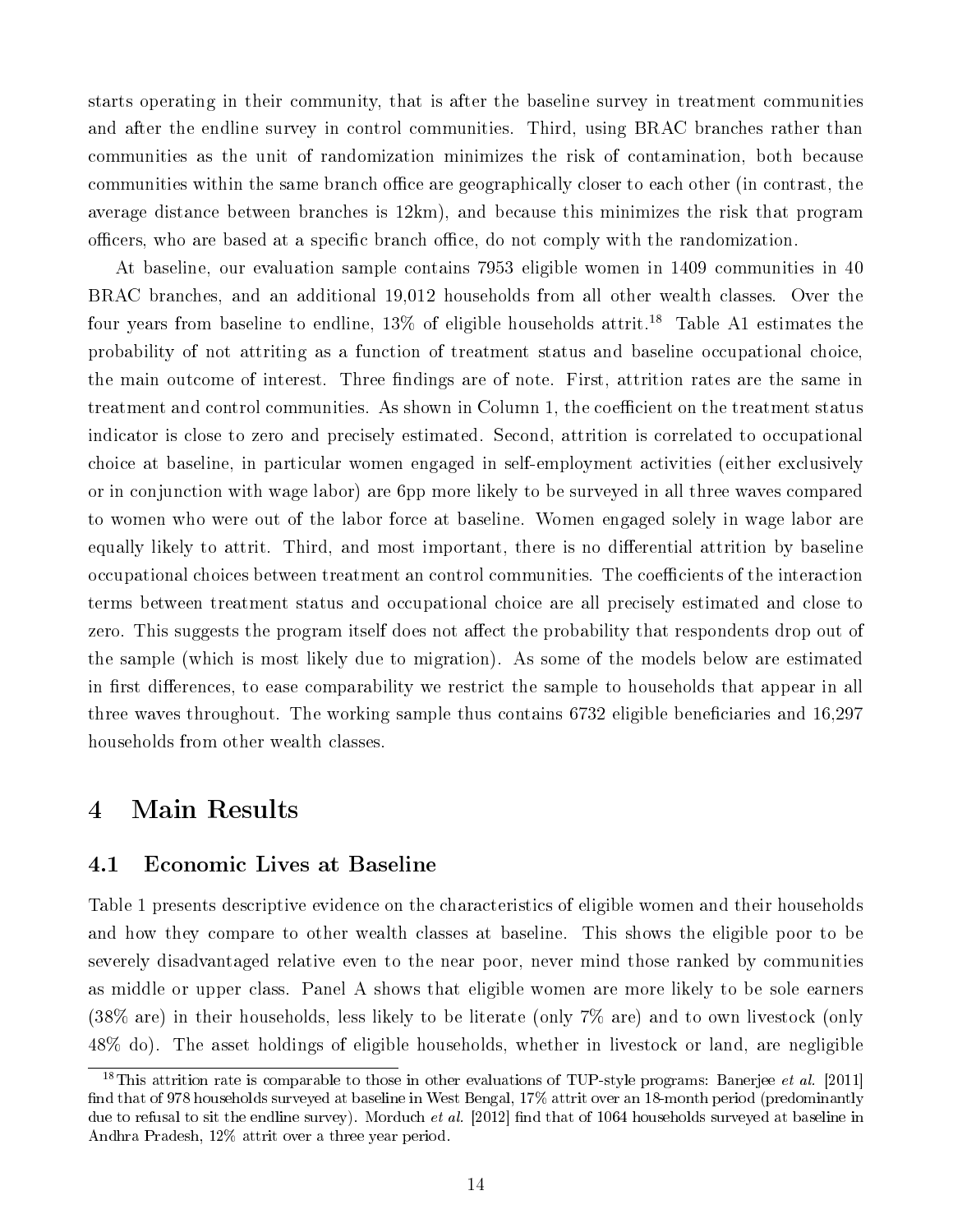starts operating in their community, that is after the baseline survey in treatment communities and after the endline survey in control communities. Third, using BRAC branches rather than communities as the unit of randomization minimizes the risk of contamination, both because communities within the same branch office are geographically closer to each other (in contrast, the average distance between branches is 12km), and because this minimizes the risk that program officers, who are based at a specific branch office, do not comply with the randomization.

At baseline, our evaluation sample contains 7953 eligible women in 1409 communities in 40 BRAC branches, and an additional 19,012 households from all other wealth classes. Over the four years from baseline to endline, 13% of eligible households attrit.[18] Table A1 estimates the probability of not attriting as a function of treatment status and baseline occupational choice, the main outcome of interest. Three findings are of note. First, attrition rates are the same in treatment and control communities. As shown in Column 1, the coefficient on the treatment status indicator is close to zero and precisely estimated. Second, attrition is correlated to occupational choice at baseline, in particular women engaged in self-employment activities (either exclusively or in conjunction with wage labor) are 6pp more likely to be surveyed in all three waves compared to women who were out of the labor force at baseline. Women engaged solely in wage labor are equally likely to attrit. Third, and most important, there is no differential attrition by baseline occupational choices between treatment an control communities. The coefficients of the interaction terms between treatment status and occupational choice are all precisely estimated and close to zero. This suggests the program itself does not affect the probability that respondents drop out of the sample (which is most likely due to migration). As some of the models below are estimated in first differences, to ease comparability we restrict the sample to households that appear in all three waves throughout. The working sample thus contains 6732 eligible beneficiaries and 16,297 households from other wealth classes.

# 4 Main Results

## 4.1 Economic Lives at Baseline

Table 1 presents descriptive evidence on the characteristics of eligible women and their households and how they compare to other wealth classes at baseline. This shows the eligible poor to be severely disadvantaged relative even to the near poor, never mind those ranked by communities as middle or upper class. Panel A shows that eligible women are more likely to be sole earners (38% are) in their households, less likely to be literate (only 7% are) and to own livestock (only 48% do). The asset holdings of eligible households, whether in livestock or land, are negligible

[18] This attrition rate is comparable to those in other evaluations of TUP-style programs: Banerjee *et al.* [2011] find that of 978 households surveyed at baseline in West Bengal, 17% attrit over an 18-month period (predominantly due to refusal to sit the endline survey). Morduch *et al.* [2012] find that of 1064 households surveyed at baseline in Andhra Pradesh, 12% attrit over a three year period.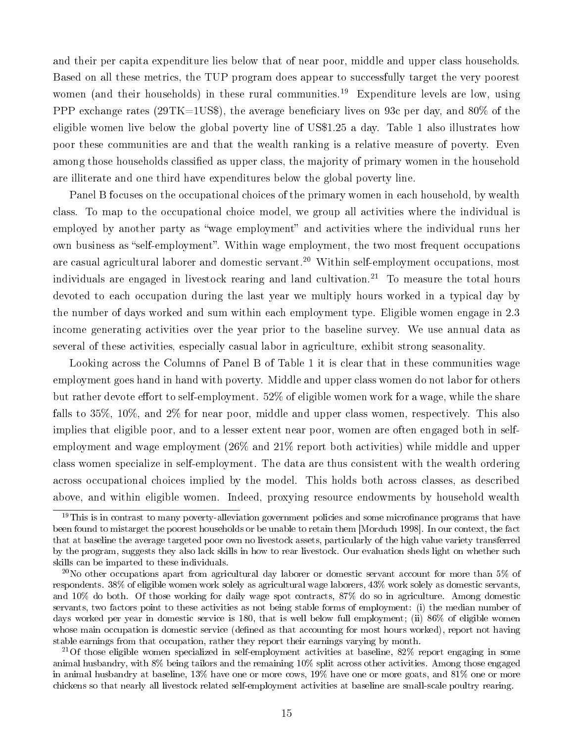and their per capita expenditure lies below that of near poor, middle and upper class households. Based on all these metrics, the TUP program does appear to successfully target the very poorest women (and their households) in these rural communities.[19] Expenditure levels are low, using PPP exchange rates (29TK=1US$), the average beneficiary lives on 93c per day, and 80% of the eligible women live below the global poverty line of US$1.25 a day. Table 1 also illustrates how poor these communities are and that the wealth ranking is a relative measure of poverty. Even among those households classified as upper class, the majority of primary women in the household are illiterate and one third have expenditures below the global poverty line.

Panel B focuses on the occupational choices of the primary women in each household, by wealth class. To map to the occupational choice model, we group all activities where the individual is employed by another party as "wage employment" and activities where the individual runs her own business as "self-employment". Within wage employment, the two most frequent occupations are casual agricultural laborer and domestic servant.[20] Within self-employment occupations, most individuals are engaged in livestock rearing and land cultivation.[21] To measure the total hours devoted to each occupation during the last year we multiply hours worked in a typical day by the number of days worked and sum within each employment type. Eligible women engage in 2.3 income generating activities over the year prior to the baseline survey. We use annual data as several of these activities, especially casual labor in agriculture, exhibit strong seasonality.

Looking across the Columns of Panel B of Table 1 it is clear that in these communities wage employment goes hand in hand with poverty. Middle and upper class women do not labor for others but rather devote effort to self-employment. 52% of eligible women work for a wage, while the share falls to 35%, 10%, and 2% for near poor, middle and upper class women, respectively. This also implies that eligible poor, and to a lesser extent near poor, women are often engaged both in self-employment and wage employment (26% and 21% report both activities) while middle and upper class women specialize in self-employment. The data are thus consistent with the wealth ordering across occupational choices implied by the model. This holds both across classes, as described above, and within eligible women. Indeed, proxying resource endowments by household wealth

[19] This is in contrast to many poverty-alleviation government policies and some microfinance programs that have been found to mistarget the poorest households or be unable to retain them [Morduch 1998]. In our context, the fact that at baseline the average targeted poor own no livestock assets, particularly of the high value variety transferred by the program, suggests they also lack skills in how to rear livestock. Our evaluation sheds light on whether such skills can be imparted to these individuals.

[20] No other occupations apart from agricultural day laborer or domestic servant account for more than 5% of respondents. 38% of eligible women work solely as agricultural wage laborers, 43% work solely as domestic servants, and 10% do both. Of those working for daily wage spot contracts, 87% do so in agriculture. Among domestic servants, two factors point to these activities as not being stable forms of employment: (i) the median number of days worked per year in domestic service is 180, that is well below full employment; (ii) 86% of eligible women whose main occupation is domestic service (defined as that accounting for most hours worked), report not having stable earnings from that occupation, rather they report their earnings varying by month.

[21] Of those eligible women specialized in self-employment activities at baseline, 82% report engaging in some animal husbandry, with 8% being tailors and the remaining 10% split across other activities. Among those engaged in animal husbandry at baseline, 13% have one or more cows, 19% have one or more goats, and 81% one or more chickens so that nearly all livestock related self-employment activities at baseline are small-scale poultry rearing.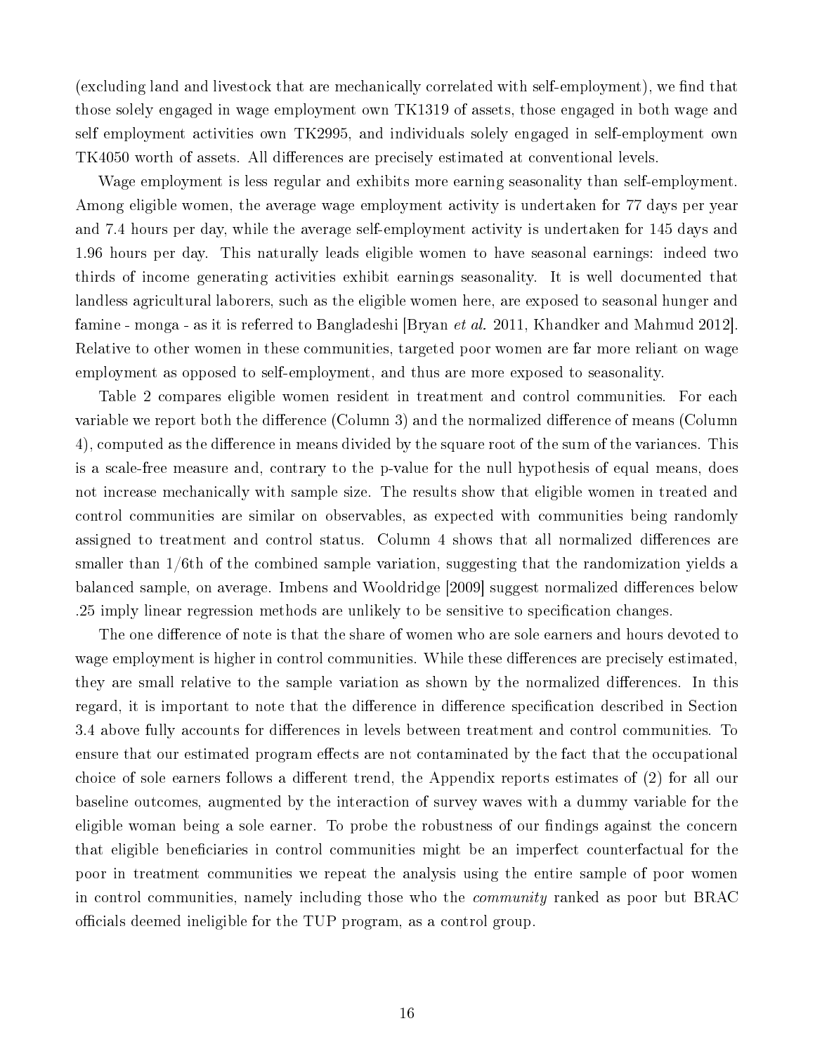(excluding land and livestock that are mechanically correlated with self-employment), we find that those solely engaged in wage employment own TK1319 of assets, those engaged in both wage and self employment activities own TK2995, and individuals solely engaged in self-employment own TK4050 worth of assets. All differences are precisely estimated at conventional levels.

Wage employment is less regular and exhibits more earning seasonality than self-employment. Among eligible women, the average wage employment activity is undertaken for 77 days per year and 7.4 hours per day, while the average self-employment activity is undertaken for 145 days and 1.96 hours per day. This naturally leads eligible women to have seasonal earnings: indeed two thirds of income generating activities exhibit earnings seasonality. It is well documented that landless agricultural laborers, such as the eligible women here, are exposed to seasonal hunger and famine - monga - as it is referred to Bangladeshi [Bryan *et al.* 2011, Khandker and Mahmud 2012]. Relative to other women in these communities, targeted poor women are far more reliant on wage employment as opposed to self-employment, and thus are more exposed to seasonality.

Table 2 compares eligible women resident in treatment and control communities. For each variable we report both the difference (Column 3) and the normalized difference of means (Column 4), computed as the difference in means divided by the square root of the sum of the variances. This is a scale-free measure and, contrary to the p-value for the null hypothesis of equal means, does not increase mechanically with sample size. The results show that eligible women in treated and control communities are similar on observables, as expected with communities being randomly assigned to treatment and control status. Column 4 shows that all normalized differences are smaller than 1/6th of the combined sample variation, suggesting that the randomization yields a balanced sample, on average. Imbens and Wooldridge [2009] suggest normalized differences below .25 imply linear regression methods are unlikely to be sensitive to specification changes.

The one difference of note is that the share of women who are sole earners and hours devoted to wage employment is higher in control communities. While these differences are precisely estimated, they are small relative to the sample variation as shown by the normalized differences. In this regard, it is important to note that the difference in difference specification described in Section 3.4 above fully accounts for differences in levels between treatment and control communities. To ensure that our estimated program effects are not contaminated by the fact that the occupational choice of sole earners follows a different trend, the Appendix reports estimates of (2) for all our baseline outcomes, augmented by the interaction of survey waves with a dummy variable for the eligible woman being a sole earner. To probe the robustness of our findings against the concern that eligible beneficiaries in control communities might be an imperfect counterfactual for the poor in treatment communities we repeat the analysis using the entire sample of poor women in control communities, namely including those who the *community* ranked as poor but BRAC officials deemed ineligible for the TUP program, as a control group.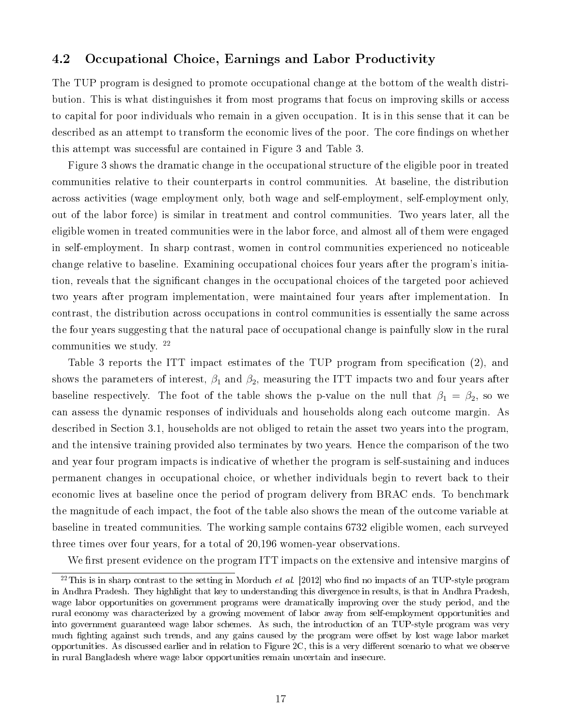### 4.2 Occupational Choice, Earnings and Labor Productivity

The TUP program is designed to promote occupational change at the bottom of the wealth distribution. This is what distinguishes it from most programs that focus on improving skills or access to capital for poor individuals who remain in a given occupation. It is in this sense that it can be described as an attempt to transform the economic lives of the poor. The core findings on whether this attempt was successful are contained in Figure 3 and Table 3.

Figure 3 shows the dramatic change in the occupational structure of the eligible poor in treated communities relative to their counterparts in control communities. At baseline, the distribution across activities (wage employment only, both wage and self-employment, self-employment only, out of the labor force) is similar in treatment and control communities. Two years later, all the eligible women in treated communities were in the labor force, and almost all of them were engaged in self-employment. In sharp contrast, women in control communities experienced no noticeable change relative to baseline. Examining occupational choices four years after the program's initiation, reveals that the significant changes in the occupational choices of the targeted poor achieved two years after program implementation, were maintained four years after implementation. In contrast, the distribution across occupations in control communities is essentially the same across the four years suggesting that the natural pace of occupational change is painfully slow in the rural communities we study. [22]

Table 3 reports the ITT impact estimates of the TUP program from specification (2), and shows the parameters of interest, $\beta_1$ and $\beta_2$, measuring the ITT impacts two and four years after baseline respectively. The foot of the table shows the p-value on the null that $\beta_1 = \beta_2$, so we can assess the dynamic responses of individuals and households along each outcome margin. As described in Section 3.1, households are not obliged to retain the asset two years into the program, and the intensive training provided also terminates by two years. Hence the comparison of the two and year four program impacts is indicative of whether the program is self-sustaining and induces permanent changes in occupational choice, or whether individuals begin to revert back to their economic lives at baseline once the period of program delivery from BRAC ends. To benchmark the magnitude of each impact, the foot of the table also shows the mean of the outcome variable at baseline in treated communities. The working sample contains 6732 eligible women, each surveyed three times over four years, for a total of 20,196 women-year observations.

We first present evidence on the program ITT impacts on the extensive and intensive margins of

[22] This is in sharp contrast to the setting in Morduch *et al.* [2012] who find no impacts of an TUP-style program in Andhra Pradesh. They highlight that key to understanding this divergence in results, is that in Andhra Pradesh, wage labor opportunities on government programs were dramatically improving over the study period, and the rural economy was characterized by a growing movement of labor away from self-employment opportunities and into government guaranteed wage labor schemes. As such, the introduction of an TUP-style program was very much fighting against such trends, and any gains caused by the program were offset by lost wage labor market opportunities. As discussed earlier and in relation to Figure 2C, this is a very different scenario to what we observe in rural Bangladesh where wage labor opportunities remain uncertain and insecure.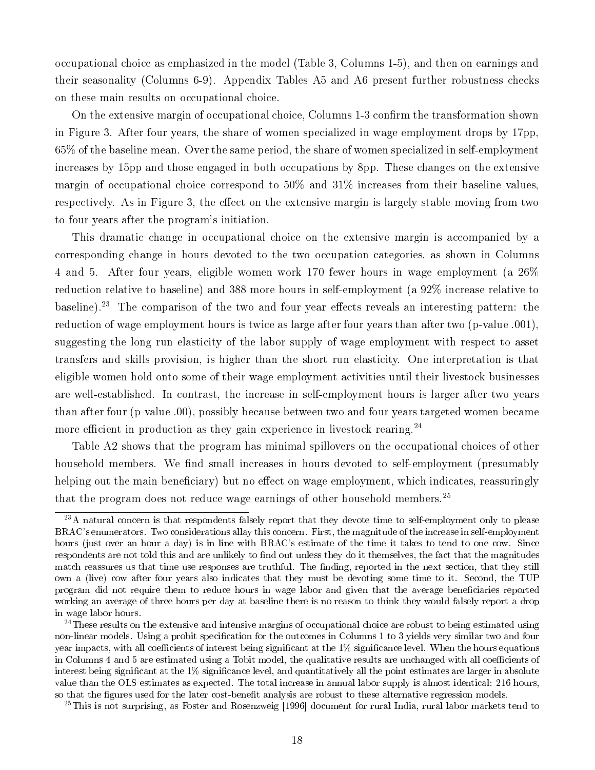occupational choice as emphasized in the model (Table 3, Columns 1-5), and then on earnings and their seasonality (Columns 6-9). Appendix Tables A5 and A6 present further robustness checks on these main results on occupational choice.

On the extensive margin of occupational choice, Columns 1-3 confirm the transformation shown in Figure 3. After four years, the share of women specialized in wage employment drops by 17pp, 65% of the baseline mean. Over the same period, the share of women specialized in self-employment increases by 15pp and those engaged in both occupations by 8pp. These changes on the extensive margin of occupational choice correspond to 50% and 31% increases from their baseline values, respectively. As in Figure 3, the effect on the extensive margin is largely stable moving from two to four years after the program's initiation.

This dramatic change in occupational choice on the extensive margin is accompanied by a corresponding change in hours devoted to the two occupation categories, as shown in Columns 4 and 5. After four years, eligible women work 170 fewer hours in wage employment (a 26% reduction relative to baseline) and 388 more hours in self-employment (a 92% increase relative to baseline).[23] The comparison of the two and four year effects reveals an interesting pattern: the reduction of wage employment hours is twice as large after four years than after two (p-value .001), suggesting the long run elasticity of the labor supply of wage employment with respect to asset transfers and skills provision, is higher than the short run elasticity. One interpretation is that eligible women hold onto some of their wage employment activities until their livestock businesses are well-established. In contrast, the increase in self-employment hours is larger after two years than after four (p-value .00), possibly because between two and four years targeted women became more efficient in production as they gain experience in livestock rearing.[24]

Table A2 shows that the program has minimal spillovers on the occupational choices of other household members. We find small increases in hours devoted to self-employment (presumably helping out the main beneficiary) but no effect on wage employment, which indicates, reassuringly that the program does not reduce wage earnings of other household members.[25]

[23] A natural concern is that respondents falsely report that they devote time to self-employment only to please BRAC's enumerators. Two considerations allay this concern. First, the magnitude of the increase in self-employment hours (just over an hour a day) is in line with BRAC's estimate of the time it takes to tend to one cow. Since respondents are not told this and are unlikely to find out unless they do it themselves, the fact that the magnitudes match reassures us that time use responses are truthful. The finding, reported in the next section, that they still own a (live) cow after four years also indicates that they must be devoting some time to it. Second, the TUP program did not require them to reduce hours in wage labor and given that the average beneficiaries reported working an average of three hours per day at baseline there is no reason to think they would falsely report a drop in wage labor hours.

[24] These results on the extensive and intensive margins of occupational choice are robust to being estimated using non-linear models. Using a probit specification for the outcomes in Columns 1 to 3 yields very similar two and four year impacts, with all coefficients of interest being significant at the 1% significance level. When the hours equations in Columns 4 and 5 are estimated using a Tobit model, the qualitative results are unchanged with all coefficients of interest being significant at the 1% significance level, and quantitatively all the point estimates are larger in absolute value than the OLS estimates as expected. The total increase in annual labor supply is almost identical: 216 hours, so that the figures used for the later cost-benefit analysis are robust to these alternative regression models.

[25] This is not surprising, as Foster and Rosenzweig [1996] document for rural India, rural labor markets tend to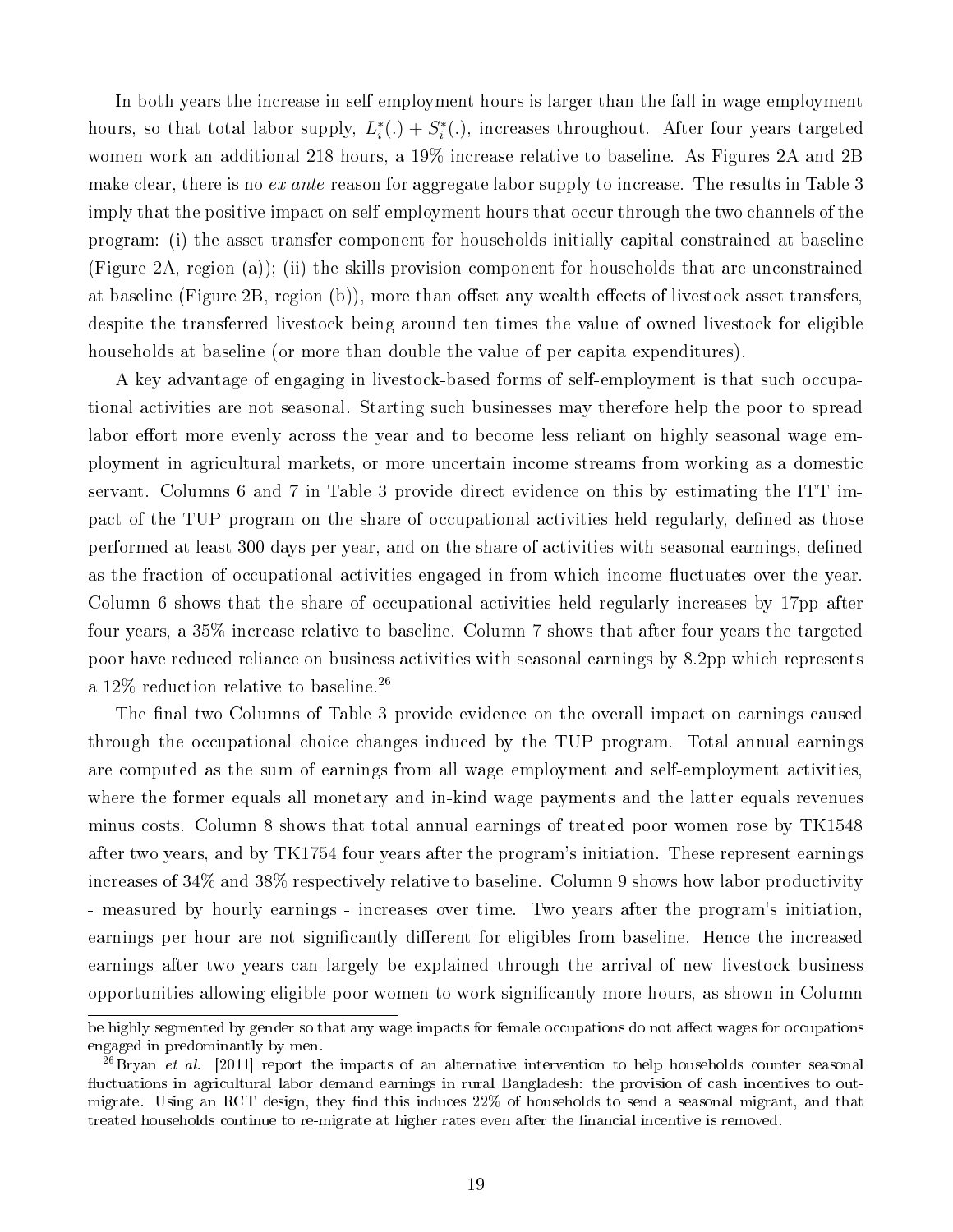In both years the increase in self-employment hours is larger than the fall in wage employment hours, so that total labor supply, $L_i^*(.) + S_i^*(.)$, increases throughout. After four years targeted women work an additional 218 hours, a 19% increase relative to baseline. As Figures 2A and 2B make clear, there is no *ex ante* reason for aggregate labor supply to increase. The results in Table 3 imply that the positive impact on self-employment hours that occur through the two channels of the program: (i) the asset transfer component for households initially capital constrained at baseline (Figure 2A, region (a)); (ii) the skills provision component for households that are unconstrained at baseline (Figure 2B, region (b)), more than offset any wealth effects of livestock asset transfers, despite the transferred livestock being around ten times the value of owned livestock for eligible households at baseline (or more than double the value of per capita expenditures).

A key advantage of engaging in livestock-based forms of self-employment is that such occupational activities are not seasonal. Starting such businesses may therefore help the poor to spread labor effort more evenly across the year and to become less reliant on highly seasonal wage employment in agricultural markets, or more uncertain income streams from working as a domestic servant. Columns 6 and 7 in Table 3 provide direct evidence on this by estimating the ITT impact of the TUP program on the share of occupational activities held regularly, defined as those performed at least 300 days per year, and on the share of activities with seasonal earnings, defined as the fraction of occupational activities engaged in from which income fluctuates over the year. Column 6 shows that the share of occupational activities held regularly increases by 17pp after four years, a 35% increase relative to baseline. Column 7 shows that after four years the targeted poor have reduced reliance on business activities with seasonal earnings by 8.2pp which represents a 12% reduction relative to baseline.[26]

The final two Columns of Table 3 provide evidence on the overall impact on earnings caused through the occupational choice changes induced by the TUP program. Total annual earnings are computed as the sum of earnings from all wage employment and self-employment activities, where the former equals all monetary and in-kind wage payments and the latter equals revenues minus costs. Column 8 shows that total annual earnings of treated poor women rose by TK1548 after two years, and by TK1754 four years after the program's initiation. These represent earnings increases of 34% and 38% respectively relative to baseline. Column 9 shows how labor productivity - measured by hourly earnings - increases over time. Two years after the program's initiation, earnings per hour are not significantly different for eligibles from baseline. Hence the increased earnings after two years can largely be explained through the arrival of new livestock business opportunities allowing eligible poor women to work significantly more hours, as shown in Column

be highly segmented by gender so that any wage impacts for female occupations do not affect wages for occupations engaged in predominantly by men.

[26] Bryan *et al.* [2011] report the impacts of an alternative intervention to help households counter seasonal fluctuations in agricultural labor demand earnings in rural Bangladesh: the provision of cash incentives to out-migrate. Using an RCT design, they find this induces 22% of households to send a seasonal migrant, and that treated households continue to re-migrate at higher rates even after the financial incentive is removed.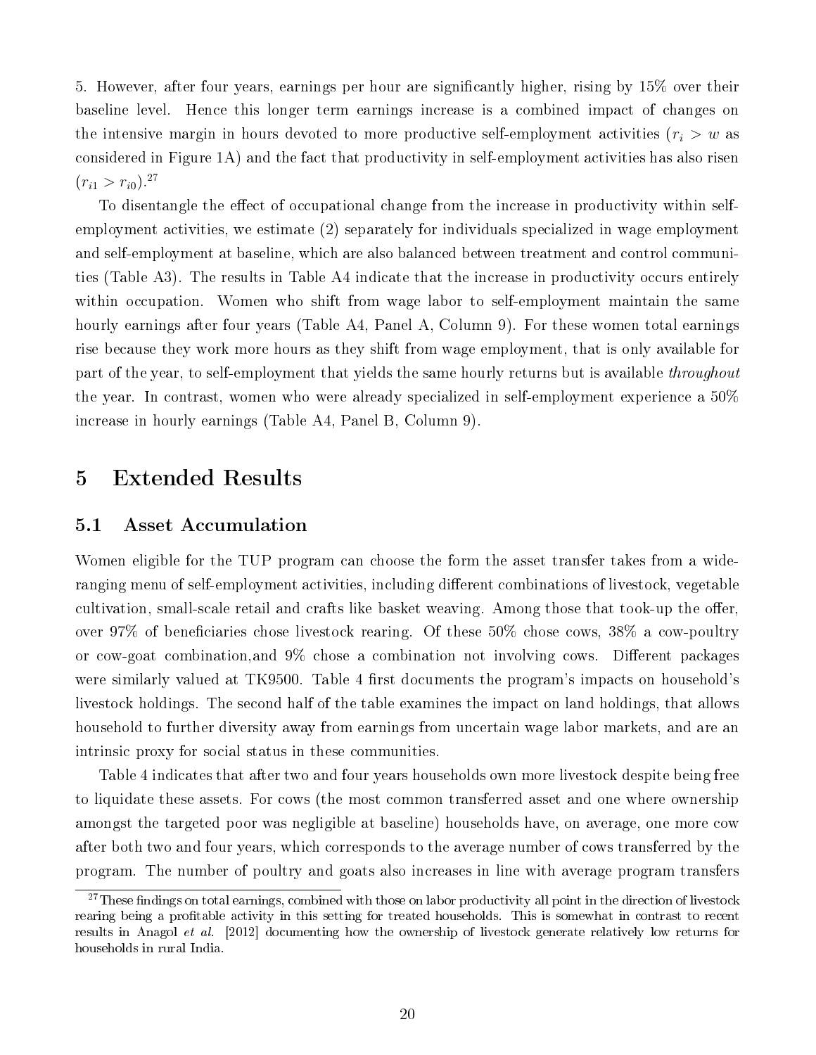5. However, after four years, earnings per hour are significantly higher, rising by 15% over their baseline level. Hence this longer term earnings increase is a combined impact of changes on the intensive margin in hours devoted to more productive self-employment activities ($r_i > w$ as considered in Figure 1A) and the fact that productivity in self-employment activities has also risen ($r_{i1} > r_{i0}$).[27]

To disentangle the effect of occupational change from the increase in productivity within self-employment activities, we estimate (2) separately for individuals specialized in wage employment and self-employment at baseline, which are also balanced between treatment and control communities (Table A3). The results in Table A4 indicate that the increase in productivity occurs entirely within occupation. Women who shift from wage labor to self-employment maintain the same hourly earnings after four years (Table A4, Panel A, Column 9). For these women total earnings rise because they work more hours as they shift from wage employment, that is only available for part of the year, to self-employment that yields the same hourly returns but is available *throughout* the year. In contrast, women who were already specialized in self-employment experience a 50% increase in hourly earnings (Table A4, Panel B, Column 9).

# 5 Extended Results

## 5.1 Asset Accumulation

Women eligible for the TUP program can choose the form the asset transfer takes from a wide-ranging menu of self-employment activities, including different combinations of livestock, vegetable cultivation, small-scale retail and crafts like basket weaving. Among those that took-up the offer, over 97% of beneficiaries chose livestock rearing. Of these 50% chose cows, 38% a cow-poultry or cow-goat combination,and 9% chose a combination not involving cows. Different packages were similarly valued at TK9500. Table 4 first documents the program's impacts on household's livestock holdings. The second half of the table examines the impact on land holdings, that allows household to further diversity away from earnings from uncertain wage labor markets, and are an intrinsic proxy for social status in these communities.

Table 4 indicates that after two and four years households own more livestock despite being free to liquidate these assets. For cows (the most common transferred asset and one where ownership amongst the targeted poor was negligible at baseline) households have, on average, one more cow after both two and four years, which corresponds to the average number of cows transferred by the program. The number of poultry and goats also increases in line with average program transfers

[27] These findings on total earnings, combined with those on labor productivity all point in the direction of livestock rearing being a profitable activity in this setting for treated households. This is somewhat in contrast to recent results in Anagol *et al.* [2012] documenting how the ownership of livestock generate relatively low returns for households in rural India.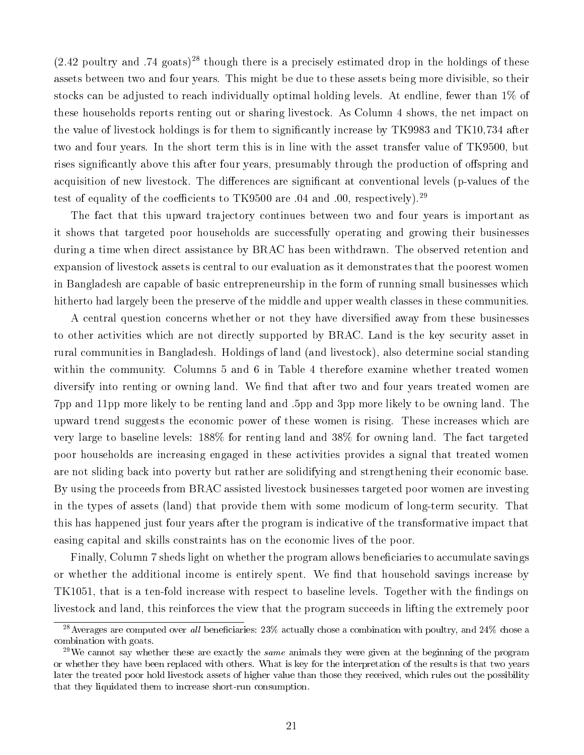(2.42 poultry and .74 goats)[28] though there is a precisely estimated drop in the holdings of these assets between two and four years. This might be due to these assets being more divisible, so their stocks can be adjusted to reach individually optimal holding levels. At endline, fewer than 1% of these households reports renting out or sharing livestock. As Column 4 shows, the net impact on the value of livestock holdings is for them to significantly increase by TK9983 and TK10,734 after two and four years. In the short term this is in line with the asset transfer value of TK9500, but rises significantly above this after four years, presumably through the production of offspring and acquisition of new livestock. The differences are significant at conventional levels (p-values of the test of equality of the coefficients to TK9500 are .04 and .00, respectively).[29]

The fact that this upward trajectory continues between two and four years is important as it shows that targeted poor households are successfully operating and growing their businesses during a time when direct assistance by BRAC has been withdrawn. The observed retention and expansion of livestock assets is central to our evaluation as it demonstrates that the poorest women in Bangladesh are capable of basic entrepreneurship in the form of running small businesses which hitherto had largely been the preserve of the middle and upper wealth classes in these communities.

A central question concerns whether or not they have diversified away from these businesses to other activities which are not directly supported by BRAC. Land is the key security asset in rural communities in Bangladesh. Holdings of land (and livestock), also determine social standing within the community. Columns 5 and 6 in Table 4 therefore examine whether treated women diversify into renting or owning land. We find that after two and four years treated women are 7pp and 11pp more likely to be renting land and .5pp and 3pp more likely to be owning land. The upward trend suggests the economic power of these women is rising. These increases which are very large to baseline levels: 188% for renting land and 38% for owning land. The fact targeted poor households are increasing engaged in these activities provides a signal that treated women are not sliding back into poverty but rather are solidifying and strengthening their economic base. By using the proceeds from BRAC assisted livestock businesses targeted poor women are investing in the types of assets (land) that provide them with some modicum of long-term security. That this has happened just four years after the program is indicative of the transformative impact that easing capital and skills constraints has on the economic lives of the poor.

Finally, Column 7 sheds light on whether the program allows beneficiaries to accumulate savings or whether the additional income is entirely spent. We find that household savings increase by TK1051, that is a ten-fold increase with respect to baseline levels. Together with the findings on livestock and land, this reinforces the view that the program succeeds in lifting the extremely poor

---

[28] Averages are computed over *all* beneficiaries: 23% actually chose a combination with poultry, and 24% chose a combination with goats.

[29] We cannot say whether these are exactly the *same* animals they were given at the beginning of the program or whether they have been replaced with others. What is key for the interpretation of the results is that two years later the treated poor hold livestock assets of higher value than those they received, which rules out the possibility that they liquidated them to increase short-run consumption.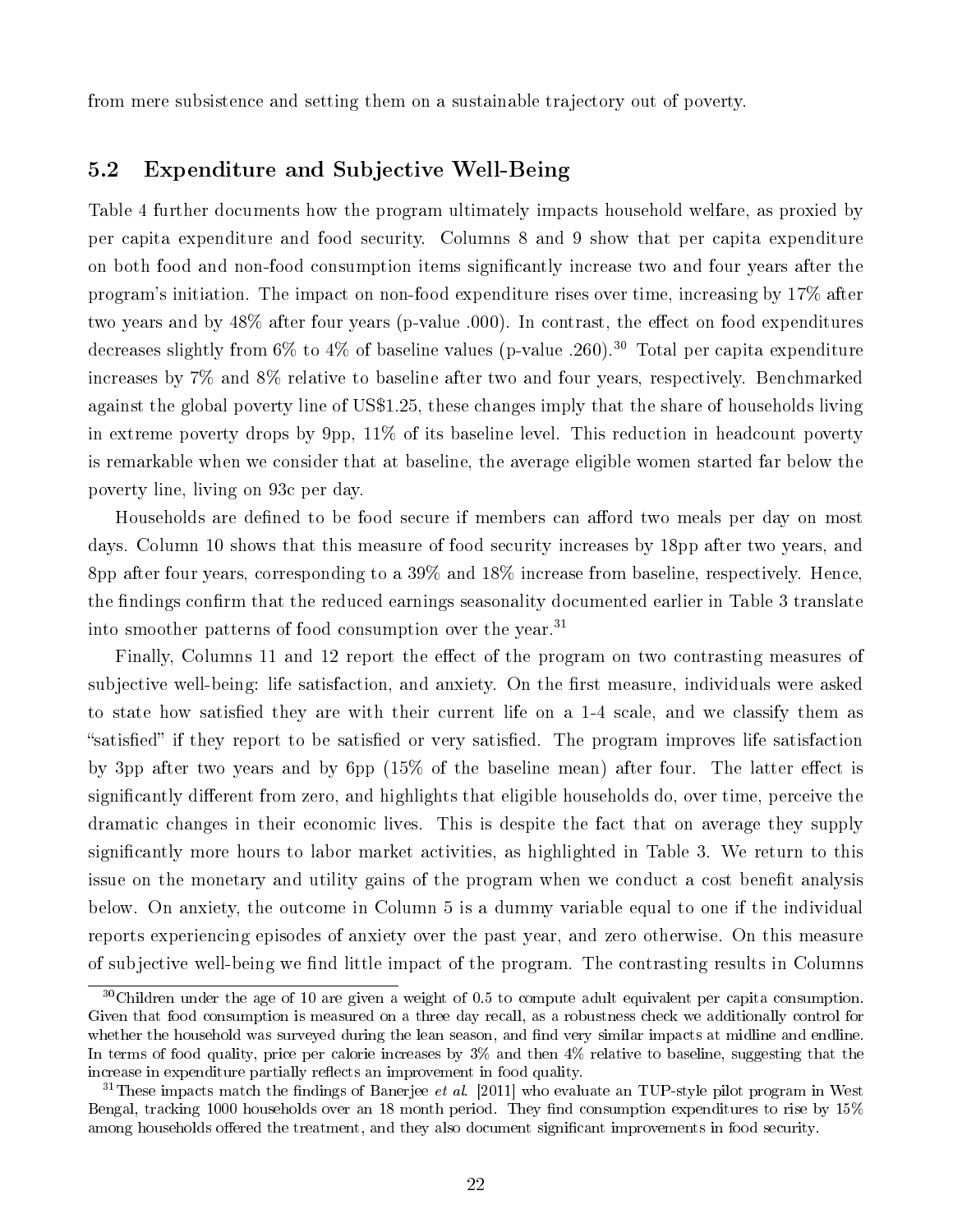from mere subsistence and setting them on a sustainable trajectory out of poverty.

## 5.2 Expenditure and Subjective Well-Being

Table 4 further documents how the program ultimately impacts household welfare, as proxied by per capita expenditure and food security. Columns 8 and 9 show that per capita expenditure on both food and non-food consumption items significantly increase two and four years after the program's initiation. The impact on non-food expenditure rises over time, increasing by 17% after two years and by 48% after four years (p-value .000). In contrast, the effect on food expenditures decreases slightly from 6% to 4% of baseline values (p-value .260).[30] Total per capita expenditure increases by 7% and 8% relative to baseline after two and four years, respectively. Benchmarked against the global poverty line of US$1.25, these changes imply that the share of households living in extreme poverty drops by 9pp, 11% of its baseline level. This reduction in headcount poverty is remarkable when we consider that at baseline, the average eligible women started far below the poverty line, living on 93c per day.

Households are defined to be food secure if members can afford two meals per day on most days. Column 10 shows that this measure of food security increases by 18pp after two years, and 8pp after four years, corresponding to a 39% and 18% increase from baseline, respectively. Hence, the findings confirm that the reduced earnings seasonality documented earlier in Table 3 translate into smoother patterns of food consumption over the year.[31]

Finally, Columns 11 and 12 report the effect of the program on two contrasting measures of subjective well-being: life satisfaction, and anxiety. On the first measure, individuals were asked to state how satisfied they are with their current life on a 1-4 scale, and we classify them as "satisfied" if they report to be satisfied or very satisfied. The program improves life satisfaction by 3pp after two years and by 6pp (15% of the baseline mean) after four. The latter effect is significantly different from zero, and highlights that eligible households do, over time, perceive the dramatic changes in their economic lives. This is despite the fact that on average they supply significantly more hours to labor market activities, as highlighted in Table 3. We return to this issue on the monetary and utility gains of the program when we conduct a cost benefit analysis below. On anxiety, the outcome in Column 5 is a dummy variable equal to one if the individual reports experiencing episodes of anxiety over the past year, and zero otherwise. On this measure of subjective well-being we find little impact of the program. The contrasting results in Columns

[30] Children under the age of 10 are given a weight of 0.5 to compute adult equivalent per capita consumption. Given that food consumption is measured on a three day recall, as a robustness check we additionally control for whether the household was surveyed during the lean season, and find very similar impacts at midline and endline. In terms of food quality, price per calorie increases by 3% and then 4% relative to baseline, suggesting that the increase in expenditure partially reflects an improvement in food quality.

[31] These impacts match the findings of Banerjee *et al.* [2011] who evaluate an TUP-style pilot program in West Bengal, tracking 1000 households over an 18 month period. They find consumption expenditures to rise by 15% among households offered the treatment, and they also document significant improvements in food security.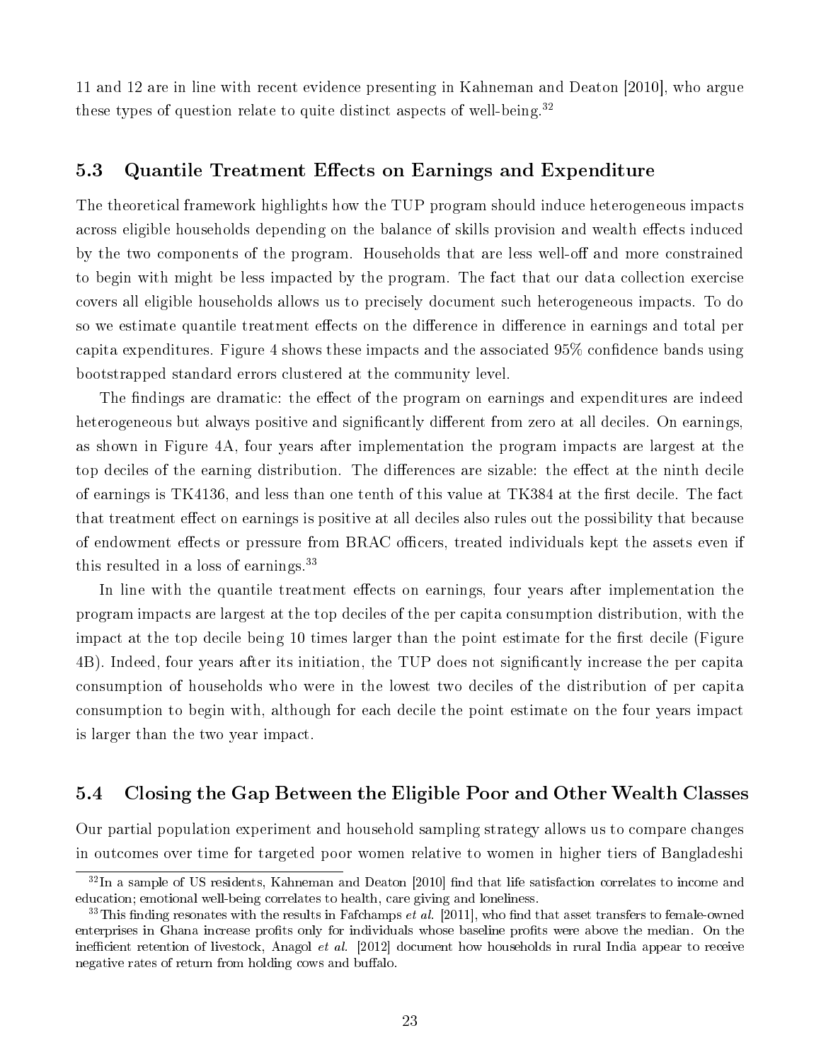11 and 12 are in line with recent evidence presenting in Kahneman and Deaton [2010], who argue these types of question relate to quite distinct aspects of well-being.[32]

### 5.3 Quantile Treatment Effects on Earnings and Expenditure

The theoretical framework highlights how the TUP program should induce heterogeneous impacts across eligible households depending on the balance of skills provision and wealth effects induced by the two components of the program. Households that are less well-off and more constrained to begin with might be less impacted by the program. The fact that our data collection exercise covers all eligible households allows us to precisely document such heterogeneous impacts. To do so we estimate quantile treatment effects on the difference in difference in earnings and total per capita expenditures. Figure 4 shows these impacts and the associated 95% confidence bands using bootstrapped standard errors clustered at the community level.

The findings are dramatic: the effect of the program on earnings and expenditures are indeed heterogeneous but always positive and significantly different from zero at all deciles. On earnings, as shown in Figure 4A, four years after implementation the program impacts are largest at the top deciles of the earning distribution. The differences are sizable: the effect at the ninth decile of earnings is TK4136, and less than one tenth of this value at TK384 at the first decile. The fact that treatment effect on earnings is positive at all deciles also rules out the possibility that because of endowment effects or pressure from BRAC officers, treated individuals kept the assets even if this resulted in a loss of earnings.[33]

In line with the quantile treatment effects on earnings, four years after implementation the program impacts are largest at the top deciles of the per capita consumption distribution, with the impact at the top decile being 10 times larger than the point estimate for the first decile (Figure 4B). Indeed, four years after its initiation, the TUP does not significantly increase the per capita consumption of households who were in the lowest two deciles of the distribution of per capita consumption to begin with, although for each decile the point estimate on the four years impact is larger than the two year impact.

### 5.4 Closing the Gap Between the Eligible Poor and Other Wealth Classes

Our partial population experiment and household sampling strategy allows us to compare changes in outcomes over time for targeted poor women relative to women in higher tiers of Bangladeshi

[32] In a sample of US residents, Kahneman and Deaton [2010] find that life satisfaction correlates to income and education; emotional well-being correlates to health, care giving and loneliness.

[33] This finding resonates with the results in Fafchamps *et al.* [2011], who find that asset transfers to female-owned enterprises in Ghana increase profits only for individuals whose baseline profits were above the median. On the inefficient retention of livestock, Anagol *et al.* [2012] document how households in rural India appear to receive negative rates of return from holding cows and buffalo.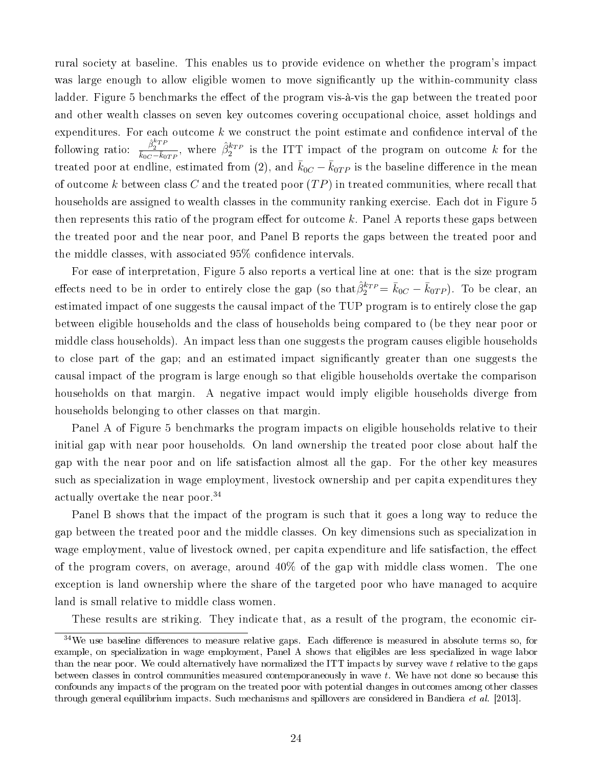rural society at baseline. This enables us to provide evidence on whether the program's impact was large enough to allow eligible women to move significantly up the within-community class ladder. Figure 5 benchmarks the effect of the program vis-à-vis the gap between the treated poor and other wealth classes on seven key outcomes covering occupational choice, asset holdings and expenditures. For each outcome $k$ we construct the point estimate and confidence interval of the following ratio: $\frac{\hat{\beta}_2^{k_{TP}}}{\bar{k}_{0C}-\bar{k}_{0TP}}$, where $\hat{\beta}_2^{k_{TP}}$ is the ITT impact of the program on outcome $k$ for the treated poor at endline, estimated from (2), and $\bar{k}_{0C} - \bar{k}_{0TP}$ is the baseline difference in the mean of outcome $k$ between class $C$ and the treated poor ($TP$) in treated communities, where recall that households are assigned to wealth classes in the community ranking exercise. Each dot in Figure 5 then represents this ratio of the program effect for outcome $k$. Panel A reports these gaps between the treated poor and the near poor, and Panel B reports the gaps between the treated poor and the middle classes, with associated 95% confidence intervals.

For ease of interpretation, Figure 5 also reports a vertical line at one: that is the size program effects need to be in order to entirely close the gap (so that $\hat{\beta}_2^{k_{TP}} = \bar{k}_{0C} - \bar{k}_{0TP}$). To be clear, an estimated impact of one suggests the causal impact of the TUP program is to entirely close the gap between eligible households and the class of households being compared to (be they near poor or middle class households). An impact less than one suggests the program causes eligible households to close part of the gap; and an estimated impact significantly greater than one suggests the causal impact of the program is large enough so that eligible households overtake the comparison households on that margin. A negative impact would imply eligible households diverge from households belonging to other classes on that margin.

Panel A of Figure 5 benchmarks the program impacts on eligible households relative to their initial gap with near poor households. On land ownership the treated poor close about half the gap with the near poor and on life satisfaction almost all the gap. For the other key measures such as specialization in wage employment, livestock ownership and per capita expenditures they actually overtake the near poor.[34]

Panel B shows that the impact of the program is such that it goes a long way to reduce the gap between the treated poor and the middle classes. On key dimensions such as specialization in wage employment, value of livestock owned, per capita expenditure and life satisfaction, the effect of the program covers, on average, around 40% of the gap with middle class women. The one exception is land ownership where the share of the targeted poor who have managed to acquire land is small relative to middle class women.

These results are striking. They indicate that, as a result of the program, the economic cir-

[34] We use baseline differences to measure relative gaps. Each difference is measured in absolute terms so, for example, on specialization in wage employment, Panel A shows that eligibles are less specialized in wage labor than the near poor. We could alternatively have normalized the ITT impacts by survey wave $t$ relative to the gaps between classes in control communities measured contemporaneously in wave $t$. We have not done so because this confounds any impacts of the program on the treated poor with potential changes in outcomes among other classes through general equilibrium impacts. Such mechanisms and spillovers are considered in Bandiera *et al.* [2013].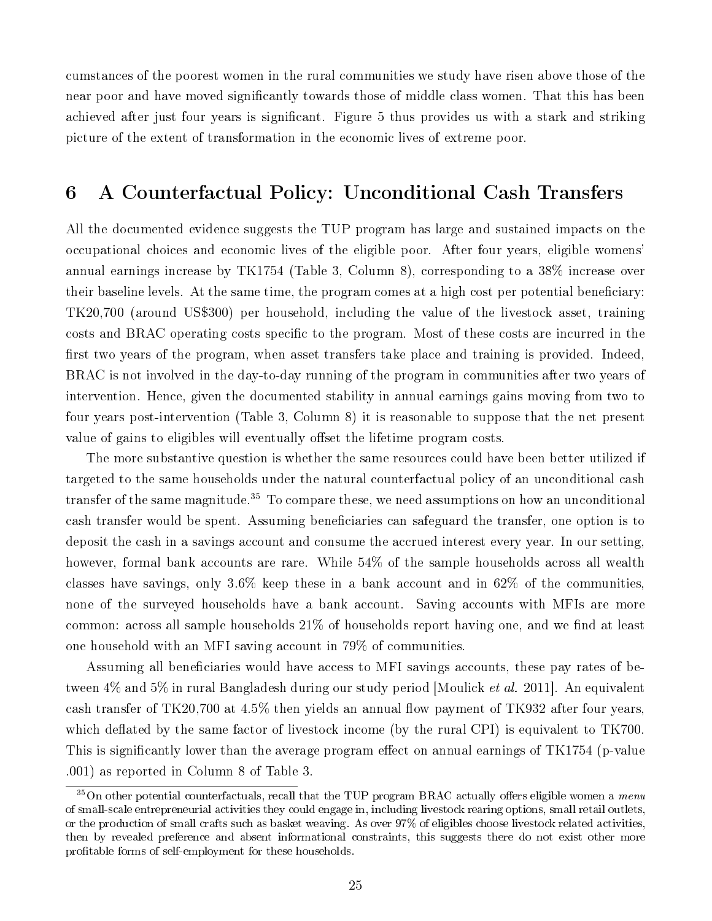cumstances of the poorest women in the rural communities we study have risen above those of the near poor and have moved significantly towards those of middle class women. That this has been achieved after just four years is significant. Figure 5 thus provides us with a stark and striking picture of the extent of transformation in the economic lives of extreme poor.

# 6 A Counterfactual Policy: Unconditional Cash Transfers

All the documented evidence suggests the TUP program has large and sustained impacts on the occupational choices and economic lives of the eligible poor. After four years, eligible womens' annual earnings increase by TK1754 (Table 3, Column 8), corresponding to a 38% increase over their baseline levels. At the same time, the program comes at a high cost per potential beneficiary: TK20,700 (around US$300) per household, including the value of the livestock asset, training costs and BRAC operating costs specific to the program. Most of these costs are incurred in the first two years of the program, when asset transfers take place and training is provided. Indeed, BRAC is not involved in the day-to-day running of the program in communities after two years of intervention. Hence, given the documented stability in annual earnings gains moving from two to four years post-intervention (Table 3, Column 8) it is reasonable to suppose that the net present value of gains to eligibles will eventually offset the lifetime program costs.

The more substantive question is whether the same resources could have been better utilized if targeted to the same households under the natural counterfactual policy of an unconditional cash transfer of the same magnitude.[35] To compare these, we need assumptions on how an unconditional cash transfer would be spent. Assuming beneficiaries can safeguard the transfer, one option is to deposit the cash in a savings account and consume the accrued interest every year. In our setting, however, formal bank accounts are rare. While 54% of the sample households across all wealth classes have savings, only 3.6% keep these in a bank account and in 62% of the communities, none of the surveyed households have a bank account. Saving accounts with MFIs are more common: across all sample households 21% of households report having one, and we find at least one household with an MFI saving account in 79% of communities.

Assuming all beneficiaries would have access to MFI savings accounts, these pay rates of between 4% and 5% in rural Bangladesh during our study period [Moulick *et al.* 2011]. An equivalent cash transfer of TK20,700 at 4.5% then yields an annual flow payment of TK932 after four years, which deflated by the same factor of livestock income (by the rural CPI) is equivalent to TK700. This is significantly lower than the average program effect on annual earnings of TK1754 (p-value .001) as reported in Column 8 of Table 3.

---

[35] On other potential counterfactuals, recall that the TUP program BRAC actually offers eligible women a *menu* of small-scale entrepreneurial activities they could engage in, including livestock rearing options, small retail outlets, or the production of small crafts such as basket weaving. As over 97% of eligibles choose livestock related activities, then by revealed preference and absent informational constraints, this suggests there do not exist other more profitable forms of self-employment for these households.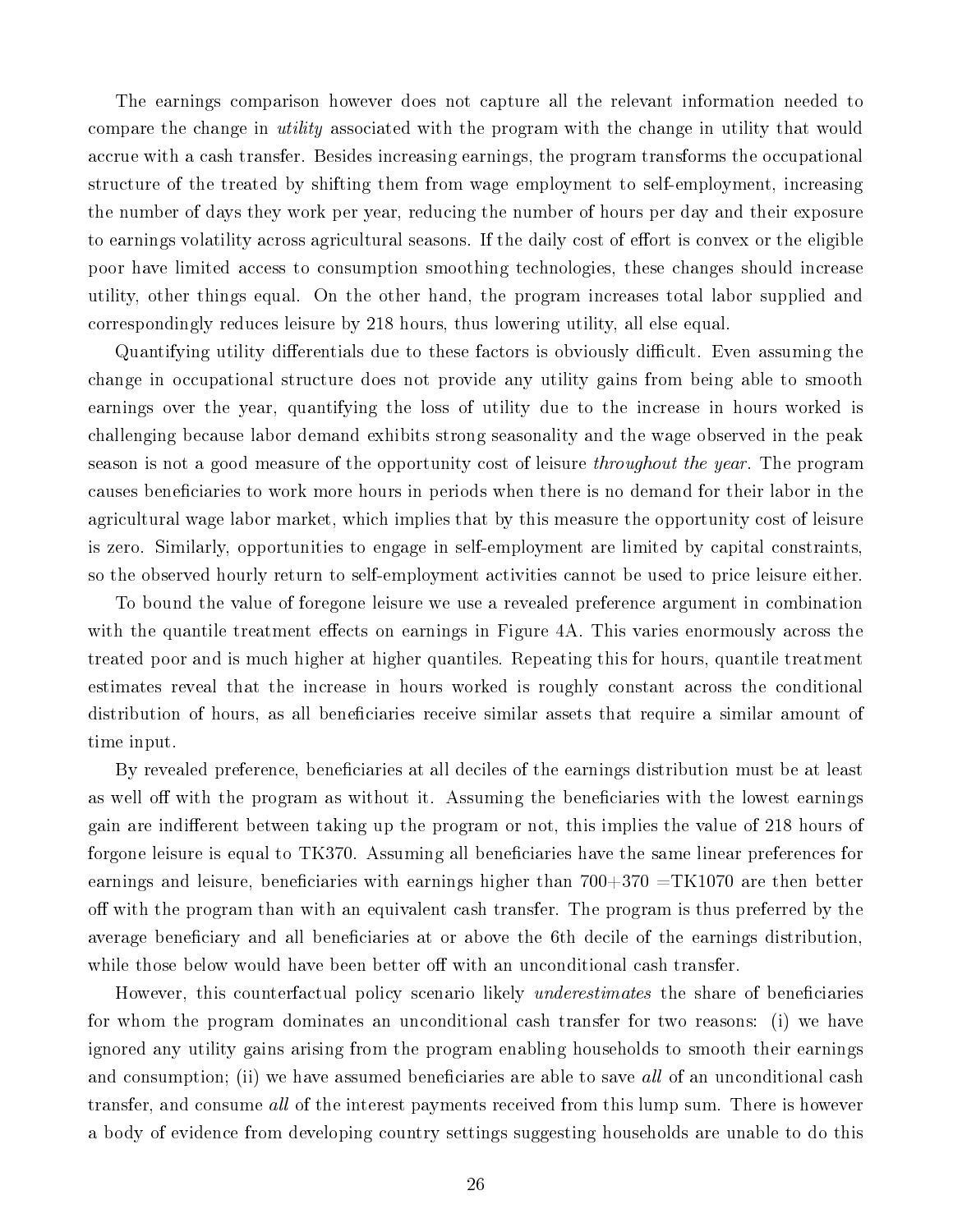The earnings comparison however does not capture all the relevant information needed to compare the change in *utility* associated with the program with the change in utility that would accrue with a cash transfer. Besides increasing earnings, the program transforms the occupational structure of the treated by shifting them from wage employment to self-employment, increasing the number of days they work per year, reducing the number of hours per day and their exposure to earnings volatility across agricultural seasons. If the daily cost of effort is convex or the eligible poor have limited access to consumption smoothing technologies, these changes should increase utility, other things equal. On the other hand, the program increases total labor supplied and correspondingly reduces leisure by 218 hours, thus lowering utility, all else equal.

Quantifying utility differentials due to these factors is obviously difficult. Even assuming the change in occupational structure does not provide any utility gains from being able to smooth earnings over the year, quantifying the loss of utility due to the increase in hours worked is challenging because labor demand exhibits strong seasonality and the wage observed in the peak season is not a good measure of the opportunity cost of leisure *throughout the year*. The program causes beneficiaries to work more hours in periods when there is no demand for their labor in the agricultural wage labor market, which implies that by this measure the opportunity cost of leisure is zero. Similarly, opportunities to engage in self-employment are limited by capital constraints, so the observed hourly return to self-employment activities cannot be used to price leisure either.

To bound the value of foregone leisure we use a revealed preference argument in combination with the quantile treatment effects on earnings in Figure 4A. This varies enormously across the treated poor and is much higher at higher quantiles. Repeating this for hours, quantile treatment estimates reveal that the increase in hours worked is roughly constant across the conditional distribution of hours, as all beneficiaries receive similar assets that require a similar amount of time input.

By revealed preference, beneficiaries at all deciles of the earnings distribution must be at least as well off with the program as without it. Assuming the beneficiaries with the lowest earnings gain are indifferent between taking up the program or not, this implies the value of 218 hours of forgone leisure is equal to TK370. Assuming all beneficiaries have the same linear preferences for earnings and leisure, beneficiaries with earnings higher than 700+370 =TK1070 are then better off with the program than with an equivalent cash transfer. The program is thus preferred by the average beneficiary and all beneficiaries at or above the 6th decile of the earnings distribution, while those below would have been better off with an unconditional cash transfer.

However, this counterfactual policy scenario likely *underestimates* the share of beneficiaries for whom the program dominates an unconditional cash transfer for two reasons: (i) we have ignored any utility gains arising from the program enabling households to smooth their earnings and consumption; (ii) we have assumed beneficiaries are able to save *all* of an unconditional cash transfer, and consume *all* of the interest payments received from this lump sum. There is however a body of evidence from developing country settings suggesting households are unable to do this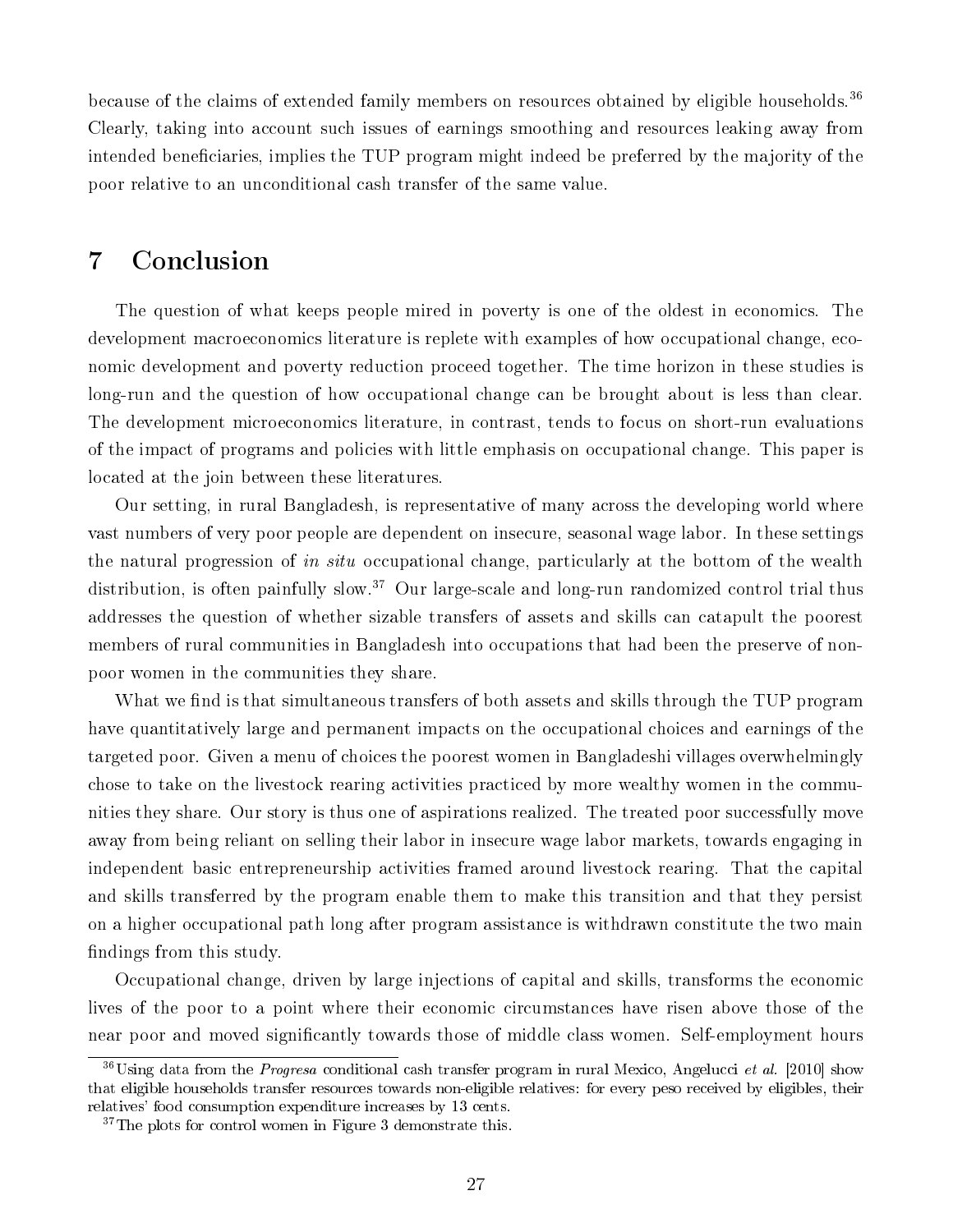because of the claims of extended family members on resources obtained by eligible households.[36] Clearly, taking into account such issues of earnings smoothing and resources leaking away from intended beneficiaries, implies the TUP program might indeed be preferred by the majority of the poor relative to an unconditional cash transfer of the same value.

# 7 Conclusion

The question of what keeps people mired in poverty is one of the oldest in economics. The development macroeconomics literature is replete with examples of how occupational change, economic development and poverty reduction proceed together. The time horizon in these studies is long-run and the question of how occupational change can be brought about is less than clear. The development microeconomics literature, in contrast, tends to focus on short-run evaluations of the impact of programs and policies with little emphasis on occupational change. This paper is located at the join between these literatures.

Our setting, in rural Bangladesh, is representative of many across the developing world where vast numbers of very poor people are dependent on insecure, seasonal wage labor. In these settings the natural progression of *in situ* occupational change, particularly at the bottom of the wealth distribution, is often painfully slow.[37] Our large-scale and long-run randomized control trial thus addresses the question of whether sizable transfers of assets and skills can catapult the poorest members of rural communities in Bangladesh into occupations that had been the preserve of non-poor women in the communities they share.

What we find is that simultaneous transfers of both assets and skills through the TUP program have quantitatively large and permanent impacts on the occupational choices and earnings of the targeted poor. Given a menu of choices the poorest women in Bangladeshi villages overwhelmingly chose to take on the livestock rearing activities practiced by more wealthy women in the communities they share. Our story is thus one of aspirations realized. The treated poor successfully move away from being reliant on selling their labor in insecure wage labor markets, towards engaging in independent basic entrepreneurship activities framed around livestock rearing. That the capital and skills transferred by the program enable them to make this transition and that they persist on a higher occupational path long after program assistance is withdrawn constitute the two main findings from this study.

Occupational change, driven by large injections of capital and skills, transforms the economic lives of the poor to a point where their economic circumstances have risen above those of the near poor and moved significantly towards those of middle class women. Self-employment hours

[36] Using data from the *Progresa* conditional cash transfer program in rural Mexico, Angelucci *et al.* [2010] show that eligible households transfer resources towards non-eligible relatives: for every peso received by eligibles, their relatives' food consumption expenditure increases by 13 cents.

[37] The plots for control women in Figure 3 demonstrate this.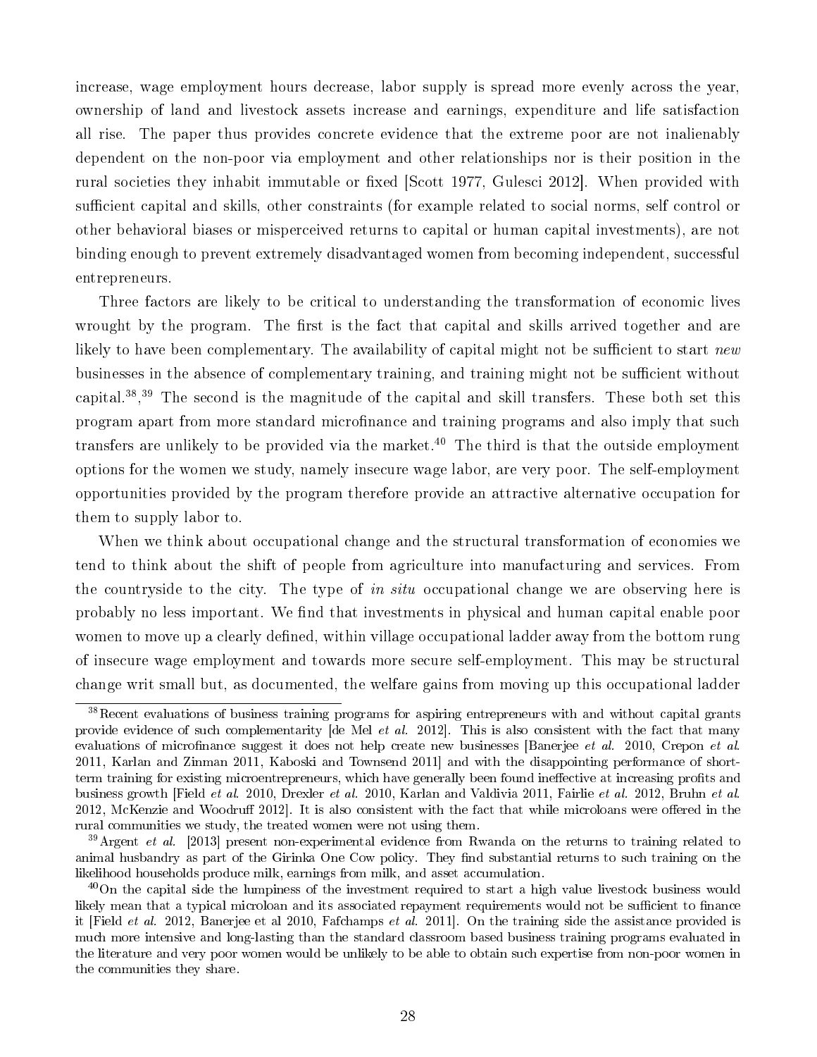increase, wage employment hours decrease, labor supply is spread more evenly across the year, ownership of land and livestock assets increase and earnings, expenditure and life satisfaction all rise. The paper thus provides concrete evidence that the extreme poor are not inalienably dependent on the non-poor via employment and other relationships nor is their position in the rural societies they inhabit immutable or fixed [Scott 1977, Gulesci 2012]. When provided with sufficient capital and skills, other constraints (for example related to social norms, self control or other behavioral biases or misperceived returns to capital or human capital investments), are not binding enough to prevent extremely disadvantaged women from becoming independent, successful entrepreneurs.

Three factors are likely to be critical to understanding the transformation of economic lives wrought by the program. The first is the fact that capital and skills arrived together and are likely to have been complementary. The availability of capital might not be sufficient to start *new* businesses in the absence of complementary training, and training might not be sufficient without capital.[38],[39] The second is the magnitude of the capital and skill transfers. These both set this program apart from more standard microfinance and training programs and also imply that such transfers are unlikely to be provided via the market.[40] The third is that the outside employment options for the women we study, namely insecure wage labor, are very poor. The self-employment opportunities provided by the program therefore provide an attractive alternative occupation for them to supply labor to.

When we think about occupational change and the structural transformation of economies we tend to think about the shift of people from agriculture into manufacturing and services. From the countryside to the city. The type of *in situ* occupational change we are observing here is probably no less important. We find that investments in physical and human capital enable poor women to move up a clearly defined, within village occupational ladder away from the bottom rung of insecure wage employment and towards more secure self-employment. This may be structural change writ small but, as documented, the welfare gains from moving up this occupational ladder

[38] Recent evaluations of business training programs for aspiring entrepreneurs with and without capital grants provide evidence of such complementarity [de Mel *et al.* 2012]. This is also consistent with the fact that many evaluations of microfinance suggest it does not help create new businesses [Banerjee *et al.* 2010, Crepon *et al.* 2011, Karlan and Zinman 2011, Kaboski and Townsend 2011] and with the disappointing performance of short-term training for existing microentrepreneurs, which have generally been found ineffective at increasing profits and business growth [Field *et al.* 2010, Drexler *et al.* 2010, Karlan and Valdivia 2011, Fairlie *et al.* 2012, Bruhn *et al.* 2012, McKenzie and Woodruff 2012]. It is also consistent with the fact that while microloans were offered in the rural communities we study, the treated women were not using them.

[39] Argent *et al.* [2013] present non-experimental evidence from Rwanda on the returns to training related to animal husbandry as part of the Girinka One Cow policy. They find substantial returns to such training on the likelihood households produce milk, earnings from milk, and asset accumulation.

[40] On the capital side the lumpiness of the investment required to start a high value livestock business would likely mean that a typical microloan and its associated repayment requirements would not be sufficient to finance it [Field *et al.* 2012, Banerjee et al 2010, Fafchamps *et al.* 2011]. On the training side the assistance provided is much more intensive and long-lasting than the standard classroom based business training programs evaluated in the literature and very poor women would be unlikely to be able to obtain such expertise from non-poor women in the communities they share.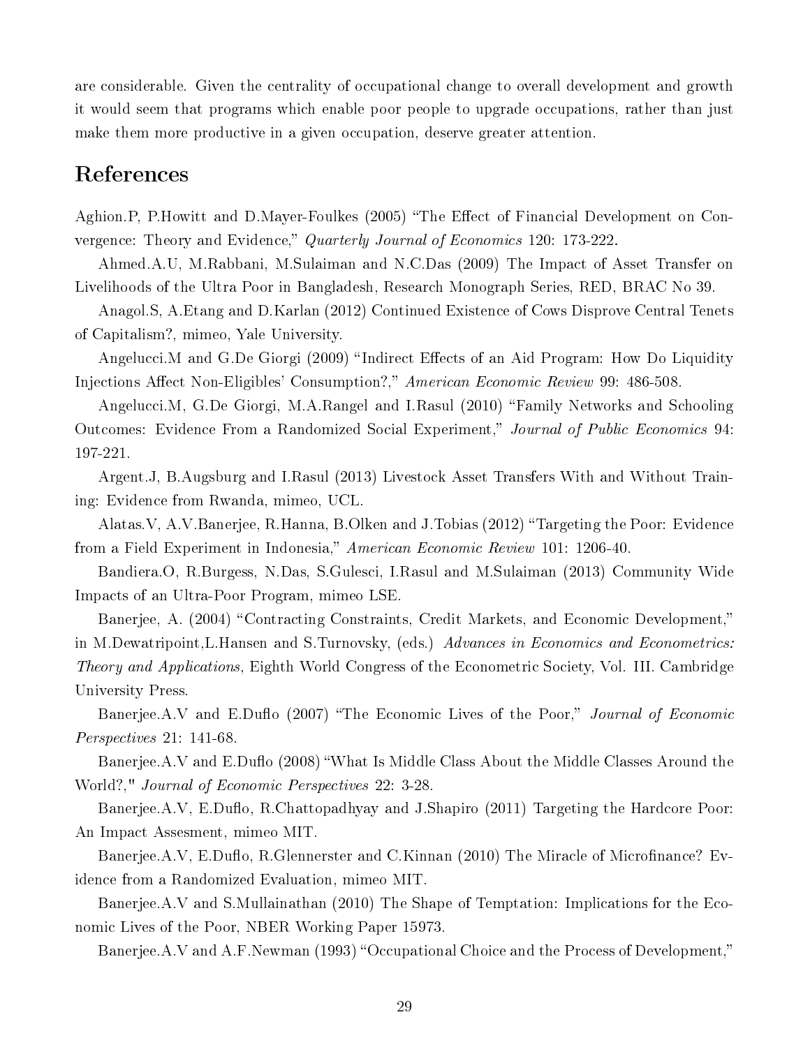are considerable. Given the centrality of occupational change to overall development and growth it would seem that programs which enable poor people to upgrade occupations, rather than just make them more productive in a given occupation, deserve greater attention.

# References

Aghion.P, P.Howitt and D.Mayer-Foulkes (2005) "The Effect of Financial Development on Convergence: Theory and Evidence," *Quarterly Journal of Economics* 120: 173-222.

Ahmed.A.U, M.Rabbani, M.Sulaiman and N.C.Das (2009) The Impact of Asset Transfer on Livelihoods of the Ultra Poor in Bangladesh, Research Monograph Series, RED, BRAC No 39.

Anagol.S, A.Etang and D.Karlan (2012) Continued Existence of Cows Disprove Central Tenets of Capitalism?, mimeo, Yale University.

Angelucci.M and G.De Giorgi (2009) "Indirect Effects of an Aid Program: How Do Liquidity Injections Affect Non-Eligibles' Consumption?," *American Economic Review* 99: 486-508.

Angelucci.M, G.De Giorgi, M.A.Rangel and I.Rasul (2010) "Family Networks and Schooling Outcomes: Evidence From a Randomized Social Experiment," *Journal of Public Economics* 94: 197-221.

Argent.J, B.Augsburg and I.Rasul (2013) Livestock Asset Transfers With and Without Training: Evidence from Rwanda, mimeo, UCL.

Alatas.V, A.V.Banerjee, R.Hanna, B.Olken and J.Tobias (2012) "Targeting the Poor: Evidence from a Field Experiment in Indonesia," *American Economic Review* 101: 1206-40.

Bandiera.O, R.Burgess, N.Das, S.Gulesci, I.Rasul and M.Sulaiman (2013) Community Wide Impacts of an Ultra-Poor Program, mimeo LSE.

Banerjee, A. (2004) "Contracting Constraints, Credit Markets, and Economic Development," in M.Dewatripoint,L.Hansen and S.Turnovsky, (eds.) *Advances in Economics and Econometrics: Theory and Applications*, Eighth World Congress of the Econometric Society, Vol. III. Cambridge University Press.

Banerjee.A.V and E.Duflo (2007) "The Economic Lives of the Poor," *Journal of Economic Perspectives* 21: 141-68.

Banerjee.A.V and E.Duflo (2008) "What Is Middle Class About the Middle Classes Around the World?," *Journal of Economic Perspectives* 22: 3-28.

Banerjee.A.V, E.Duflo, R.Chattopadhyay and J.Shapiro (2011) Targeting the Hardcore Poor: An Impact Assesment, mimeo MIT.

Banerjee.A.V, E.Duflo, R.Glennerster and C.Kinnan (2010) The Miracle of Microfinance? Evidence from a Randomized Evaluation, mimeo MIT.

Banerjee.A.V and S.Mullainathan (2010) The Shape of Temptation: Implications for the Economic Lives of the Poor, NBER Working Paper 15973.

Banerjee.A.V and A.F.Newman (1993) "Occupational Choice and the Process of Development,"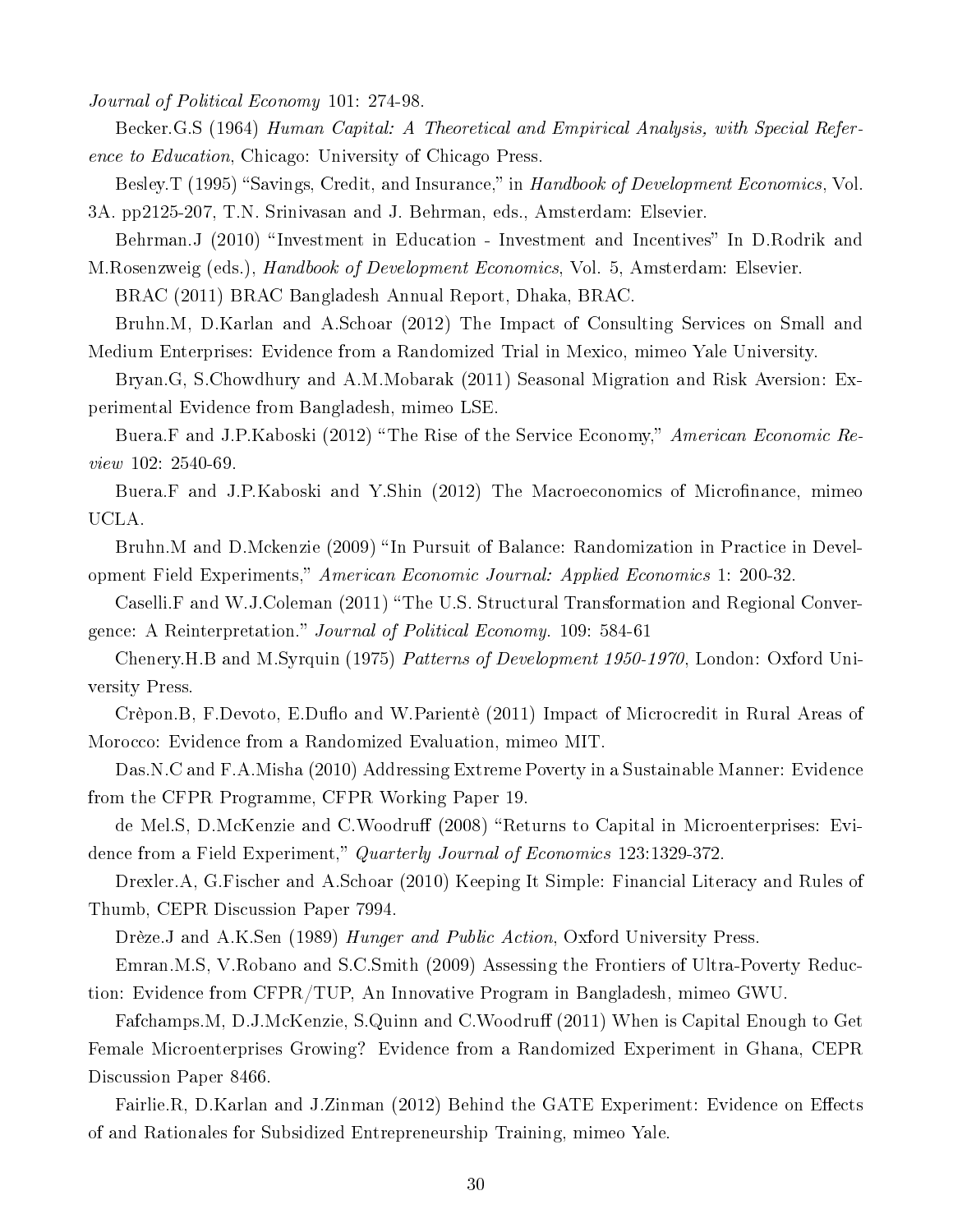*Journal of Political Economy* 101: 274-98.

Becker.G.S (1964) *Human Capital: A Theoretical and Empirical Analysis, with Special Reference to Education*, Chicago: University of Chicago Press.

Besley.T (1995) "Savings, Credit, and Insurance," in *Handbook of Development Economics*, Vol. 3A. pp2125-207, T.N. Srinivasan and J. Behrman, eds., Amsterdam: Elsevier.

Behrman.J (2010) "Investment in Education - Investment and Incentives" In D.Rodrik and M.Rosenzweig (eds.), *Handbook of Development Economics*, Vol. 5, Amsterdam: Elsevier.

BRAC (2011) BRAC Bangladesh Annual Report, Dhaka, BRAC.

Bruhn.M, D.Karlan and A.Schoar (2012) The Impact of Consulting Services on Small and Medium Enterprises: Evidence from a Randomized Trial in Mexico, mimeo Yale University.

Bryan.G, S.Chowdhury and A.M.Mobarak (2011) Seasonal Migration and Risk Aversion: Experimental Evidence from Bangladesh, mimeo LSE.

Buera.F and J.P.Kaboski (2012) "The Rise of the Service Economy," *American Economic Review* 102: 2540-69.

Buera.F and J.P.Kaboski and Y.Shin (2012) The Macroeconomics of Microfinance, mimeo UCLA.

Bruhn.M and D.Mckenzie (2009) "In Pursuit of Balance: Randomization in Practice in Development Field Experiments," *American Economic Journal: Applied Economics* 1: 200-32.

Caselli.F and W.J.Coleman (2011) "The U.S. Structural Transformation and Regional Convergence: A Reinterpretation." *Journal of Political Economy*. 109: 584-61

Chenery.H.B and M.Syrquin (1975) *Patterns of Development 1950-1970*, London: Oxford University Press.

Crèpon.B, F.Devoto, E.Duflo and W.Parientè (2011) Impact of Microcredit in Rural Areas of Morocco: Evidence from a Randomized Evaluation, mimeo MIT.

Das.N.C and F.A.Misha (2010) Addressing Extreme Poverty in a Sustainable Manner: Evidence from the CFPR Programme, CFPR Working Paper 19.

de Mel.S, D.McKenzie and C.Woodruff (2008) "Returns to Capital in Microenterprises: Evidence from a Field Experiment," *Quarterly Journal of Economics* 123:1329-372.

Drexler.A, G.Fischer and A.Schoar (2010) Keeping It Simple: Financial Literacy and Rules of Thumb, CEPR Discussion Paper 7994.

Drèze.J and A.K.Sen (1989) *Hunger and Public Action*, Oxford University Press.

Emran.M.S, V.Robano and S.C.Smith (2009) Assessing the Frontiers of Ultra-Poverty Reduction: Evidence from CFPR/TUP, An Innovative Program in Bangladesh, mimeo GWU.

Fafchamps.M, D.J.McKenzie, S.Quinn and C.Woodruff (2011) When is Capital Enough to Get Female Microenterprises Growing? Evidence from a Randomized Experiment in Ghana, CEPR Discussion Paper 8466.

Fairlie.R, D.Karlan and J.Zinman (2012) Behind the GATE Experiment: Evidence on Effects of and Rationales for Subsidized Entrepreneurship Training, mimeo Yale.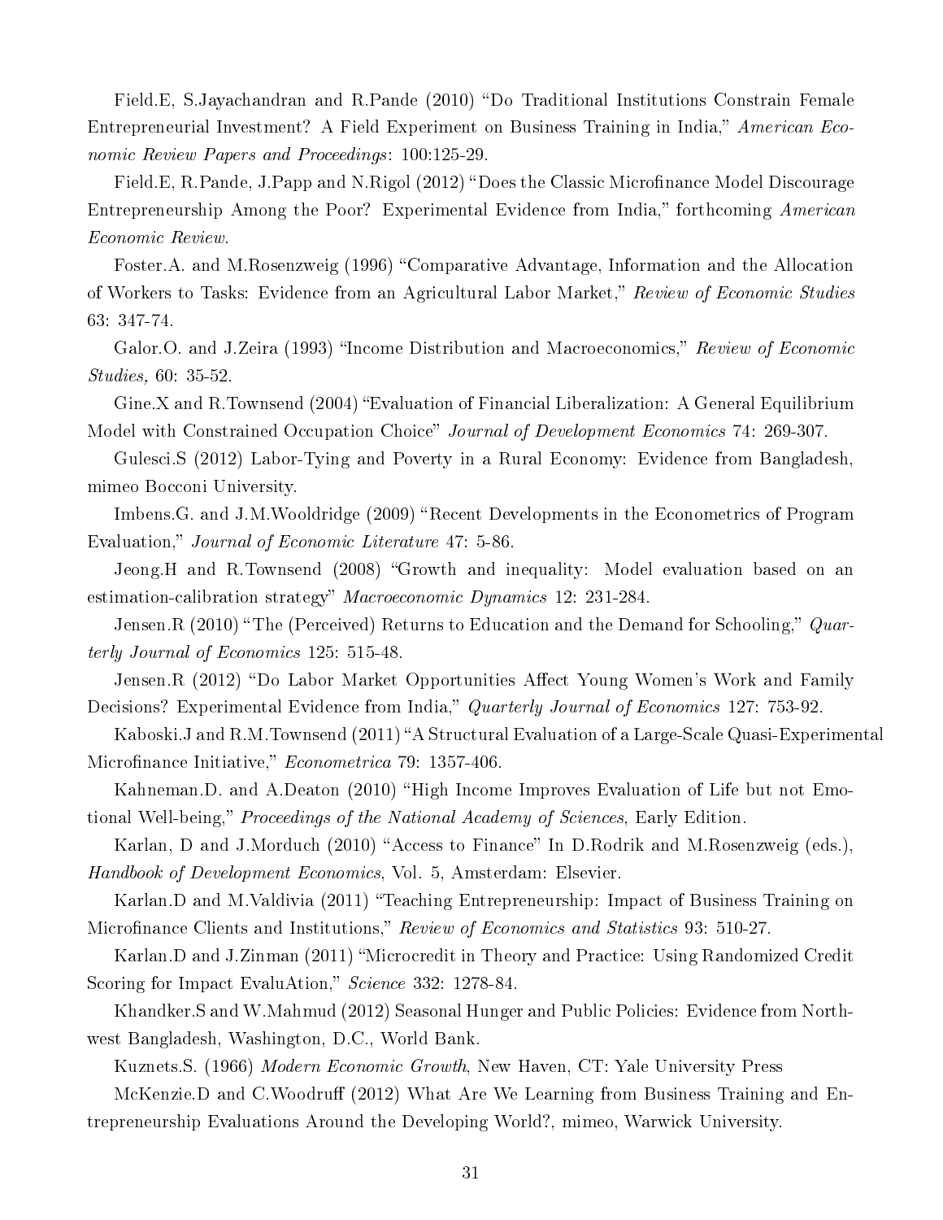Field.E, S.Jayachandran and R.Pande (2010) "Do Traditional Institutions Constrain Female Entrepreneurial Investment? A Field Experiment on Business Training in India," *American Economic Review Papers and Proceedings*: 100:125-29.

Field.E, R.Pande, J.Papp and N.Rigol (2012) "Does the Classic Microfinance Model Discourage Entrepreneurship Among the Poor? Experimental Evidence from India," forthcoming *American Economic Review*.

Foster.A. and M.Rosenzweig (1996) "Comparative Advantage, Information and the Allocation of Workers to Tasks: Evidence from an Agricultural Labor Market," *Review of Economic Studies* 63: 347-74.

Galor.O. and J.Zeira (1993) "Income Distribution and Macroeconomics," *Review of Economic Studies,* 60: 35-52.

Gine.X and R.Townsend (2004) "Evaluation of Financial Liberalization: A General Equilibrium Model with Constrained Occupation Choice" *Journal of Development Economics* 74: 269-307.

Gulesci.S (2012) Labor-Tying and Poverty in a Rural Economy: Evidence from Bangladesh, mimeo Bocconi University.

Imbens.G. and J.M.Wooldridge (2009) "Recent Developments in the Econometrics of Program Evaluation," *Journal of Economic Literature* 47: 5-86.

Jeong.H and R.Townsend (2008) "Growth and inequality: Model evaluation based on an estimation-calibration strategy" *Macroeconomic Dynamics* 12: 231-284.

Jensen.R (2010) "The (Perceived) Returns to Education and the Demand for Schooling," *Quarterly Journal of Economics* 125: 515-48.

Jensen.R (2012) "Do Labor Market Opportunities Affect Young Women's Work and Family Decisions? Experimental Evidence from India," *Quarterly Journal of Economics* 127: 753-92.

Kaboski.J and R.M.Townsend (2011) "A Structural Evaluation of a Large-Scale Quasi-Experimental Microfinance Initiative," *Econometrica* 79: 1357-406.

Kahneman.D. and A.Deaton (2010) "High Income Improves Evaluation of Life but not Emotional Well-being," *Proceedings of the National Academy of Sciences*, Early Edition.

Karlan, D and J.Morduch (2010) "Access to Finance" In D.Rodrik and M.Rosenzweig (eds.), *Handbook of Development Economics*, Vol. 5, Amsterdam: Elsevier.

Karlan.D and M.Valdivia (2011) "Teaching Entrepreneurship: Impact of Business Training on Microfinance Clients and Institutions," *Review of Economics and Statistics* 93: 510-27.

Karlan.D and J.Zinman (2011) "Microcredit in Theory and Practice: Using Randomized Credit Scoring for Impact EvaluAtion," *Science* 332: 1278-84.

Khandker.S and W.Mahmud (2012) Seasonal Hunger and Public Policies: Evidence from Northwest Bangladesh, Washington, D.C., World Bank.

Kuznets.S. (1966) *Modern Economic Growth*, New Haven, CT: Yale University Press

McKenzie.D and C.Woodruff (2012) What Are We Learning from Business Training and Entrepreneurship Evaluations Around the Developing World?, mimeo, Warwick University.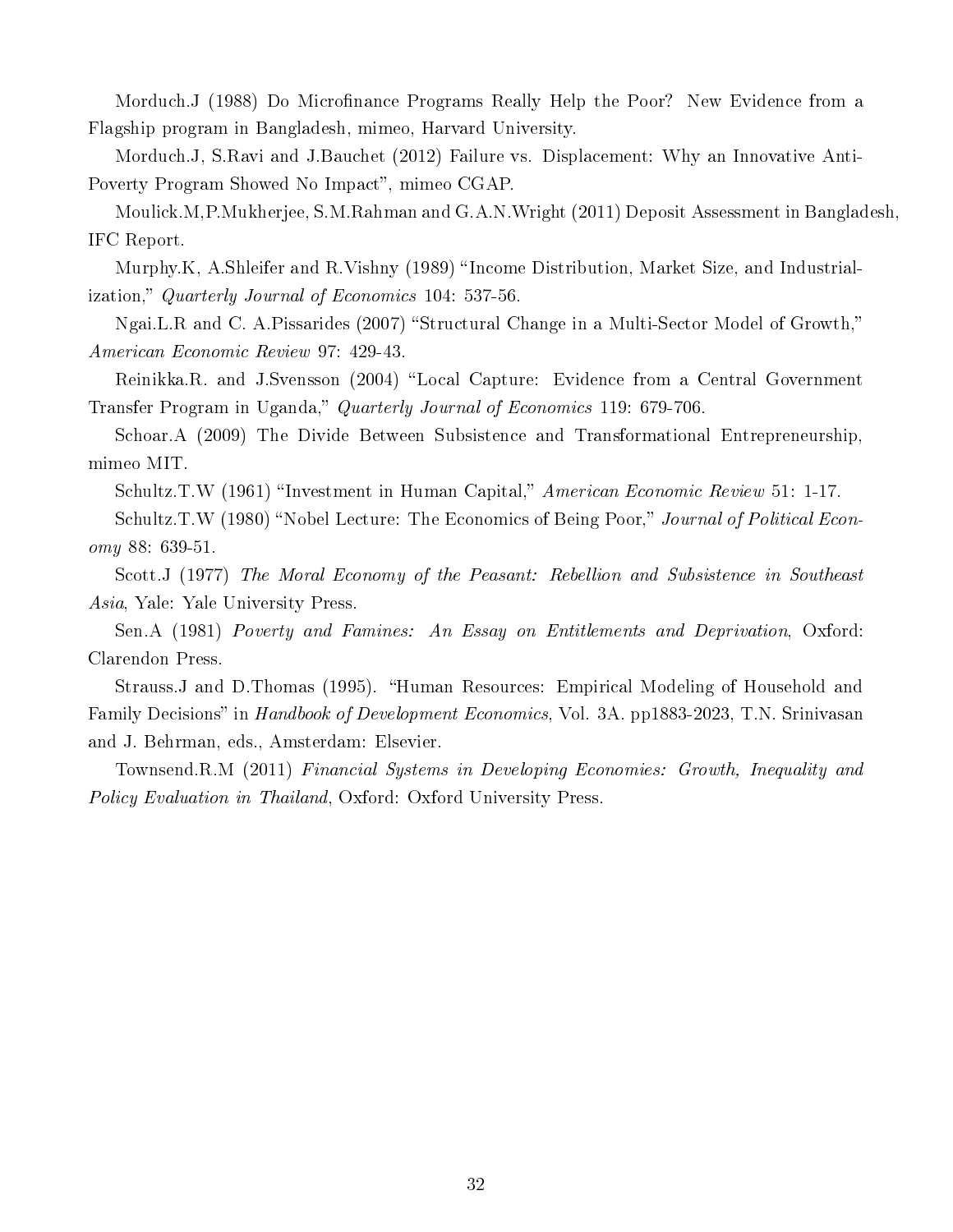Morduch.J (1988) Do Microfinance Programs Really Help the Poor? New Evidence from a Flagship program in Bangladesh, mimeo, Harvard University.

Morduch.J, S.Ravi and J.Bauchet (2012) Failure vs. Displacement: Why an Innovative Anti-Poverty Program Showed No Impact", mimeo CGAP.

Moulick.M,P.Mukherjee, S.M.Rahman and G.A.N.Wright (2011) Deposit Assessment in Bangladesh, IFC Report.

Murphy.K, A.Shleifer and R.Vishny (1989) "Income Distribution, Market Size, and Industrialization," *Quarterly Journal of Economics* 104: 537-56.

Ngai.L.R and C. A.Pissarides (2007) "Structural Change in a Multi-Sector Model of Growth," *American Economic Review* 97: 429-43.

Reinikka.R. and J.Svensson (2004) "Local Capture: Evidence from a Central Government Transfer Program in Uganda," *Quarterly Journal of Economics* 119: 679-706.

Schoar.A (2009) The Divide Between Subsistence and Transformational Entrepreneurship, mimeo MIT.

Schultz.T.W (1961) "Investment in Human Capital," *American Economic Review* 51: 1-17.

Schultz.T.W (1980) "Nobel Lecture: The Economics of Being Poor," *Journal of Political Economy* 88: 639-51.

Scott.J (1977) *The Moral Economy of the Peasant: Rebellion and Subsistence in Southeast Asia*, Yale: Yale University Press.

Sen.A (1981) *Poverty and Famines: An Essay on Entitlements and Deprivation*, Oxford: Clarendon Press.

Strauss.J and D.Thomas (1995). "Human Resources: Empirical Modeling of Household and Family Decisions" in *Handbook of Development Economics*, Vol. 3A. pp1883-2023, T.N. Srinivasan and J. Behrman, eds., Amsterdam: Elsevier.

Townsend.R.M (2011) *Financial Systems in Developing Economies: Growth, Inequality and Policy Evaluation in Thailand*, Oxford: Oxford University Press.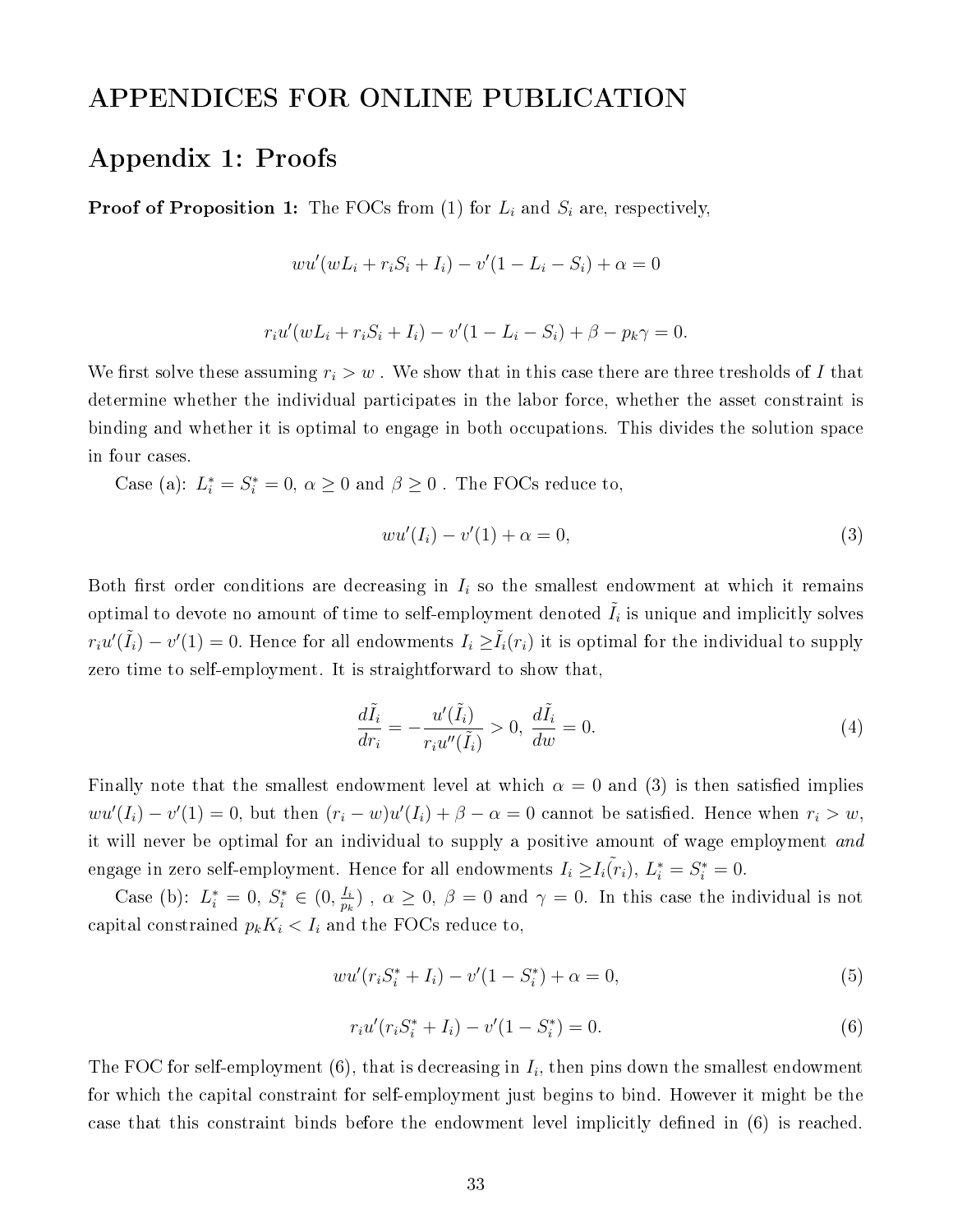# APPENDICES FOR ONLINE PUBLICATION

## Appendix 1: Proofs

**Proof of Proposition 1:** The FOCs from (1) for $L_i$ and $S_i$ are, respectively,

$$wu'(wL_i + r_iS_i + I_i) - v'(1 - L_i - S_i) + \alpha = 0$$

$$r_iu'(wL_i + r_iS_i + I_i) - v'(1 - L_i - S_i) + \beta - p_k\gamma = 0.$$

We first solve these assuming $r_i > w$ . We show that in this case there are three tresholds of $I$ that determine whether the individual participates in the labor force, whether the asset constraint is binding and whether it is optimal to engage in both occupations. This divides the solution space in four cases.

Case (a): $L_i^* = S_i^* = 0$, $\alpha \geq 0$ and $\beta \geq 0$ . The FOCs reduce to,

$$wu'(I_i) - v'(1) + \alpha = 0, \tag{3}$$

Both first order conditions are decreasing in $I_i$ so the smallest endowment at which it remains optimal to devote no amount of time to self-employment denoted $\tilde{I}_i$ is unique and implicitly solves $r_iu'(\tilde{I}_i) - v'(1) = 0$. Hence for all endowments $I_i \geq \tilde{I}_i(r_i)$ it is optimal for the individual to supply zero time to self-employment. It is straightforward to show that,

$$\frac{d\tilde{I}_i}{dr_i} = -\frac{u'(\tilde{I}_i)}{r_iu''(\tilde{I}_i)} > 0, \; \frac{d\tilde{I}_i}{dw} = 0. \tag{4}$$

Finally note that the smallest endowment level at which $\alpha = 0$ and (3) is then satisfied implies $wu'(I_i) - v'(1) = 0$, but then $(r_i - w)u'(I_i) + \beta - \alpha = 0$ cannot be satisfied. Hence when $r_i > w$, it will never be optimal for an individual to supply a positive amount of wage employment *and* engage in zero self-employment. Hence for all endowments $I_i \geq \tilde{I_i}(r_i)$, $L_i^* = S_i^* = 0$.

Case (b): $L_i^* = 0$, $S_i^* \in (0, \frac{I_i}{p_k})$ , $\alpha \geq 0$, $\beta = 0$ and $\gamma = 0$. In this case the individual is not capital constrained $p_kK_i < I_i$ and the FOCs reduce to,

$$wu'(r_iS_i^* + I_i) - v'(1 - S_i^*) + \alpha = 0, \tag{5}$$

$$r_iu'(r_iS_i^* + I_i) - v'(1 - S_i^*) = 0. \tag{6}$$

The FOC for self-employment (6), that is decreasing in $I_i$, then pins down the smallest endowment for which the capital constraint for self-employment just begins to bind. However it might be the case that this constraint binds before the endowment level implicitly defined in (6) is reached.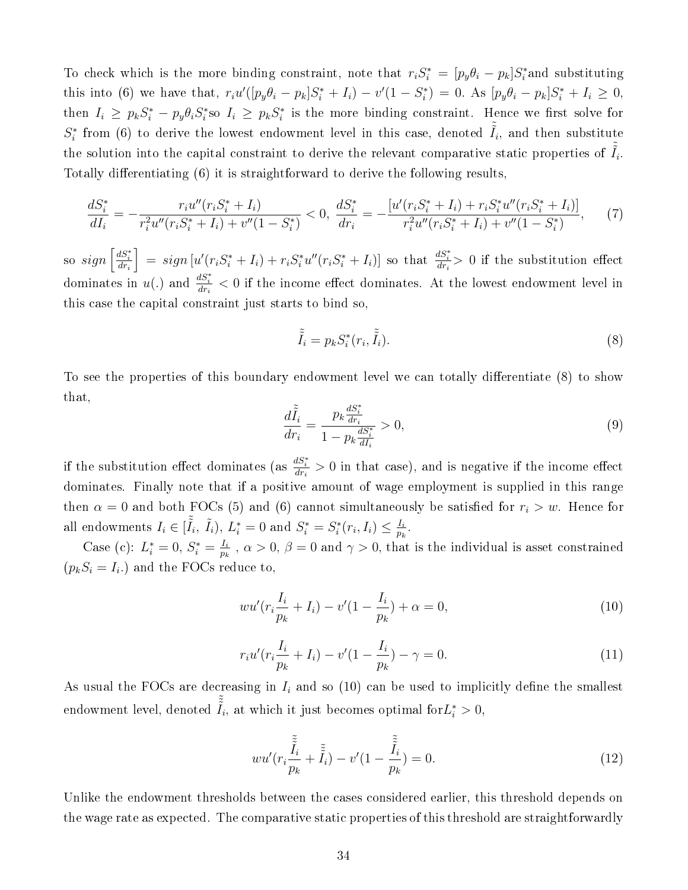To check which is the more binding constraint, note that $r_i S_i^* = [p_y\theta_i - p_k]S_i^*$and substituting this into (6) we have that, $r_i u'([p_y\theta_i - p_k]S_i^* + I_i) - v'(1 - S_i^*) = 0$. As $[p_y\theta_i - p_k]S_i^* + I_i \geq 0$, then $I_i \geq p_k S_i^* - p_y\theta_i S_i^*$so $I_i \geq p_k S_i^*$ is the more binding constraint. Hence we first solve for $S_i^*$ from (6) to derive the lowest endowment level in this case, denoted $\tilde{\tilde{I}}_i$, and then substitute the solution into the capital constraint to derive the relevant comparative static properties of $\tilde{\tilde{I}}_i$. Totally differentiating (6) it is straightforward to derive the following results,

$$\frac{dS_i^*}{dI_i} = -\frac{r_i u''(r_i S_i^* + I_i)}{r_i^2 u''(r_i S_i^* + I_i) + v''(1 - S_i^*)} < 0,\ \frac{dS_i^*}{dr_i} = -\frac{[u'(r_i S_i^* + I_i) + r_i S_i^* u''(r_i S_i^* + I_i)]}{r_i^2 u''(r_i S_i^* + I_i) + v''(1 - S_i^*)}, \tag{7}$$

so $sign\left[\frac{dS_i^*}{dr_i}\right] = sign\left[u'(r_i S_i^* + I_i) + r_i S_i^* u''(r_i S_i^* + I_i)\right]$ so that $\frac{dS_i^*}{dr_i} > 0$ if the substitution effect dominates in $u(.)$ and $\frac{dS_i^*}{dr_i} < 0$ if the income effect dominates. At the lowest endowment level in this case the capital constraint just starts to bind so,

$$\tilde{\tilde{I}}_i = p_k S_i^*(r_i, \tilde{\tilde{I}}_i). \tag{8}$$

To see the properties of this boundary endowment level we can totally differentiate (8) to show that,

$$\frac{d\tilde{\tilde{I}}_i}{dr_i} = \frac{p_k \frac{dS_i^*}{dr_i}}{1 - p_k \frac{dS_i^*}{dI_i}} > 0, \tag{9}$$

if the substitution effect dominates (as $\frac{dS_i^*}{dr_i} > 0$ in that case), and is negative if the income effect dominates. Finally note that if a positive amount of wage employment is supplied in this range then $\alpha = 0$ and both FOCs (5) and (6) cannot simultaneously be satisfied for $r_i > w$. Hence for all endowments $I_i \in [\tilde{\tilde{I}}_i, \tilde{I}_i)$, $L_i^* = 0$ and $S_i^* = S_i^*(r_i, I_i) \leq \frac{I_i}{p_k}$.

Case (c): $L_i^* = 0$, $S_i^* = \frac{I_i}{p_k}$ , $\alpha > 0$, $\beta = 0$ and $\gamma > 0$, that is the individual is asset constrained ($p_k S_i = I_i$.) and the FOCs reduce to,

$$wu'(r_i \frac{I_i}{p_k} + I_i) - v'(1 - \frac{I_i}{p_k}) + \alpha = 0, \tag{10}$$

$$r_i u'(r_i \frac{I_i}{p_k} + I_i) - v'(1 - \frac{I_i}{p_k}) - \gamma = 0. \tag{11}$$

As usual the FOCs are decreasing in $I_i$ and so (10) can be used to implicitly define the smallest endowment level, denoted $\tilde{\tilde{\tilde{I}}}_i$, at which it just becomes optimal for$L_i^* > 0$,

$$wu'(r_i \frac{\tilde{\tilde{\tilde{I}}}_i}{p_k} + \tilde{\tilde{\tilde{I}}}_i) - v'(1 - \frac{\tilde{\tilde{\tilde{I}}}_i}{p_k}) = 0. \tag{12}$$

Unlike the endowment thresholds between the cases considered earlier, this threshold depends on the wage rate as expected. The comparative static properties of this threshold are straightforwardly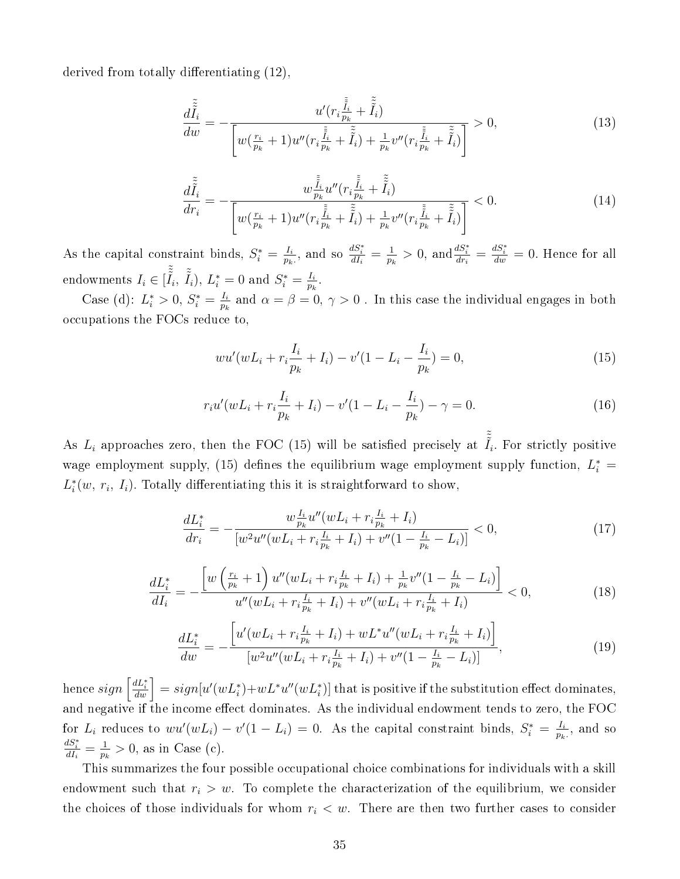derived from totally differentiating (12),

$$\frac{d\tilde{\tilde{\tilde{I}}}_i}{dw} = -\frac{u'(r_i \frac{\tilde{\tilde{\tilde{I}}}_i}{p_k} + \tilde{\tilde{\tilde{I}}}_i)}{\left[w(\frac{r_i}{p_k}+1)u''(r_i \frac{\tilde{\tilde{\tilde{I}}}_i}{p_k} + \tilde{\tilde{\tilde{I}}}_i) + \frac{1}{p_k}v''(r_i \frac{\tilde{\tilde{\tilde{I}}}_i}{p_k} + \tilde{\tilde{\tilde{I}}}_i)\right]} > 0, \tag{13}$$

$$\frac{d\tilde{\tilde{\tilde{I}}}_i}{dr_i} = -\frac{w\frac{\tilde{\tilde{\tilde{I}}}_i}{p_k}u''(r_i \frac{\tilde{\tilde{\tilde{I}}}_i}{p_k} + \tilde{\tilde{\tilde{I}}}_i)}{\left[w(\frac{r_i}{p_k}+1)u''(r_i \frac{\tilde{\tilde{\tilde{I}}}_i}{p_k} + \tilde{\tilde{\tilde{I}}}_i) + \frac{1}{p_k}v''(r_i \frac{\tilde{\tilde{\tilde{I}}}_i}{p_k} + \tilde{\tilde{\tilde{I}}}_i)\right]} < 0. \tag{14}$$

As the capital constraint binds, $S_i^* = \frac{I_i}{p_k}$, and so $\frac{dS_i^*}{dI_i} = \frac{1}{p_k} > 0$, and $\frac{dS_i^*}{dr_i} = \frac{dS_i^*}{dw} = 0$. Hence for all endowments $I_i \in [\tilde{\tilde{\tilde{I}}}_i, \tilde{\tilde{I}}_i)$, $L_i^* = 0$ and $S_i^* = \frac{I_i}{p_k}$.

Case (d): $L_i^* > 0$, $S_i^* = \frac{I_i}{p_k}$ and $\alpha = \beta = 0$, $\gamma > 0$ . In this case the individual engages in both occupations the FOCs reduce to,

$$wu'(wL_i + r_i\frac{I_i}{p_k} + I_i) - v'(1 - L_i - \frac{I_i}{p_k}) = 0, \tag{15}$$

$$r_i u'(wL_i + r_i\frac{I_i}{p_k} + I_i) - v'(1 - L_i - \frac{I_i}{p_k}) - \gamma = 0. \tag{16}$$

As $L_i$ approaches zero, then the FOC (15) will be satisfied precisely at $\tilde{\tilde{\tilde{I}}}_i$. For strictly positive wage employment supply, (15) defines the equilibrium wage employment supply function, $L_i^* = L_i^*(w,\, r_i,\, I_i)$. Totally differentiating this it is straightforward to show,

$$\frac{dL_i^*}{dr_i} = -\frac{w\frac{I_i}{p_k}u''(wL_i + r_i\frac{I_i}{p_k} + I_i)}{[w^2u''(wL_i + r_i\frac{I_i}{p_k} + I_i) + v''(1 - \frac{I_i}{p_k} - L_i)]} < 0, \tag{17}$$

$$\frac{dL_i^*}{dI_i} = -\frac{\left[w\left(\frac{r_i}{p_k}+1\right)u''(wL_i + r_i\frac{I_i}{p_k} + I_i) + \frac{1}{p_k}v''(1 - \frac{I_i}{p_k} - L_i)\right]}{u''(wL_i + r_i\frac{I_i}{p_k} + I_i) + v''(wL_i + r_i\frac{I_i}{p_k} + I_i)} < 0, \tag{18}$$

$$\frac{dL_i^*}{dw} = -\frac{\left[u'(wL_i + r_i\frac{I_i}{p_k} + I_i) + wL^*u''(wL_i + r_i\frac{I_i}{p_k} + I_i)\right]}{[w^2u''(wL_i + r_i\frac{I_i}{p_k} + I_i) + v''(1 - \frac{I_i}{p_k} - L_i)]}, \tag{19}$$

hence $sign\left[\frac{dL_i^*}{dw}\right] = sign[u'(wL_i^*) + wL^*u''(wL_i^*)]$ that is positive if the substitution effect dominates, and negative if the income effect dominates. As the individual endowment tends to zero, the FOC for $L_i$ reduces to $wu'(wL_i) - v'(1 - L_i) = 0$. As the capital constraint binds, $S_i^* = \frac{I_i}{p_k}$, and so $\frac{dS_i^*}{dI_i} = \frac{1}{p_k} > 0$, as in Case (c).

This summarizes the four possible occupational choice combinations for individuals with a skill endowment such that $r_i > w$. To complete the characterization of the equilibrium, we consider the choices of those individuals for whom $r_i < w$. There are then two further cases to consider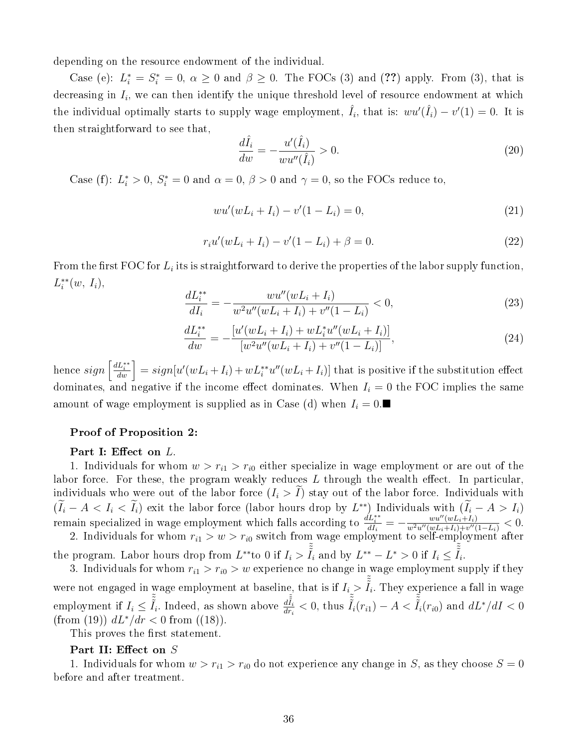depending on the resource endowment of the individual.

Case (e): $L_i^* = S_i^* = 0$, $\alpha \geq 0$ and $\beta \geq 0$. The FOCs (3) and (??) apply. From (3), that is decreasing in $I_i$, we can then identify the unique threshold level of resource endowment at which the individual optimally starts to supply wage employment, $\hat{I}_i$, that is: $wu'(\hat{I}_i) - v'(1) = 0$. It is then straightforward to see that,

$$\frac{d\hat{I}_i}{dw} = -\frac{u'(\hat{I}_i)}{wu''(\hat{I}_i)} > 0. \tag{20}$$

Case (f): $L_i^* > 0$, $S_i^* = 0$ and $\alpha = 0$, $\beta > 0$ and $\gamma = 0$, so the FOCs reduce to,

$$wu'(wL_i + I_i) - v'(1 - L_i) = 0, \tag{21}$$

$$r_i u'(wL_i + I_i) - v'(1 - L_i) + \beta = 0. \tag{22}$$

From the first FOC for $L_i$ its is straightforward to derive the properties of the labor supply function, $L_i^{**}(w,\, I_i)$,

$$\frac{dL_i^{**}}{dI_i} = -\frac{wu''(wL_i + I_i)}{w^2 u''(wL_i + I_i) + v''(1 - L_i)} < 0, \tag{23}$$

$$\frac{dL_i^{**}}{dw} = -\frac{[u'(wL_i + I_i) + wL_i^* u''(wL_i + I_i)]}{[w^2 u''(wL_i + I_i) + v''(1 - L_i)]}, \tag{24}$$

hence $sign\left[\frac{dL_i^{**}}{dw}\right] = sign[u'(wL_i + I_i) + wL_i^{**}u''(wL_i + I_i)]$ that is positive if the substitution effect dominates, and negative if the income effect dominates. When $I_i = 0$ the FOC implies the same amount of wage employment is supplied as in Case (d) when $I_i = 0$.■

**Proof of Proposition 2:**

**Part I: Effect on $L$.**

1. Individuals for whom $w > r_{i1} > r_{i0}$ either specialize in wage employment or are out of the labor force. For these, the program weakly reduces $L$ through the wealth effect. In particular, individuals who were out of the labor force ($I_i > \widetilde{I}$) stay out of the labor force. Individuals with ($\widetilde{I}_i - A < I_i < \widetilde{I}_i$) exit the labor force (labor hours drop by $L^{**}$) Individuals with ($\widetilde{I}_i - A > I_i$) remain specialized in wage employment which falls according to $\frac{dL_i^{**}}{dI_i} = -\frac{wu''(wL_i+I_i)}{w^2u''(wL_i+I_i)+v''(1-L_i)} < 0$.

2. Individuals for whom $r_{i1} > w > r_{i0}$ switch from wage employment to self-employment after the program. Labor hours drop from $L^{**}$to 0 if $I_i > \tilde{\tilde{I}}_i$ and by $L^{**} - L^* > 0$ if $I_i \leq \tilde{\tilde{I}}_i$.

3. Individuals for whom $r_{i1} > r_{i0} > w$ experience no change in wage employment supply if they were not engaged in wage employment at baseline, that is if $I_i > \tilde{\tilde{I}}_i$. They experience a fall in wage employment if $I_i \leq \tilde{\tilde{I}}_i$. Indeed, as shown above $\frac{d\tilde{\tilde{I}}_i}{dr_i} < 0$, thus $\tilde{\tilde{I}}_i(r_{i1}) - A < \tilde{\tilde{I}}_i(r_{i0})$ and $dL^*/dI < 0$ (from (19)) $dL^*/dr < 0$ from ((18)).

This proves the first statement.

**Part II: Effect on $S$**

1. Individuals for whom $w > r_{i1} > r_{i0}$ do not experience any change in $S$, as they choose $S = 0$ before and after treatment.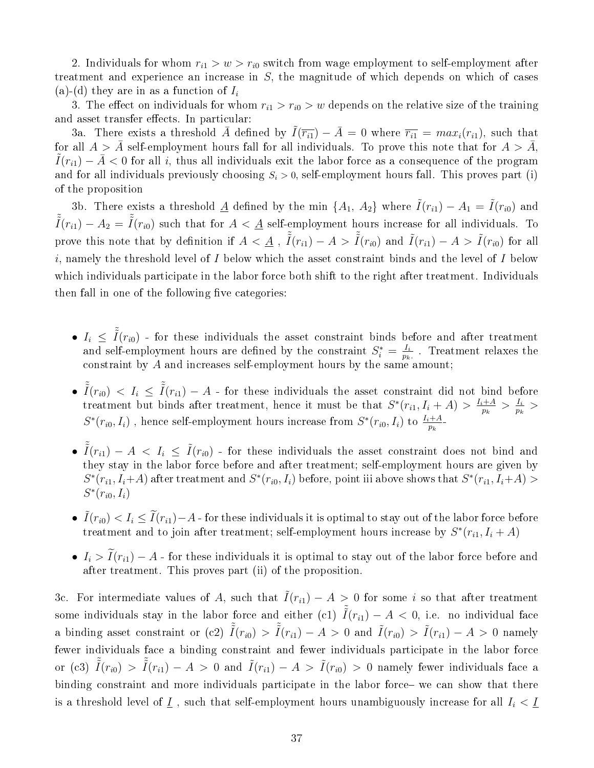2. Individuals for whom $r_{i1} > w > r_{i0}$ switch from wage employment to self-employment after treatment and experience an increase in $S$, the magnitude of which depends on which of cases (a)-(d) they are in as a function of $I_i$

3. The effect on individuals for whom $r_{i1} > r_{i0} > w$ depends on the relative size of the training and asset transfer effects. In particular:

3a. There exists a threshold $\bar{A}$ defined by $\tilde{I}(\overline{r_{i1}}) - \bar{A} = 0$ where $\overline{r_{i1}} = max_i(r_{i1})$, such that for all $A > \bar{A}$ self-employment hours fall for all individuals. To prove this note that for $A > \bar{A}$, $\tilde{I}(r_{i1}) - \bar{A} < 0$ for all $i$, thus all individuals exit the labor force as a consequence of the program and for all individuals previously choosing $S_i > 0$, self-employment hours fall. This proves part (i) of the proposition

3b. There exists a threshold $\underline{A}$ defined by the min $\{A_1, A_2\}$ where $\tilde{I}(r_{i1}) - A_1 = \tilde{I}(r_{i0})$ and $\tilde{\tilde{I}}(r_{i1}) - A_2 = \tilde{\tilde{I}}(r_{i0})$ such that for $A < \underline{A}$ self-employment hours increase for all individuals. To prove this note that by definition if $A < \underline{A}$ , $\tilde{\tilde{I}}(r_{i1}) - A > \tilde{\tilde{I}}(r_{i0})$ and $\tilde{I}(r_{i1}) - A > \tilde{I}(r_{i0})$ for all $i$, namely the threshold level of $I$ below which the asset constraint binds and the level of $I$ below which individuals participate in the labor force both shift to the right after treatment. Individuals then fall in one of the following five categories:

- $I_i \leq \tilde{\tilde{I}}(r_{i0})$ - for these individuals the asset constraint binds before and after treatment and self-employment hours are defined by the constraint $S_i^* = \frac{I_i}{p_k}$ . Treatment relaxes the constraint by $A$ and increases self-employment hours by the same amount;

- $\tilde{\tilde{I}}(r_{i0}) < I_i \leq \tilde{\tilde{I}}(r_{i1}) - A$ - for these individuals the asset constraint did not bind before treatment but binds after treatment, hence it must be that $S^*(r_{i1}, I_i + A) > \frac{I_i + A}{p_k} > \frac{I_i}{p_k} > S^*(r_{i0}, I_i)$ , hence self-employment hours increase from $S^*(r_{i0}, I_i)$ to $\frac{I_i + A}{p_k}$.

- $\tilde{\tilde{I}}(r_{i1}) - A < I_i \leq \tilde{I}(r_{i0})$ - for these individuals the asset constraint does not bind and they stay in the labor force before and after treatment; self-employment hours are given by $S^*(r_{i1}, I_i + A)$ after treatment and $S^*(r_{i0}, I_i)$ before, point iii above shows that $S^*(r_{i1}, I_i + A) > S^*(r_{i0}, I_i)$

- $\tilde{I}(r_{i0}) < I_i \leq \tilde{I}(r_{i1}) - A$ - for these individuals it is optimal to stay out of the labor force before treatment and to join after treatment; self-employment hours increase by $S^*(r_{i1}, I_i + A)$

- $I_i > \tilde{I}(r_{i1}) - A$ - for these individuals it is optimal to stay out of the labor force before and after treatment. This proves part (ii) of the proposition.

3c. For intermediate values of $A$, such that $\tilde{I}(r_{i1}) - A > 0$ for some $i$ so that after treatment some individuals stay in the labor force and either (c1) $\tilde{\tilde{I}}(r_{i1}) - A < 0$, i.e. no individual face a binding asset constraint or (c2) $\tilde{\tilde{I}}(r_{i0}) > \tilde{\tilde{I}}(r_{i1}) - A > 0$ and $\tilde{I}(r_{i0}) > \tilde{I}(r_{i1}) - A > 0$ namely fewer individuals face a binding constraint and fewer individuals participate in the labor force or (c3) $\tilde{\tilde{I}}(r_{i0}) > \tilde{\tilde{I}}(r_{i1}) - A > 0$ and $\tilde{I}(r_{i1}) - A > \tilde{I}(r_{i0}) > 0$ namely fewer individuals face a binding constraint and more individuals participate in the labor force– we can show that there is a threshold level of $\underline{I}$ , such that self-employment hours unambiguously increase for all $I_i < \underline{I}$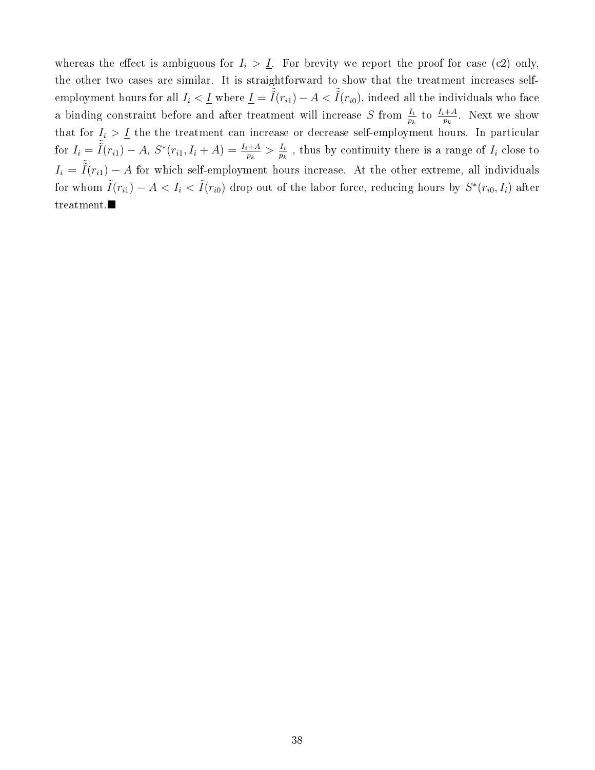whereas the effect is ambiguous for $I_i > \underline{I}$. For brevity we report the proof for case (c2) only, the other two cases are similar. It is straightforward to show that the treatment increases self-employment hours for all $I_i < \underline{I}$ where $\underline{I} = \tilde{\tilde{I}}(r_{i1}) - A < \tilde{\tilde{I}}(r_{i0})$, indeed all the individuals who face a binding constraint before and after treatment will increase $S$ from $\frac{I_i}{p_k}$ to $\frac{I_i+A}{p_k}$. Next we show that for $I_i > \underline{I}$ the the treatment can increase or decrease self-employment hours. In particular for $I_i = \tilde{\tilde{I}}(r_{i1}) - A$, $S^*(r_{i1}, I_i + A) = \frac{I_i+A}{p_k} > \frac{I_i}{p_k}$ , thus by continuity there is a range of $I_i$ close to $I_i = \tilde{\tilde{I}}(r_{i1}) - A$ for which self-employment hours increase. At the other extreme, all individuals for whom $\tilde{I}(r_{i1}) - A < I_i < \tilde{I}(r_{i0})$ drop out of the labor force, reducing hours by $S^*(r_{i0}, I_i)$ after treatment.■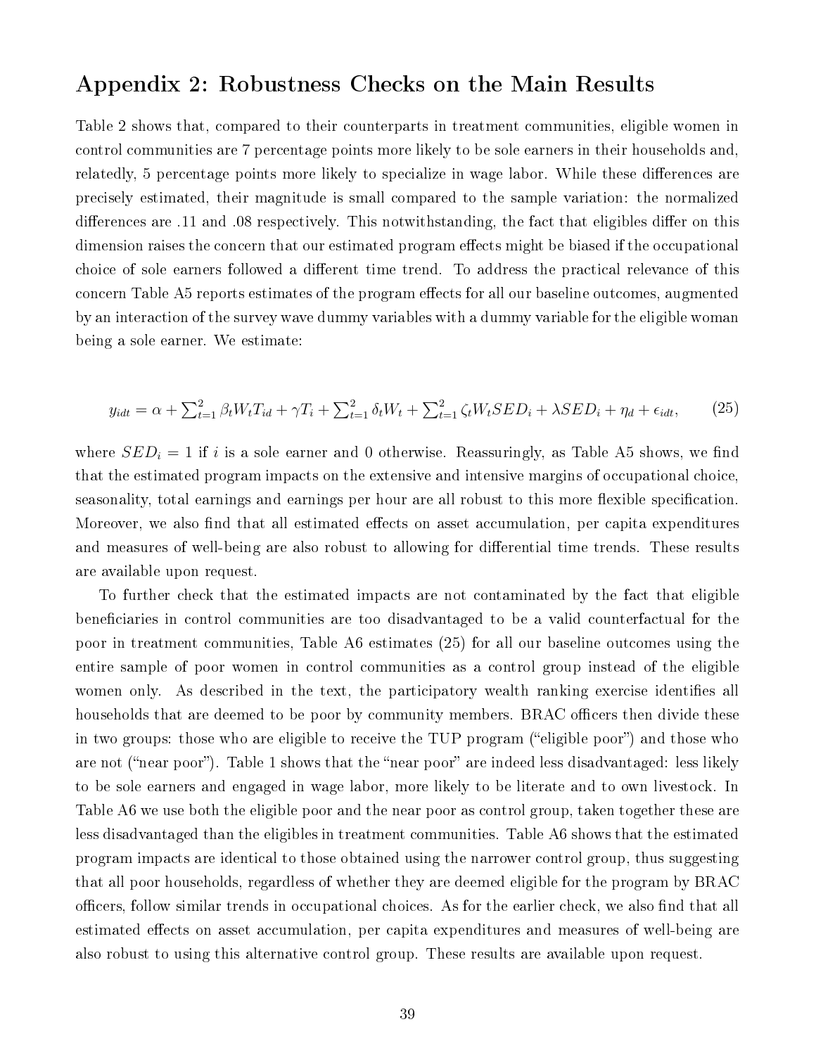## Appendix 2: Robustness Checks on the Main Results

Table 2 shows that, compared to their counterparts in treatment communities, eligible women in control communities are 7 percentage points more likely to be sole earners in their households and, relatedly, 5 percentage points more likely to specialize in wage labor. While these differences are precisely estimated, their magnitude is small compared to the sample variation: the normalized differences are .11 and .08 respectively. This notwithstanding, the fact that eligibles differ on this dimension raises the concern that our estimated program effects might be biased if the occupational choice of sole earners followed a different time trend. To address the practical relevance of this concern Table A5 reports estimates of the program effects for all our baseline outcomes, augmented by an interaction of the survey wave dummy variables with a dummy variable for the eligible woman being a sole earner. We estimate:

$$y_{idt} = \alpha + \sum_{t=1}^{2} \beta_t W_t T_{id} + \gamma T_i + \sum_{t=1}^{2} \delta_t W_t + \sum_{t=1}^{2} \zeta_t W_t SED_i + \lambda SED_i + \eta_d + \epsilon_{idt}, \tag{25}$$

where $SED_i = 1$ if $i$ is a sole earner and 0 otherwise. Reassuringly, as Table A5 shows, we find that the estimated program impacts on the extensive and intensive margins of occupational choice, seasonality, total earnings and earnings per hour are all robust to this more flexible specification. Moreover, we also find that all estimated effects on asset accumulation, per capita expenditures and measures of well-being are also robust to allowing for differential time trends. These results are available upon request.

To further check that the estimated impacts are not contaminated by the fact that eligible beneficiaries in control communities are too disadvantaged to be a valid counterfactual for the poor in treatment communities, Table A6 estimates (25) for all our baseline outcomes using the entire sample of poor women in control communities as a control group instead of the eligible women only. As described in the text, the participatory wealth ranking exercise identifies all households that are deemed to be poor by community members. BRAC officers then divide these in two groups: those who are eligible to receive the TUP program ("eligible poor") and those who are not ("near poor"). Table 1 shows that the "near poor" are indeed less disadvantaged: less likely to be sole earners and engaged in wage labor, more likely to be literate and to own livestock. In Table A6 we use both the eligible poor and the near poor as control group, taken together these are less disadvantaged than the eligibles in treatment communities. Table A6 shows that the estimated program impacts are identical to those obtained using the narrower control group, thus suggesting that all poor households, regardless of whether they are deemed eligible for the program by BRAC officers, follow similar trends in occupational choices. As for the earlier check, we also find that all estimated effects on asset accumulation, per capita expenditures and measures of well-being are also robust to using this alternative control group. These results are available upon request.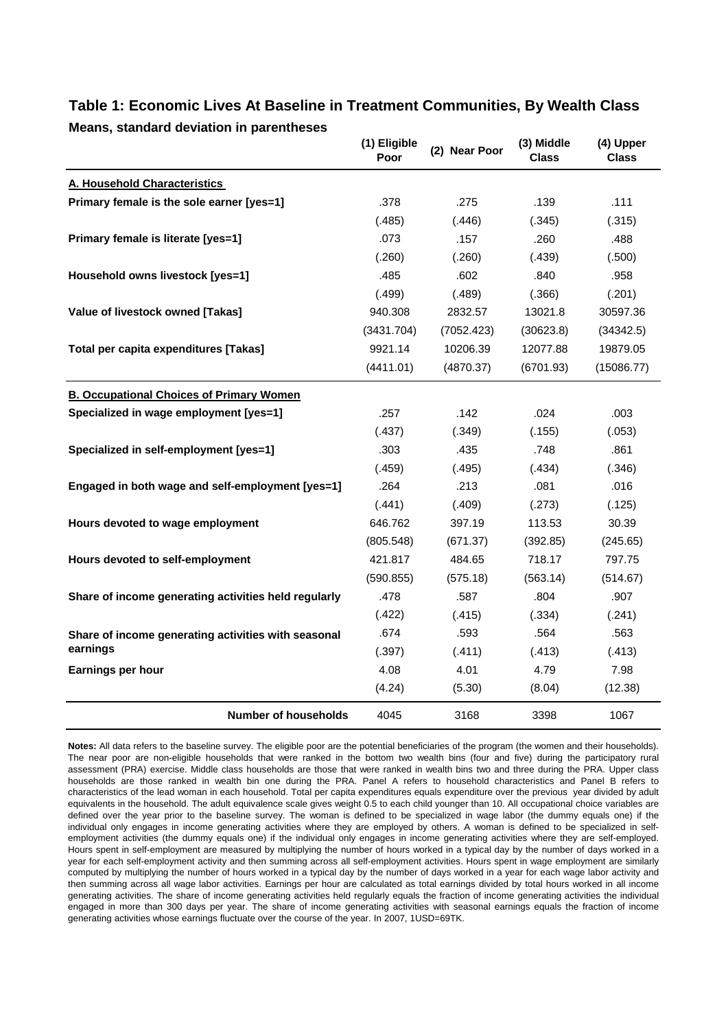## Table 1: Economic Lives At Baseline in Treatment Communities, By Wealth Class

**Means, standard deviation in parentheses**

| | (1) Eligible Poor | (2) Near Poor | (3) Middle Class | (4) Upper Class |
|---|---|---|---|---|
| **A. Household Characteristics** | | | | |
| **Primary female is the sole earner [yes=1]** | .378 | .275 | .139 | .111 |
| | (.485) | (.446) | (.345) | (.315) |
| **Primary female is literate [yes=1]** | .073 | .157 | .260 | .488 |
| | (.260) | (.260) | (.439) | (.500) |
| **Household owns livestock [yes=1]** | .485 | .602 | .840 | .958 |
| | (.499) | (.489) | (.366) | (.201) |
| **Value of livestock owned [Takas]** | 940.308 | 2832.57 | 13021.8 | 30597.36 |
| | (3431.704) | (7052.423) | (30623.8) | (34342.5) |
| **Total per capita expenditures [Takas]** | 9921.14 | 10206.39 | 12077.88 | 19879.05 |
| | (4411.01) | (4870.37) | (6701.93) | (15086.77) |
| **B. Occupational Choices of Primary Women** | | | | |
| **Specialized in wage employment [yes=1]** | .257 | .142 | .024 | .003 |
| | (.437) | (.349) | (.155) | (.053) |
| **Specialized in self-employment [yes=1]** | .303 | .435 | .748 | .861 |
| | (.459) | (.495) | (.434) | (.346) |
| **Engaged in both wage and self-employment [yes=1]** | .264 | .213 | .081 | .016 |
| | (.441) | (.409) | (.273) | (.125) |
| **Hours devoted to wage employment** | 646.762 | 397.19 | 113.53 | 30.39 |
| | (805.548) | (671.37) | (392.85) | (245.65) |
| **Hours devoted to self-employment** | 421.817 | 484.65 | 718.17 | 797.75 |
| | (590.855) | (575.18) | (563.14) | (514.67) |
| **Share of income generating activities held regularly** | .478 | .587 | .804 | .907 |
| | (.422) | (.415) | (.334) | (.241) |
| **Share of income generating activities with seasonal earnings** | .674 | .593 | .564 | .563 |
| | (.397) | (.411) | (.413) | (.413) |
| **Earnings per hour** | 4.08 | 4.01 | 4.79 | 7.98 |
| | (4.24) | (5.30) | (8.04) | (12.38) |
| **Number of households** | 4045 | 3168 | 3398 | 1067 |

**Notes:** All data refers to the baseline survey. The eligible poor are the potential beneficiaries of the program (the women and their households). The near poor are non-eligible households that were ranked in the bottom two wealth bins (four and five) during the participatory rural assessment (PRA) exercise. Middle class households are those that were ranked in wealth bins two and three during the PRA. Upper class households are those ranked in wealth bin one during the PRA. Panel A refers to household characteristics and Panel B refers to characteristics of the lead woman in each household. Total per capita expenditures equals expenditure over the previous year divided by adult equivalents in the household. The adult equivalence scale gives weight 0.5 to each child younger than 10. All occupational choice variables are defined over the year prior to the baseline survey. The woman is defined to be specialized in wage labor (the dummy equals one) if the individual only engages in income generating activities where they are employed by others. A woman is defined to be specialized in self-employment activities (the dummy equals one) if the individual only engages in income generating activities where they are self-employed. Hours spent in self-employment are measured by multiplying the number of hours worked in a typical day by the number of days worked in a year for each self-employment activity and then summing across all self-employment activities. Hours spent in wage employment are similarly computed by multiplying the number of hours worked in a typical day by the number of days worked in a year for each wage labor activity and then summing across all wage labor activities. Earnings per hour are calculated as total earnings divided by total hours worked in all income generating activities. The share of income generating activities held regularly equals the fraction of income generating activities the individual engaged in more than 300 days per year. The share of income generating activities with seasonal earnings equals the fraction of income generating activities whose earnings fluctuate over the course of the year. In 2007, 1USD=69TK.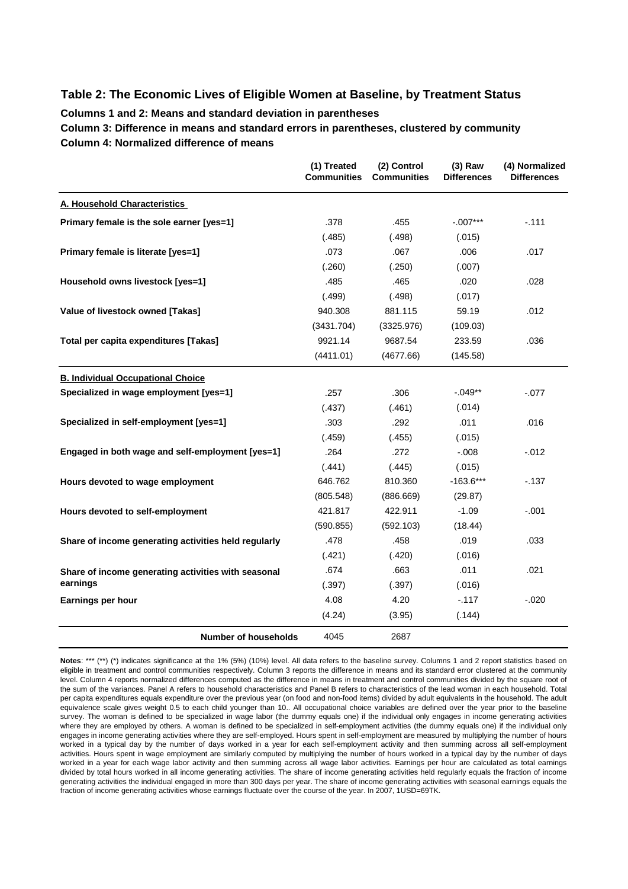### Table 2: The Economic Lives of Eligible Women at Baseline, by Treatment Status

**Columns 1 and 2: Means and standard deviation in parentheses**

**Column 3: Difference in means and standard errors in parentheses, clustered by community**

**Column 4: Normalized difference of means**

| | (1) Treated Communities | (2) Control Communities | (3) Raw Differences | (4) Normalized Differences |
|---|---|---|---|---|
| **A. Household Characteristics** | | | | |
| **Primary female is the sole earner [yes=1]** | .378 | .455 | -.007*** | -.111 |
| | (.485) | (.498) | (.015) | |
| **Primary female is literate [yes=1]** | .073 | .067 | .006 | .017 |
| | (.260) | (.250) | (.007) | |
| **Household owns livestock [yes=1]** | .485 | .465 | .020 | .028 |
| | (.499) | (.498) | (.017) | |
| **Value of livestock owned [Takas]** | 940.308 | 881.115 | 59.19 | .012 |
| | (3431.704) | (3325.976) | (109.03) | |
| **Total per capita expenditures [Takas]** | 9921.14 | 9687.54 | 233.59 | .036 |
| | (4411.01) | (4677.66) | (145.58) | |
| **B. Individual Occupational Choice** | | | | |
| **Specialized in wage employment [yes=1]** | .257 | .306 | -.049** | -.077 |
| | (.437) | (.461) | (.014) | |
| **Specialized in self-employment [yes=1]** | .303 | .292 | .011 | .016 |
| | (.459) | (.455) | (.015) | |
| **Engaged in both wage and self-employment [yes=1]** | .264 | .272 | -.008 | -.012 |
| | (.441) | (.445) | (.015) | |
| **Hours devoted to wage employment** | 646.762 | 810.360 | -163.6*** | -.137 |
| | (805.548) | (886.669) | (29.87) | |
| **Hours devoted to self-employment** | 421.817 | 422.911 | -1.09 | -.001 |
| | (590.855) | (592.103) | (18.44) | |
| **Share of income generating activities held regularly** | .478 | .458 | .019 | .033 |
| | (.421) | (.420) | (.016) | |
| **Share of income generating activities with seasonal earnings** | .674 | .663 | .011 | .021 |
| | (.397) | (.397) | (.016) | |
| **Earnings per hour** | 4.08 | 4.20 | -.117 | -.020 |
| | (4.24) | (3.95) | (.144) | |
| **Number of households** | 4045 | 2687 | | |

**Notes**: *** (**) (*) indicates significance at the 1% (5%) (10%) level. All data refers to the baseline survey. Columns 1 and 2 report statistics based on eligible in treatment and control communities respectively. Column 3 reports the difference in means and its standard error clustered at the community level. Column 4 reports normalized differences computed as the difference in means in treatment and control communities divided by the square root of the sum of the variances. Panel A refers to household characteristics and Panel B refers to characteristics of the lead woman in each household. Total per capita expenditures equals expenditure over the previous year (on food and non-food items) divided by adult equivalents in the household. The adult equivalence scale gives weight 0.5 to each child younger than 10.. All occupational choice variables are defined over the year prior to the baseline survey. The woman is defined to be specialized in wage labor (the dummy equals one) if the individual only engages in income generating activities where they are employed by others. A woman is defined to be specialized in self-employment activities (the dummy equals one) if the individual only engages in income generating activities where they are self-employed. Hours spent in self-employment are measured by multiplying the number of hours worked in a typical day by the number of days worked in a year for each self-employment activity and then summing across all self-employment activities. Hours spent in wage employment are similarly computed by multiplying the number of hours worked in a typical day by the number of days worked in a year for each wage labor activity and then summing across all wage labor activities. Earnings per hour are calculated as total earnings divided by total hours worked in all income generating activities. The share of income generating activities held regularly equals the fraction of income generating activities the individual engaged in more than 300 days per year. The share of income generating activities with seasonal earnings equals the fraction of income generating activities whose earnings fluctuate over the course of the year. In 2007, 1USD=69TK.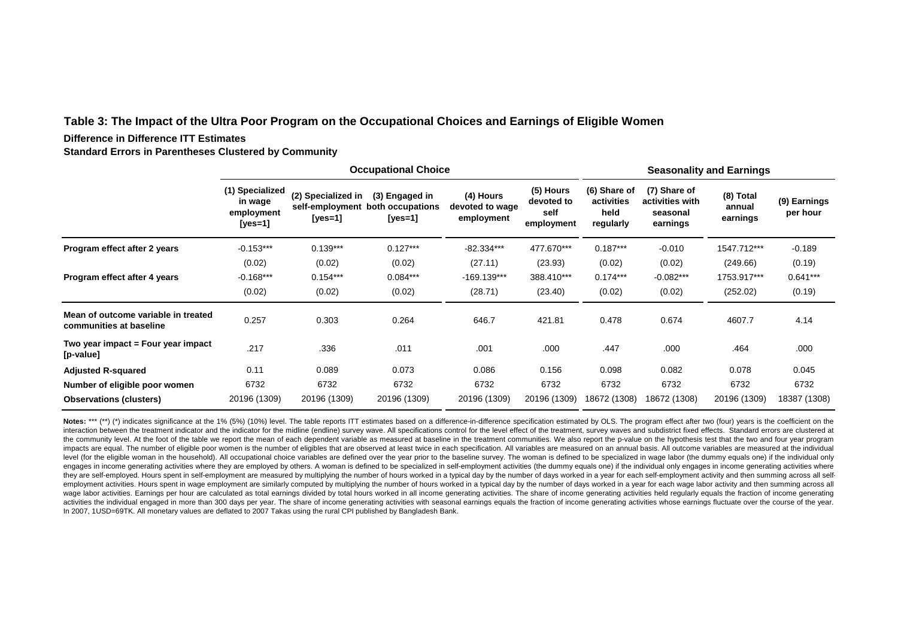### Table 3: The Impact of the Ultra Poor Program on the Occupational Choices and Earnings of Eligible Women

**Difference in Difference ITT Estimates**

**Standard Errors in Parentheses Clustered by Community**

| | Occupational Choice | | | | | Seasonality and Earnings | | | |
|---|---|---|---|---|---|---|---|---|---|
| | (1) Specialized in wage employment [yes=1] | (2) Specialized in self-employment [yes=1] | (3) Engaged in both occupations [yes=1] | (4) Hours devoted to wage employment | (5) Hours devoted to self employment | (6) Share of activities held regularly | (7) Share of activities with seasonal earnings | (8) Total annual earnings | (9) Earnings per hour |
| **Program effect after 2 years** | -0.153*** | 0.139*** | 0.127*** | -82.334*** | 477.670*** | 0.187*** | -0.010 | 1547.712*** | -0.189 |
| | (0.02) | (0.02) | (0.02) | (27.11) | (23.93) | (0.02) | (0.02) | (249.66) | (0.19) |
| **Program effect after 4 years** | -0.168*** | 0.154*** | 0.084*** | -169.139*** | 388.410*** | 0.174*** | -0.082*** | 1753.917*** | 0.641*** |
| | (0.02) | (0.02) | (0.02) | (28.71) | (23.40) | (0.02) | (0.02) | (252.02) | (0.19) |
| **Mean of outcome variable in treated communities at baseline** | 0.257 | 0.303 | 0.264 | 646.7 | 421.81 | 0.478 | 0.674 | 4607.7 | 4.14 |
| **Two year impact = Four year impact [p-value]** | .217 | .336 | .011 | .001 | .000 | .447 | .000 | .464 | .000 |
| **Adjusted R-squared** | 0.11 | 0.089 | 0.073 | 0.086 | 0.156 | 0.098 | 0.082 | 0.078 | 0.045 |
| **Number of eligible poor women** | 6732 | 6732 | 6732 | 6732 | 6732 | 6732 | 6732 | 6732 | 6732 |
| **Observations (clusters)** | 20196 (1309) | 20196 (1309) | 20196 (1309) | 20196 (1309) | 20196 (1309) | 18672 (1308) | 18672 (1308) | 20196 (1309) | 18387 (1308) |

**Notes:** *** (**) (*) indicates significance at the 1% (5%) (10%) level. The table reports ITT estimates based on a difference-in-difference specification estimated by OLS. The program effect after two (four) years is the coefficient on the interaction between the treatment indicator and the indicator for the midline (endline) survey wave. All specifications control for the level effect of the treatment, survey waves and subdistrict fixed effects. Standard errors are clustered at the community level. At the foot of the table we report the mean of each dependent variable as measured at baseline in the treatment communities. We also report the p-value on the hypothesis test that the two and four year program impacts are equal. The number of eligible poor women is the number of eligibles that are observed at least twice in each specification. All variables are measured on an annual basis. All outcome variables are measured at the individual level (for the eligible woman in the household). All occupational choice variables are defined over the year prior to the baseline survey. The woman is defined to be specialized in wage labor (the dummy equals one) if the individual only engages in income generating activities where they are employed by others. A woman is defined to be specialized in self-employment activities (the dummy equals one) if the individual only engages in income generating activities where they are self-employed. Hours spent in self-employment are measured by multiplying the number of hours worked in a typical day by the number of days worked in a year for each self-employment activity and then summing across all self-employment activities. Hours spent in wage employment are similarly computed by multiplying the number of hours worked in a typical day by the number of days worked in a year for each wage labor activity and then summing across all wage labor activities. Earnings per hour are calculated as total earnings divided by total hours worked in all income generating activities. The share of income generating activities held regularly equals the fraction of income generating activities the individual engaged in more than 300 days per year. The share of income generating activities with seasonal earnings equals the fraction of income generating activities whose earnings fluctuate over the course of the year. In 2007, 1USD=69TK. All monetary values are deflated to 2007 Takas using the rural CPI published by Bangladesh Bank.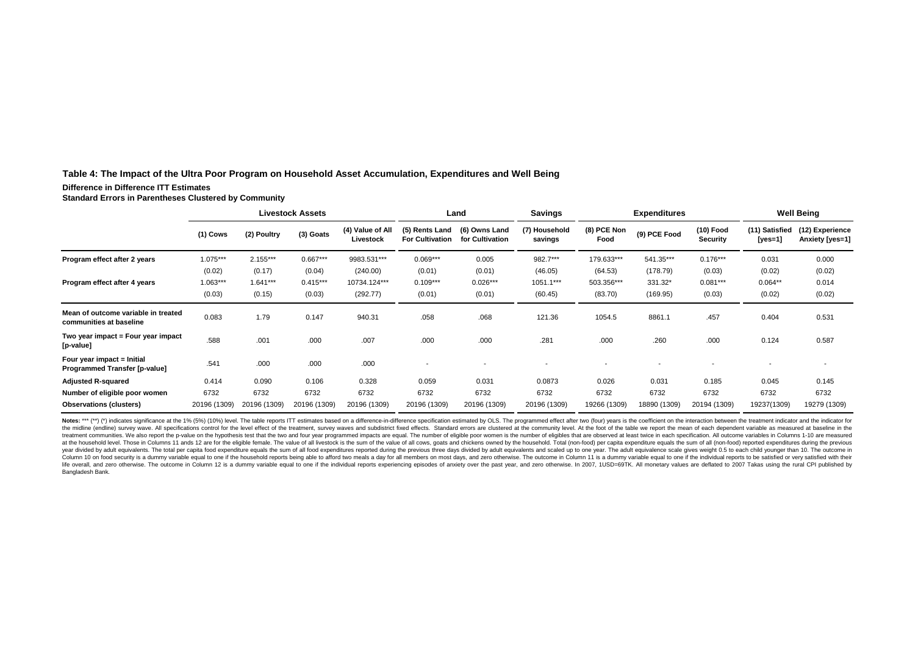**Table 4: The Impact of the Ultra Poor Program on Household Asset Accumulation, Expenditures and Well Being**

**Difference in Difference ITT Estimates**
**Standard Errors in Parentheses Clustered by Community**

| | Livestock Assets | | | | Land | | Savings | Expenditures | | | Well Being | |
|---|---|---|---|---|---|---|---|---|---|---|---|---|
| | (1) Cows | (2) Poultry | (3) Goats | (4) Value of All Livestock | (5) Rents Land For Cultivation | (6) Owns Land for Cultivation | (7) Household savings | (8) PCE Non Food | (9) PCE Food | (10) Food Security | (11) Satisfied [yes=1] | (12) Experience Anxiety [yes=1] |
| **Program effect after 2 years** | 1.075*** | 2.155*** | 0.667*** | 9983.531*** | 0.069*** | 0.005 | 982.7*** | 179.633*** | 541.35*** | 0.176*** | 0.031 | 0.000 |
| | (0.02) | (0.17) | (0.04) | (240.00) | (0.01) | (0.01) | (46.05) | (64.53) | (178.79) | (0.03) | (0.02) | (0.02) |
| **Program effect after 4 years** | 1.063*** | 1.641*** | 0.415*** | 10734.124*** | 0.109*** | 0.026*** | 1051.1*** | 503.356*** | 331.32* | 0.081*** | 0.064** | 0.014 |
| | (0.03) | (0.15) | (0.03) | (292.77) | (0.01) | (0.01) | (60.45) | (83.70) | (169.95) | (0.03) | (0.02) | (0.02) |
| **Mean of outcome variable in treated communities at baseline** | 0.083 | 1.79 | 0.147 | 940.31 | .058 | .068 | 121.36 | 1054.5 | 8861.1 | .457 | 0.404 | 0.531 |
| **Two year impact = Four year impact [p-value]** | .588 | .001 | .000 | .007 | .000 | .000 | .281 | .000 | .260 | .000 | 0.124 | 0.587 |
| **Four year impact = Initial Programmed Transfer [p-value]** | .541 | .000 | .000 | .000 | - | - | - | - | - | - | - | - |
| **Adjusted R-squared** | 0.414 | 0.090 | 0.106 | 0.328 | 0.059 | 0.031 | 0.0873 | 0.026 | 0.031 | 0.185 | 0.045 | 0.145 |
| **Number of eligible poor women** | 6732 | 6732 | 6732 | 6732 | 6732 | 6732 | 6732 | 6732 | 6732 | 6732 | 6732 | 6732 |
| **Observations (clusters)** | 20196 (1309) | 20196 (1309) | 20196 (1309) | 20196 (1309) | 20196 (1309) | 20196 (1309) | 20196 (1309) | 19266 (1309) | 18890 (1309) | 20194 (1309) | 19237(1309) | 19279 (1309) |

**Notes:** *** (**) (*) indicates significance at the 1% (5%) (10%) level. The table reports ITT estimates based on a difference-in-difference specification estimated by OLS. The programmed effect after two (four) years is the coefficient on the interaction between the treatment indicator and the indicator for the midline (endline) survey wave. All specifications control for the level effect of the treatment, survey waves and subdistrict fixed effects. Standard errors are clustered at the community level. At the foot of the table we report the mean of each dependent variable as measured at baseline in the treatment communities. We also report the p-value on the hypothesis test that the two and four year programmed impacts are equal. The number of eligible poor women is the number of eligibles that are observed at least twice in each specification. All outcome variables in Columns 1-10 are measured at the household level. Those in Columns 11 ands 12 are for the eligible female. The value of all livestock is the sum of the value of all cows, goats and chickens owned by the household. Total (non-food) per capita expenditure equals the sum of all (non-food) reported expenditures during the previous year divided by adult equivalents. The total per capita food expenditure equals the sum of all food expenditures reported during the previous three days divided by adult equivalents and scaled up to one year. The adult equivalence scale gives weight 0.5 to each child younger than 10. The outcome in Column 10 on food security is a dummy variable equal to one if the household reports being able to afford two meals a day for all members on most days, and zero otherwise. The outcome in Column 11 is a dummy variable equal to one if the individual reports to be satisfied or very satisfied with their life overall, and zero otherwise. The outcome in Column 12 is a dummy variable equal to one if the individual reports experiencing episodes of anxiety over the past year, and zero otherwise. In 2007, 1USD=69TK. All monetary values are deflated to 2007 Takas using the rural CPI published by Bangladesh Bank.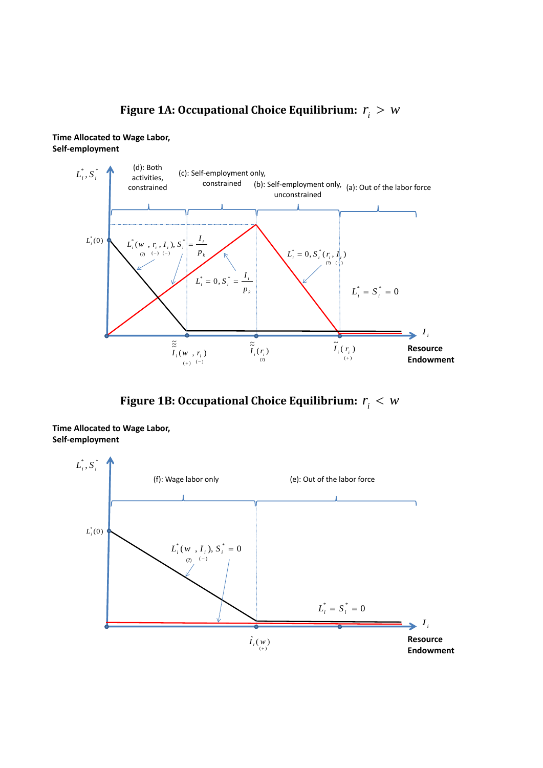# Figure 1A: Occupational Choice Equilibrium: $r_i > w$

**Time Allocated to Wage Labor, Self-employment**

$L_i^*, S_i^*$

(d): Both activities, constrained

(c): Self-employment only, constrained

(b): Self-employment only, unconstrained

(a): Out of the labor force

$L_i^*(0)$

$L_i^*(w, r_i, I_i), S_i^* = \frac{I_i}{p_k}$

$L_i^* = 0, S_i^* = \frac{I_i}{p_k}$

$L_i^* = 0, S_i^*(r_i, I_i)$

$L_i^* = S_i^* = 0$

$\tilde{\tilde{\tilde{I}}}_i(w, r_i)$

$\tilde{\tilde{I}}_i(r_i)$

$\tilde{I}_i(r_i)$

$I_i$

**Resource Endowment**

# Figure 1B: Occupational Choice Equilibrium: $r_i < w$

**Time Allocated to Wage Labor, Self-employment**

$L_i^*, S_i^*$

(f): Wage labor only

(e): Out of the labor force

$L_i^*(0)$

$L_i^*(w, I_i), S_i^* = 0$

$L_i^* = S_i^* = 0$

$\hat{I}_i(w)$

$I_i$

**Resource Endowment**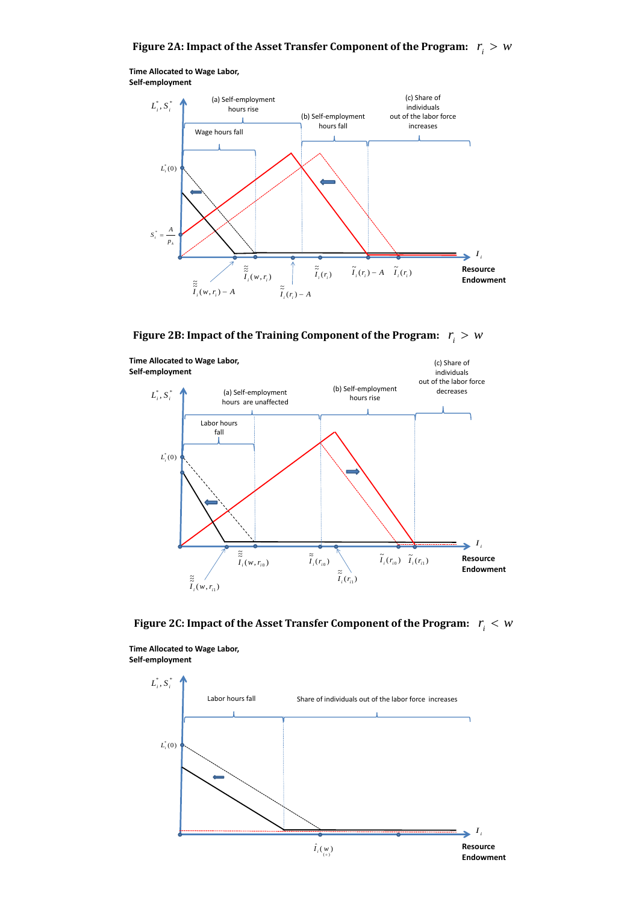# Figure 2A: Impact of the Asset Transfer Component of the Program: $r_i > w$

**Time Allocated to Wage Labor, Self-employment**

$L_i^*, S_i^*$

(a) Self-employment hours rise

Wage hours fall

(b) Self-employment hours fall

(c) Share of individuals out of the labor force increases

$L_i^*(0)$

$S_i^* = \frac{A}{p_k}$

$I_i$

**Resource Endowment**

$\tilde{\tilde{\tilde{I}}}_i(w, r_i) - A$ $\tilde{\tilde{\tilde{I}}}_i(w, r_i)$ $\tilde{\tilde{I}}_i(r_i) - A$ $\tilde{\tilde{I}}_i(r_i)$ $\tilde{I}_i(r_i) - A$ $\tilde{I}_i(r_i)$

# Figure 2B: Impact of the Training Component of the Program: $r_i > w$

**Time Allocated to Wage Labor, Self-employment**

$L_i^*, S_i^*$

(a) Self-employment hours are unaffected

Labor hours fall

(b) Self-employment hours rise

(c) Share of individuals out of the labor force decreases

$L_i^*(0)$

$I_i$

**Resource Endowment**

$\tilde{\tilde{\tilde{I}}}_i(w, r_{i1})$ $\tilde{\tilde{\tilde{I}}}_i(w, r_{i0})$ $\tilde{\tilde{I}}_i(r_{i0})$ $\tilde{\tilde{I}}_i(r_{i1})$ $\tilde{I}_i(r_{i0})$ $\tilde{I}_i(r_{i1})$

# Figure 2C: Impact of the Asset Transfer Component of the Program: $r_i < w$

**Time Allocated to Wage Labor, Self-employment**

$L_i^*, S_i^*$

Labor hours fall

Share of individuals out of the labor force increases

$L_i^*(0)$

$I_i$

**Resource Endowment**

$\hat{I}_i(\underset{(+)}{w})$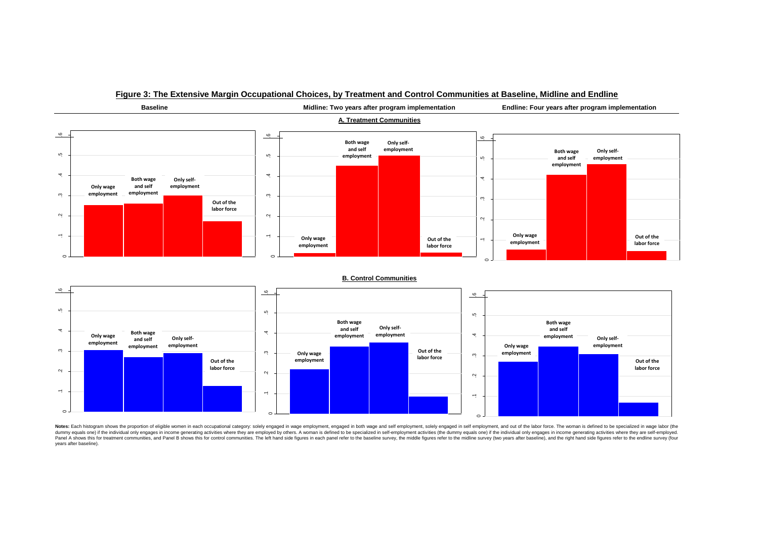## Figure 3: The Extensive Margin Occupational Choices, by Treatment and Control Communities at Baseline, Midline and Endline

**Baseline** | **Midline: Two years after program implementation** | **Endline: Four years after program implementation**

**A. Treatment Communities**

**B. Control Communities**

**Notes:** Each histogram shows the proportion of eligible women in each occupational category: solely engaged in wage employment, engaged in both wage and self employment, solely engaged in self employment, and out of the labor force. The woman is defined to be specialized in wage labor (the dummy equals one) if the individual only engages in income generating activities where they are employed by others. A woman is defined to be specialized in self-employment activities (the dummy equals one) if the individual only engages in income generating activities where they are self-employed. Panel A shows this for treatment communities, and Panel B shows this for control communities. The left hand side figures in each panel refer to the baseline survey, the middle figures refer to the midline survey (two years after baseline), and the right hand side figures refer to the endline survey (four years after baseline).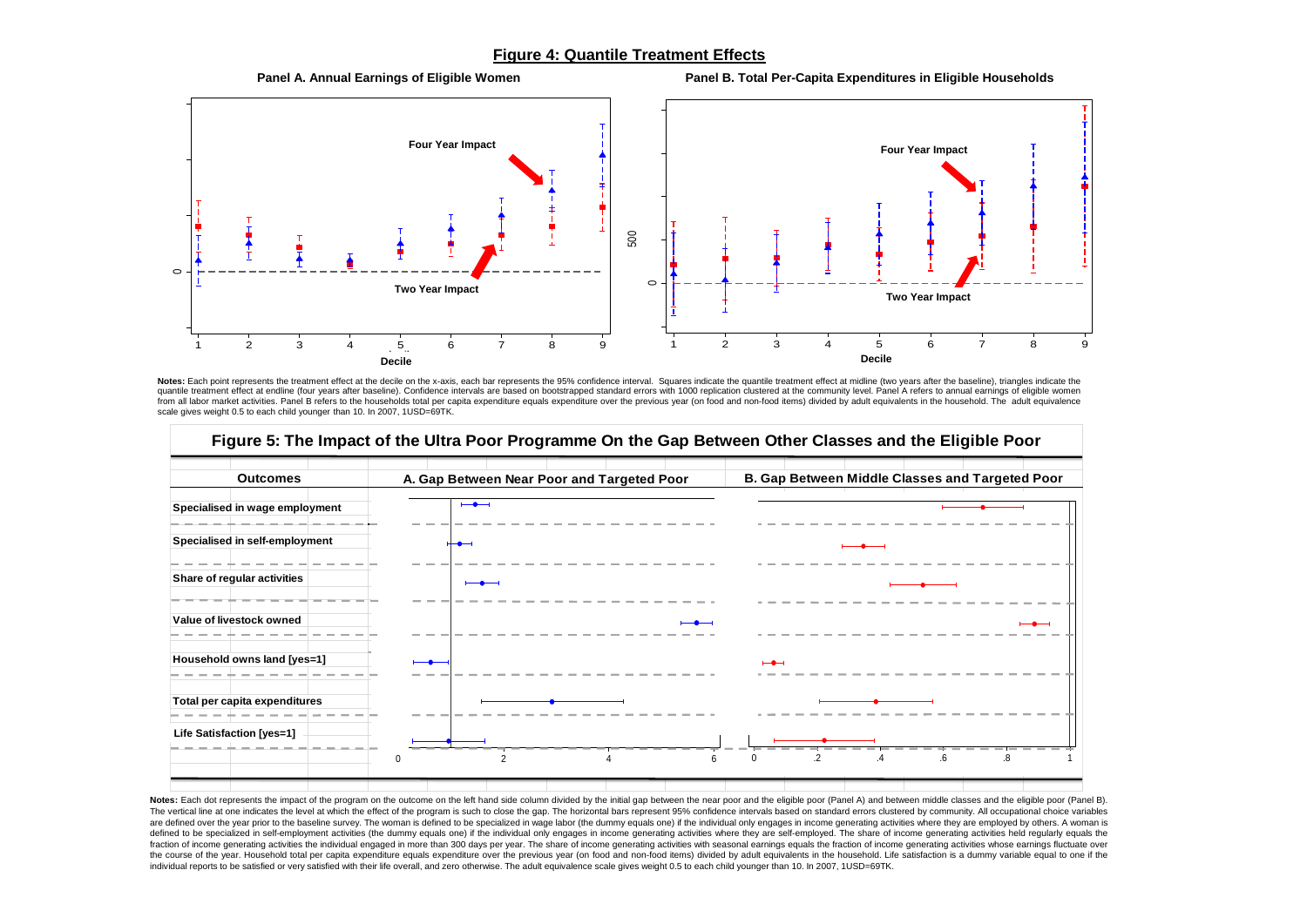## Figure 4: Quantile Treatment Effects

**Panel A. Annual Earnings of Eligible Women**

**Panel B. Total Per-Capita Expenditures in Eligible Households**

**Notes:** Each point represents the treatment effect at the decile on the x-axis, each bar represents the 95% confidence interval. Squares indicate the quantile treatment effect at midline (two years after the baseline), triangles indicate the quantile treatment effect at endline (four years after baseline). Confidence intervals are based on bootstrapped standard errors with 1000 replication clustered at the community level. Panel A refers to annual earnings of eligible women from all labor market activities. Panel B refers to the households total per capita expenditure equals expenditure over the previous year (on food and non-food items) divided by adult equivalents in the household. The adult equivalence scale gives weight 0.5 to each child younger than 10. In 2007, 1USD=69TK.

## Figure 5: The Impact of the Ultra Poor Programme On the Gap Between Other Classes and the Eligible Poor

| Outcomes | A. Gap Between Near Poor and Targeted Poor | B. Gap Between Middle Classes and Targeted Poor |
|---|---|---|
| Specialised in wage employment | | |
| Specialised in self-employment | | |
| Share of regular activities | | |
| Value of livestock owned | | |
| Household owns land [yes=1] | | |
| Total per capita expenditures | | |
| Life Satisfaction [yes=1] | | |

**Notes:** Each dot represents the impact of the program on the outcome on the left hand side column divided by the initial gap between the near poor and the eligible poor (Panel A) and between middle classes and the eligible poor (Panel B). The vertical line at one indicates the level at which the effect of the program is such to close the gap. The horizontal bars represent 95% confidence intervals based on standard errors clustered by community. All occupational choice variables are defined over the year prior to the baseline survey. The woman is defined to be specialized in wage labor (the dummy equals one) if the individual only engages in income generating activities where they are employed by others. A woman is defined to be specialized in self-employment activities (the dummy equals one) if the individual only engages in income generating activities where they are self-employed. The share of income generating activities held regularly equals the fraction of income generating activities the individual engaged in more than 300 days per year. The share of income generating activities with seasonal earnings equals the fraction of income generating activities whose earnings fluctuate over the course of the year. Household total per capita expenditure equals expenditure over the previous year (on food and non-food items) divided by adult equivalents in the household. Life satisfaction is a dummy variable equal to one if the individual reports to be satisfied or very satisfied with their life overall, and zero otherwise. The adult equivalence scale gives weight 0.5 to each child younger than 10. In 2007, 1USD=69TK.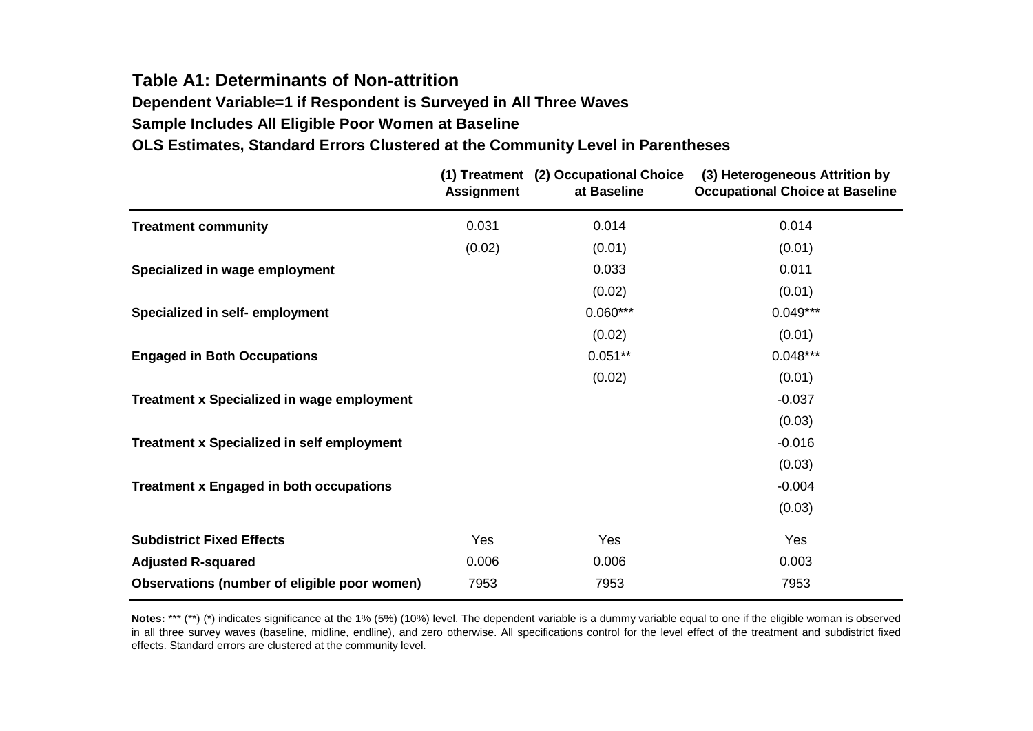**Table A1: Determinants of Non-attrition**

**Dependent Variable=1 if Respondent is Surveyed in All Three Waves**

**Sample Includes All Eligible Poor Women at Baseline**

**OLS Estimates, Standard Errors Clustered at the Community Level in Parentheses**

| | (1) Treatment Assignment | (2) Occupational Choice at Baseline | (3) Heterogeneous Attrition by Occupational Choice at Baseline |
|---|---|---|---|
| **Treatment community** | 0.031 | 0.014 | 0.014 |
| | (0.02) | (0.01) | (0.01) |
| **Specialized in wage employment** | | 0.033 | 0.011 |
| | | (0.02) | (0.01) |
| **Specialized in self- employment** | | 0.060*** | 0.049*** |
| | | (0.02) | (0.01) |
| **Engaged in Both Occupations** | | 0.051** | 0.048*** |
| | | (0.02) | (0.01) |
| **Treatment x Specialized in wage employment** | | | -0.037 |
| | | | (0.03) |
| **Treatment x Specialized in self employment** | | | -0.016 |
| | | | (0.03) |
| **Treatment x Engaged in both occupations** | | | -0.004 |
| | | | (0.03) |
| **Subdistrict Fixed Effects** | Yes | Yes | Yes |
| **Adjusted R-squared** | 0.006 | 0.006 | 0.003 |
| **Observations (number of eligible poor women)** | 7953 | 7953 | 7953 |

**Notes:** *** (**) (*) indicates significance at the 1% (5%) (10%) level. The dependent variable is a dummy variable equal to one if the eligible woman is observed in all three survey waves (baseline, midline, endline), and zero otherwise. All specifications control for the level effect of the treatment and subdistrict fixed effects. Standard errors are clustered at the community level.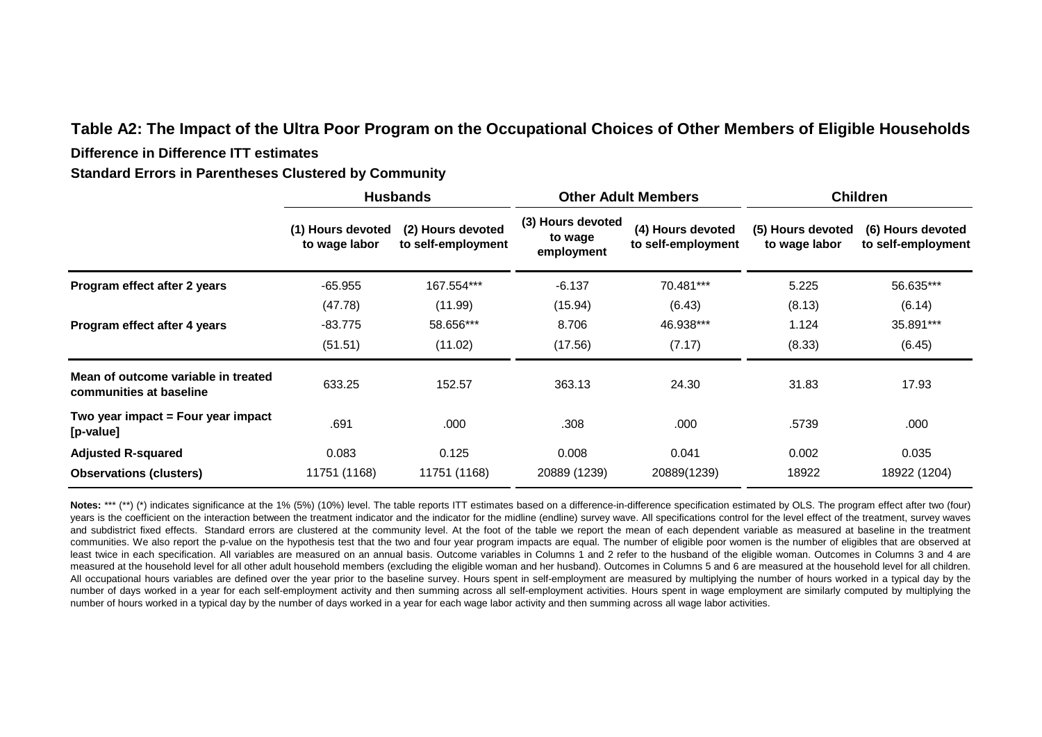## Table A2: The Impact of the Ultra Poor Program on the Occupational Choices of Other Members of Eligible Households

**Difference in Difference ITT estimates**

**Standard Errors in Parentheses Clustered by Community**

| | Husbands | | Other Adult Members | | Children | |
|---|---|---|---|---|---|---|
| | (1) Hours devoted to wage labor | (2) Hours devoted to self-employment | (3) Hours devoted to wage employment | (4) Hours devoted to self-employment | (5) Hours devoted to wage labor | (6) Hours devoted to self-employment |
| **Program effect after 2 years** | -65.955 | 167.554*** | -6.137 | 70.481*** | 5.225 | 56.635*** |
| | (47.78) | (11.99) | (15.94) | (6.43) | (8.13) | (6.14) |
| **Program effect after 4 years** | -83.775 | 58.656*** | 8.706 | 46.938*** | 1.124 | 35.891*** |
| | (51.51) | (11.02) | (17.56) | (7.17) | (8.33) | (6.45) |
| **Mean of outcome variable in treated communities at baseline** | 633.25 | 152.57 | 363.13 | 24.30 | 31.83 | 17.93 |
| **Two year impact = Four year impact [p-value]** | .691 | .000 | .308 | .000 | .5739 | .000 |
| **Adjusted R-squared** | 0.083 | 0.125 | 0.008 | 0.041 | 0.002 | 0.035 |
| **Observations (clusters)** | 11751 (1168) | 11751 (1168) | 20889 (1239) | 20889(1239) | 18922 | 18922 (1204) |

**Notes:** *** (**) (*) indicates significance at the 1% (5%) (10%) level. The table reports ITT estimates based on a difference-in-difference specification estimated by OLS. The program effect after two (four) years is the coefficient on the interaction between the treatment indicator and the indicator for the midline (endline) survey wave. All specifications control for the level effect of the treatment, survey waves and subdistrict fixed effects. Standard errors are clustered at the community level. At the foot of the table we report the mean of each dependent variable as measured at baseline in the treatment communities. We also report the p-value on the hypothesis test that the two and four year program impacts are equal. The number of eligible poor women is the number of eligibles that are observed at least twice in each specification. All variables are measured on an annual basis. Outcome variables in Columns 1 and 2 refer to the husband of the eligible woman. Outcomes in Columns 3 and 4 are measured at the household level for all other adult household members (excluding the eligible woman and her husband). Outcomes in Columns 5 and 6 are measured at the household level for all children. All occupational hours variables are defined over the year prior to the baseline survey. Hours spent in self-employment are measured by multiplying the number of hours worked in a typical day by the number of days worked in a year for each self-employment activity and then summing across all self-employment activities. Hours spent in wage employment are similarly computed by multiplying the number of hours worked in a typical day by the number of days worked in a year for each wage labor activity and then summing across all wage labor activities.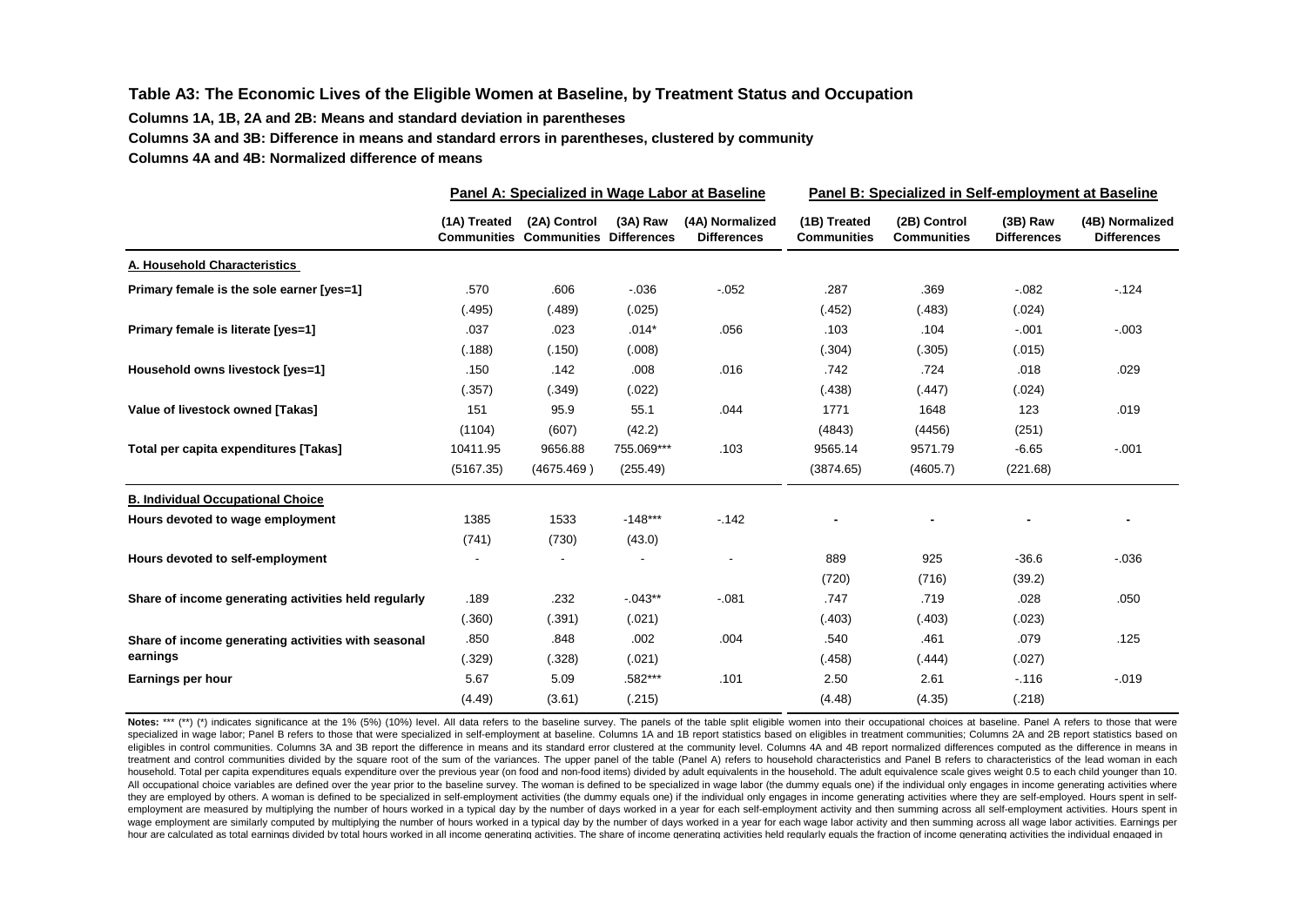**Table A3: The Economic Lives of the Eligible Women at Baseline, by Treatment Status and Occupation**

**Columns 1A, 1B, 2A and 2B: Means and standard deviation in parentheses**

**Columns 3A and 3B: Difference in means and standard errors in parentheses, clustered by community**

**Columns 4A and 4B: Normalized difference of means**

| | Panel A: Specialized in Wage Labor at Baseline | | | | Panel B: Specialized in Self-employment at Baseline | | | |
|---|---|---|---|---|---|---|---|---|
| | (1A) Treated Communities | (2A) Control Communities | (3A) Raw Differences | (4A) Normalized Differences | (1B) Treated Communities | (2B) Control Communities | (3B) Raw Differences | (4B) Normalized Differences |
| **A. Household Characteristics** | | | | | | | | |
| **Primary female is the sole earner [yes=1]** | .570 | .606 | -.036 | -.052 | .287 | .369 | -.082 | -.124 |
| | (.495) | (.489) | (.025) | | (.452) | (.483) | (.024) | |
| **Primary female is literate [yes=1]** | .037 | .023 | .014* | .056 | .103 | .104 | -.001 | -.003 |
| | (.188) | (.150) | (.008) | | (.304) | (.305) | (.015) | |
| **Household owns livestock [yes=1]** | .150 | .142 | .008 | .016 | .742 | .724 | .018 | .029 |
| | (.357) | (.349) | (.022) | | (.438) | (.447) | (.024) | |
| **Value of livestock owned [Takas]** | 151 | 95.9 | 55.1 | .044 | 1771 | 1648 | 123 | .019 |
| | (1104) | (607) | (42.2) | | (4843) | (4456) | (251) | |
| **Total per capita expenditures [Takas]** | 10411.95 | 9656.88 | 755.069*** | .103 | 9565.14 | 9571.79 | -6.65 | -.001 |
| | (5167.35) | (4675.469 ) | (255.49) | | (3874.65) | (4605.7) | (221.68) | |
| **B. Individual Occupational Choice** | | | | | | | | |
| **Hours devoted to wage employment** | 1385 | 1533 | -148*** | -.142 | - | - | - | - |
| | (741) | (730) | (43.0) | | | | | |
| **Hours devoted to self-employment** | - | - | - | - | 889 | 925 | -36.6 | -.036 |
| | | | | | (720) | (716) | (39.2) | |
| **Share of income generating activities held regularly** | .189 | .232 | -.043** | -.081 | .747 | .719 | .028 | .050 |
| | (.360) | (.391) | (.021) | | (.403) | (.403) | (.023) | |
| **Share of income generating activities with seasonal earnings** | .850 | .848 | .002 | .004 | .540 | .461 | .079 | .125 |
| | (.329) | (.328) | (.021) | | (.458) | (.444) | (.027) | |
| **Earnings per hour** | 5.67 | 5.09 | .582*** | .101 | 2.50 | 2.61 | -.116 | -.019 |
| | (4.49) | (3.61) | (.215) | | (4.48) | (4.35) | (.218) | |

**Notes:** *** (**) (*) indicates significance at the 1% (5%) (10%) level. All data refers to the baseline survey. The panels of the table split eligible women into their occupational choices at baseline. Panel A refers to those that were specialized in wage labor; Panel B refers to those that were specialized in self-employment at baseline. Columns 1A and 1B report statistics based on eligibles in treatment communities; Columns 2A and 2B report statistics based on eligibles in control communities. Columns 3A and 3B report the difference in means and its standard error clustered at the community level. Columns 4A and 4B report normalized differences computed as the difference in means in treatment and control communities divided by the square root of the sum of the variances. The upper panel of the table (Panel A) refers to household characteristics and Panel B refers to characteristics of the lead woman in each household. Total per capita expenditures equals expenditure over the previous year (on food and non-food items) divided by adult equivalents in the household. The adult equivalence scale gives weight 0.5 to each child younger than 10. All occupational choice variables are defined over the year prior to the baseline survey. The woman is defined to be specialized in wage labor (the dummy equals one) if the individual only engages in income generating activities where they are employed by others. A woman is defined to be specialized in self-employment activities (the dummy equals one) if the individual only engages in income generating activities where they are self-employed. Hours spent in self-employment are measured by multiplying the number of hours worked in a typical day by the number of days worked in a year for each self-employment activity and then summing across all self-employment activities. Hours spent in wage employment are similarly computed by multiplying the number of hours worked in a typical day by the number of days worked in a year for each wage labor activity and then summing across all wage labor activities. Earnings per hour are calculated as total earnings divided by total hours worked in all income generating activities. The share of income generating activities held regularly equals the fraction of income generating activities the individual engaged in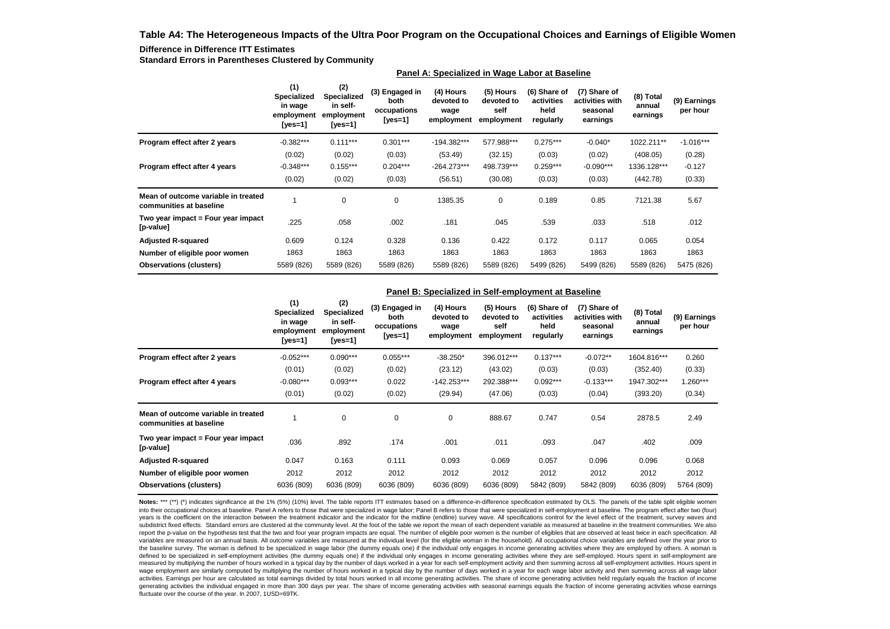**Table A4: The Heterogeneous Impacts of the Ultra Poor Program on the Occupational Choices and Earnings of Eligible Women**

**Difference in Difference ITT Estimates**

**Standard Errors in Parentheses Clustered by Community**

**Panel A: Specialized in Wage Labor at Baseline**

| | (1) Specialized in wage employment [yes=1] | (2) Specialized in self-employment [yes=1] | (3) Engaged in both occupations [yes=1] | (4) Hours devoted to wage employment | (5) Hours devoted to self employment | (6) Share of activities held regularly | (7) Share of activities with seasonal earnings | (8) Total annual earnings | (9) Earnings per hour |
|---|---|---|---|---|---|---|---|---|---|
| **Program effect after 2 years** | -0.382*** | 0.111*** | 0.301*** | -194.382*** | 577.988*** | 0.275*** | -0.040* | 1022.211** | -1.016*** |
| | (0.02) | (0.02) | (0.03) | (53.49) | (32.15) | (0.03) | (0.02) | (408.05) | (0.28) |
| **Program effect after 4 years** | -0.348*** | 0.155*** | 0.204*** | -264.273*** | 498.739*** | 0.259*** | -0.090*** | 1336.128*** | -0.127 |
| | (0.02) | (0.02) | (0.03) | (56.51) | (30.08) | (0.03) | (0.03) | (442.78) | (0.33) |
| **Mean of outcome variable in treated communities at baseline** | 1 | 0 | 0 | 1385.35 | 0 | 0.189 | 0.85 | 7121.38 | 5.67 |
| **Two year impact = Four year impact [p-value]** | .225 | .058 | .002 | .181 | .045 | .539 | .033 | .518 | .012 |
| **Adjusted R-squared** | 0.609 | 0.124 | 0.328 | 0.136 | 0.422 | 0.172 | 0.117 | 0.065 | 0.054 |
| **Number of eligible poor women** | 1863 | 1863 | 1863 | 1863 | 1863 | 1863 | 1863 | 1863 | 1863 |
| **Observations (clusters)** | 5589 (826) | 5589 (826) | 5589 (826) | 5589 (826) | 5589 (826) | 5499 (826) | 5499 (826) | 5589 (826) | 5475 (826) |

**Panel B: Specialized in Self-employment at Baseline**

| | (1) Specialized in wage employment [yes=1] | (2) Specialized in self-employment [yes=1] | (3) Engaged in both occupations [yes=1] | (4) Hours devoted to wage employment | (5) Hours devoted to self employment | (6) Share of activities held regularly | (7) Share of activities with seasonal earnings | (8) Total annual earnings | (9) Earnings per hour |
|---|---|---|---|---|---|---|---|---|---|
| **Program effect after 2 years** | -0.052*** | 0.090*** | 0.055*** | -38.250* | 396.012*** | 0.137*** | -0.072** | 1604.816*** | 0.260 |
| | (0.01) | (0.02) | (0.02) | (23.12) | (43.02) | (0.03) | (0.03) | (352.40) | (0.33) |
| **Program effect after 4 years** | -0.080*** | 0.093*** | 0.022 | -142.253*** | 292.388*** | 0.092*** | -0.133*** | 1947.302*** | 1.260*** |
| | (0.01) | (0.02) | (0.02) | (29.94) | (47.06) | (0.03) | (0.04) | (393.20) | (0.34) |
| **Mean of outcome variable in treated communities at baseline** | 1 | 0 | 0 | 0 | 888.67 | 0.747 | 0.54 | 2878.5 | 2.49 |
| **Two year impact = Four year impact [p-value]** | .036 | .892 | .174 | .001 | .011 | .093 | .047 | .402 | .009 |
| **Adjusted R-squared** | 0.047 | 0.163 | 0.111 | 0.093 | 0.069 | 0.057 | 0.096 | 0.096 | 0.068 |
| **Number of eligible poor women** | 2012 | 2012 | 2012 | 2012 | 2012 | 2012 | 2012 | 2012 | 2012 |
| **Observations (clusters)** | 6036 (809) | 6036 (809) | 6036 (809) | 6036 (809) | 6036 (809) | 5842 (809) | 5842 (809) | 6036 (809) | 5764 (809) |

**Notes:** *** (**) (*) indicates significance at the 1% (5%) (10%) level. The table reports ITT estimates based on a difference-in-difference specification estimated by OLS. The panels of the table split eligible women into their occupational choices at baseline. Panel A refers to those that were specialized in wage labor; Panel B refers to those that were specialized in self-employment at baseline. The program effect after two (four) years is the coefficient on the interaction between the treatment indicator and the indicator for the midline (endline) survey wave. All specifications control for the level effect of the treatment, survey waves and subdistrict fixed effects. Standard errors are clustered at the community level. At the foot of the table we report the mean of each dependent variable as measured at baseline in the treatment communities. We also report the p-value on the hypothesis test that the two and four year program impacts are equal. The number of eligible poor women is the number of eligibles that are observed at least twice in each specification. All variables are measured on an annual basis. All outcome variables are measured at the individual level (for the eligible woman in the household). All occupational choice variables are defined over the year prior to the baseline survey. The woman is defined to be specialized in wage labor (the dummy equals one) if the individual only engages in income generating activities where they are employed by others. A woman is defined to be specialized in self-employment activities (the dummy equals one) if the individual only engages in income generating activities where they are self-employed. Hours spent in self-employment are measured by multiplying the number of hours worked in a typical day by the number of days worked in a year for each self-employment activity and then summing across all self-employment activities. Hours spent in wage employment are similarly computed by multiplying the number of hours worked in a typical day by the number of days worked in a year for each wage labor activity and then summing across all wage labor activities. Earnings per hour are calculated as total earnings divided by total hours worked in all income generating activities. The share of income generating activities held regularly equals the fraction of income generating activities the individual engaged in more than 300 days per year. The share of income generating activities with seasonal earnings equals the fraction of income generating activities whose earnings fluctuate over the course of the year. In 2007, 1USD=69TK.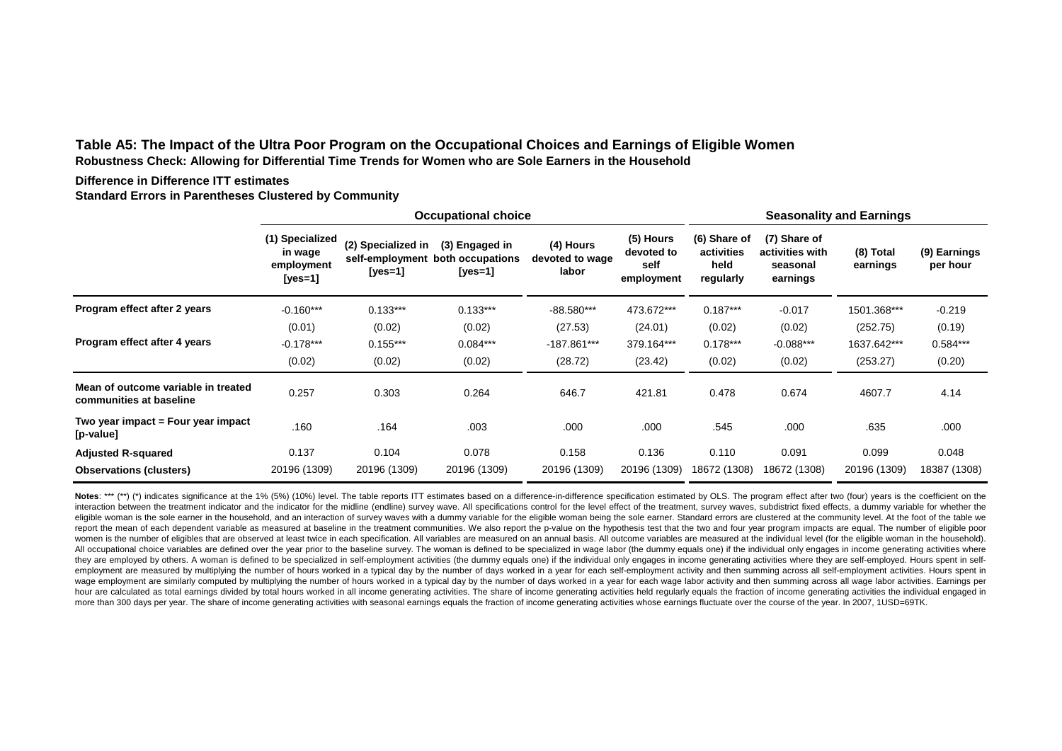**Table A5: The Impact of the Ultra Poor Program on the Occupational Choices and Earnings of Eligible Women**

**Robustness Check: Allowing for Differential Time Trends for Women who are Sole Earners in the Household**

**Difference in Difference ITT estimates**

**Standard Errors in Parentheses Clustered by Community**

| | Occupational choice | | | | | Seasonality and Earnings | | | |
|---|---|---|---|---|---|---|---|---|---|
| | (1) Specialized in wage employment [yes=1] | (2) Specialized in self-employment [yes=1] | (3) Engaged in both occupations [yes=1] | (4) Hours devoted to wage labor | (5) Hours devoted to self employment | (6) Share of activities held regularly | (7) Share of activities with seasonal earnings | (8) Total earnings | (9) Earnings per hour |
| **Program effect after 2 years** | -0.160*** | 0.133*** | 0.133*** | -88.580*** | 473.672*** | 0.187*** | -0.017 | 1501.368*** | -0.219 |
| | (0.01) | (0.02) | (0.02) | (27.53) | (24.01) | (0.02) | (0.02) | (252.75) | (0.19) |
| **Program effect after 4 years** | -0.178*** | 0.155*** | 0.084*** | -187.861*** | 379.164*** | 0.178*** | -0.088*** | 1637.642*** | 0.584*** |
| | (0.02) | (0.02) | (0.02) | (28.72) | (23.42) | (0.02) | (0.02) | (253.27) | (0.20) |
| **Mean of outcome variable in treated communities at baseline** | 0.257 | 0.303 | 0.264 | 646.7 | 421.81 | 0.478 | 0.674 | 4607.7 | 4.14 |
| **Two year impact = Four year impact [p-value]** | .160 | .164 | .003 | .000 | .000 | .545 | .000 | .635 | .000 |
| **Adjusted R-squared** | 0.137 | 0.104 | 0.078 | 0.158 | 0.136 | 0.110 | 0.091 | 0.099 | 0.048 |
| **Observations (clusters)** | 20196 (1309) | 20196 (1309) | 20196 (1309) | 20196 (1309) | 20196 (1309) | 18672 (1308) | 18672 (1308) | 20196 (1309) | 18387 (1308) |

**Notes**: *** (**) (*) indicates significance at the 1% (5%) (10%) level. The table reports ITT estimates based on a difference-in-difference specification estimated by OLS. The program effect after two (four) years is the coefficient on the interaction between the treatment indicator and the indicator for the midline (endline) survey wave. All specifications control for the level effect of the treatment, survey waves, subdistrict fixed effects, a dummy variable for whether the eligible woman is the sole earner in the household, and an interaction of survey waves with a dummy variable for the eligible woman being the sole earner. Standard errors are clustered at the community level. At the foot of the table we report the mean of each dependent variable as measured at baseline in the treatment communities. We also report the p-value on the hypothesis test that the two and four year program impacts are equal. The number of eligible poor women is the number of eligibles that are observed at least twice in each specification. All variables are measured on an annual basis. All outcome variables are measured at the individual level (for the eligible woman in the household). All occupational choice variables are defined over the year prior to the baseline survey. The woman is defined to be specialized in wage labor (the dummy equals one) if the individual only engages in income generating activities where they are employed by others. A woman is defined to be specialized in self-employment activities (the dummy equals one) if the individual only engages in income generating activities where they are self-employed. Hours spent in self-employment are measured by multiplying the number of hours worked in a typical day by the number of days worked in a year for each self-employment activity and then summing across all self-employment activities. Hours spent in wage employment are similarly computed by multiplying the number of hours worked in a typical day by the number of days worked in a year for each wage labor activity and then summing across all wage labor activities. Earnings per hour are calculated as total earnings divided by total hours worked in all income generating activities. The share of income generating activities held regularly equals the fraction of income generating activities the individual engaged in more than 300 days per year. The share of income generating activities with seasonal earnings equals the fraction of income generating activities whose earnings fluctuate over the course of the year. In 2007, 1USD=69TK.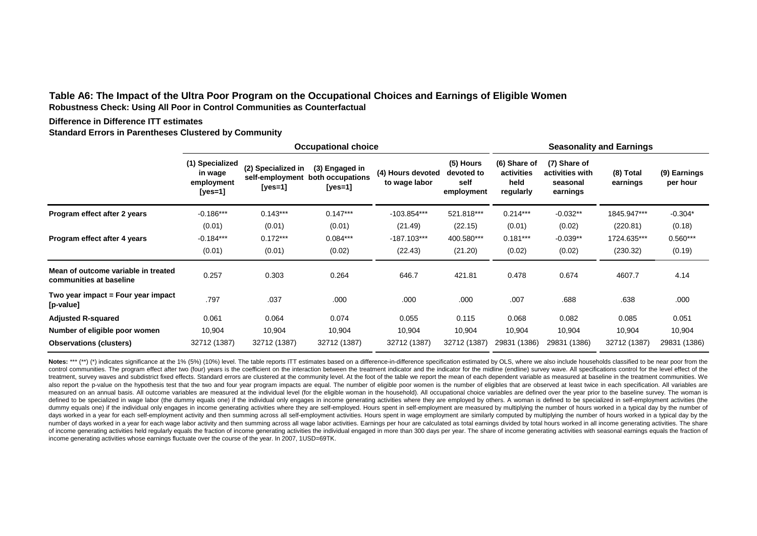**Table A6: The Impact of the Ultra Poor Program on the Occupational Choices and Earnings of Eligible Women**

**Robustness Check: Using All Poor in Control Communities as Counterfactual**

**Difference in Difference ITT estimates**

**Standard Errors in Parentheses Clustered by Community**

| | Occupational choice | | | | | Seasonality and Earnings | | | |
|---|---|---|---|---|---|---|---|---|---|
| | (1) Specialized in wage employment [yes=1] | (2) Specialized in self-employment [yes=1] | (3) Engaged in both occupations [yes=1] | (4) Hours devoted to wage labor | (5) Hours devoted to self employment | (6) Share of activities held regularly | (7) Share of activities with seasonal earnings | (8) Total earnings | (9) Earnings per hour |
| **Program effect after 2 years** | -0.186*** | 0.143*** | 0.147*** | -103.854*** | 521.818*** | 0.214*** | -0.032** | 1845.947*** | -0.304* |
| | (0.01) | (0.01) | (0.01) | (21.49) | (22.15) | (0.01) | (0.02) | (220.81) | (0.18) |
| **Program effect after 4 years** | -0.184*** | 0.172*** | 0.084*** | -187.103*** | 400.580*** | 0.181*** | -0.039** | 1724.635*** | 0.560*** |
| | (0.01) | (0.01) | (0.02) | (22.43) | (21.20) | (0.02) | (0.02) | (230.32) | (0.19) |
| **Mean of outcome variable in treated communities at baseline** | 0.257 | 0.303 | 0.264 | 646.7 | 421.81 | 0.478 | 0.674 | 4607.7 | 4.14 |
| **Two year impact = Four year impact [p-value]** | .797 | .037 | .000 | .000 | .000 | .007 | .688 | .638 | .000 |
| **Adjusted R-squared** | 0.061 | 0.064 | 0.074 | 0.055 | 0.115 | 0.068 | 0.082 | 0.085 | 0.051 |
| **Number of eligible poor women** | 10,904 | 10,904 | 10,904 | 10,904 | 10,904 | 10,904 | 10,904 | 10,904 | 10,904 |
| **Observations (clusters)** | 32712 (1387) | 32712 (1387) | 32712 (1387) | 32712 (1387) | 32712 (1387) | 29831 (1386) | 29831 (1386) | 32712 (1387) | 29831 (1386) |

**Notes:** *** (**) (*) indicates significance at the 1% (5%) (10%) level. The table reports ITT estimates based on a difference-in-difference specification estimated by OLS, where we also include households classified to be near poor from the control communities. The program effect after two (four) years is the coefficient on the interaction between the treatment indicator and the indicator for the midline (endline) survey wave. All specifications control for the level effect of the treatment, survey waves and subdistrict fixed effects. Standard errors are clustered at the community level. At the foot of the table we report the mean of each dependent variable as measured at baseline in the treatment communities. We also report the p-value on the hypothesis test that the two and four year program impacts are equal. The number of eligible poor women is the number of eligibles that are observed at least twice in each specification. All variables are measured on an annual basis. All outcome variables are measured at the individual level (for the eligible woman in the household). All occupational choice variables are defined over the year prior to the baseline survey. The woman is defined to be specialized in wage labor (the dummy equals one) if the individual only engages in income generating activities where they are employed by others. A woman is defined to be specialized in self-employment activities (the dummy equals one) if the individual only engages in income generating activities where they are self-employed. Hours spent in self-employment are measured by multiplying the number of hours worked in a typical day by the number of days worked in a year for each self-employment activity and then summing across all self-employment activities. Hours spent in wage employment are similarly computed by multiplying the number of hours worked in a typical day by the number of days worked in a year for each wage labor activity and then summing across all wage labor activities. Earnings per hour are calculated as total earnings divided by total hours worked in all income generating activities. The share of income generating activities held regularly equals the fraction of income generating activities the individual engaged in more than 300 days per year. The share of income generating activities with seasonal earnings equals the fraction of income generating activities whose earnings fluctuate over the course of the year. In 2007, 1USD=69TK.